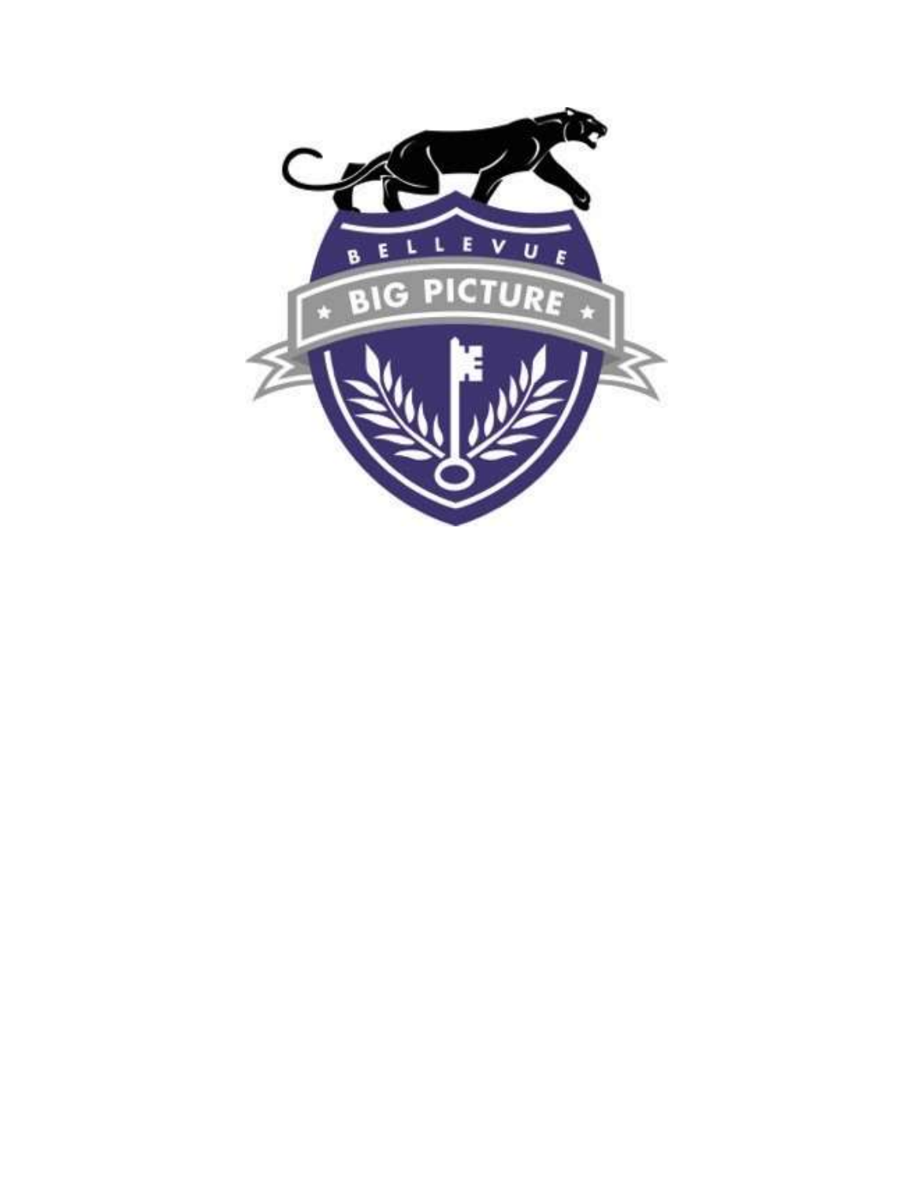BELLEVUE

BIG PICTURE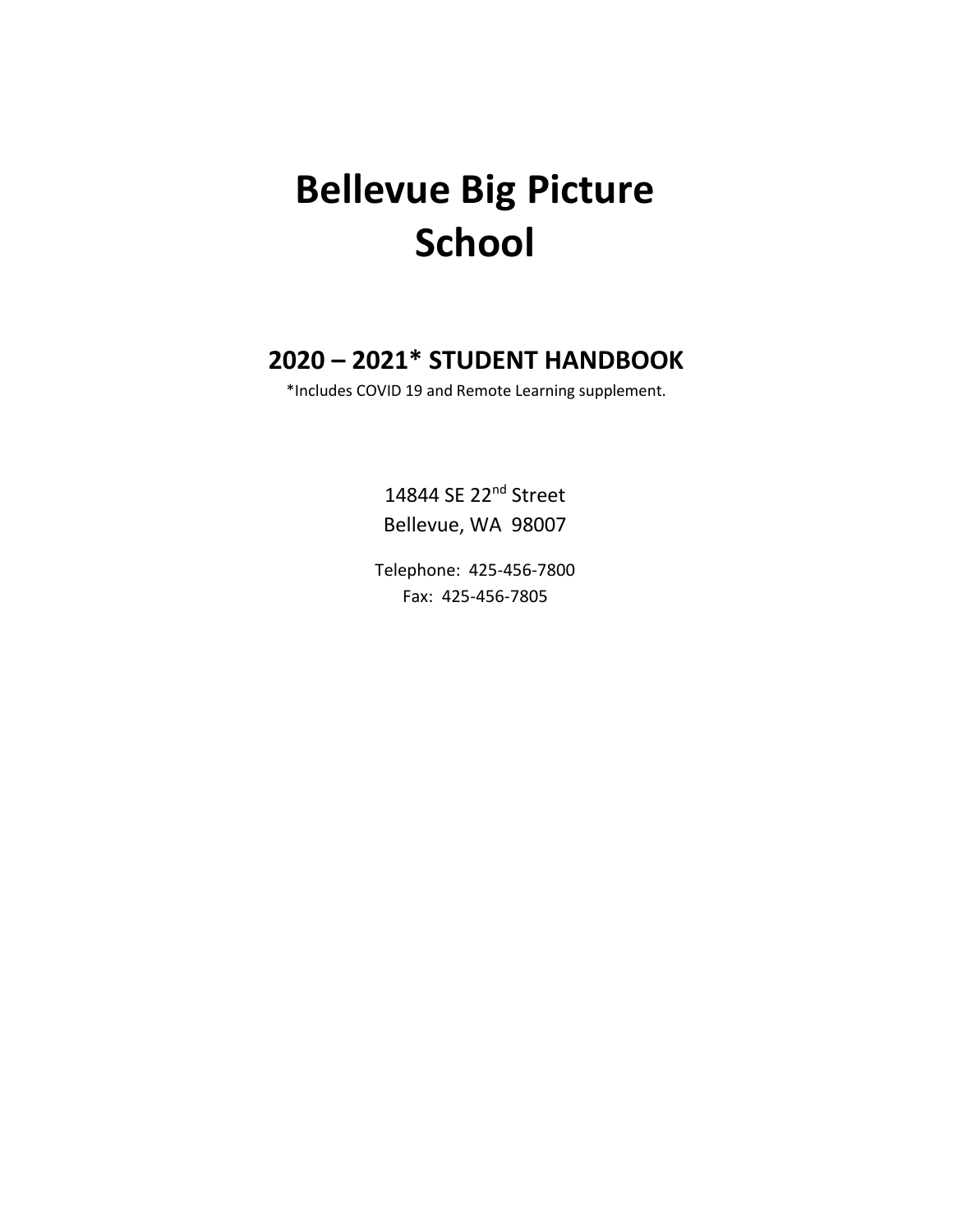# Bellevue Big Picture School

## 2020 – 2021* STUDENT HANDBOOK

*Includes COVID 19 and Remote Learning supplement.

14844 SE 22nd Street
Bellevue, WA 98007

Telephone: 425-456-7800
Fax: 425-456-7805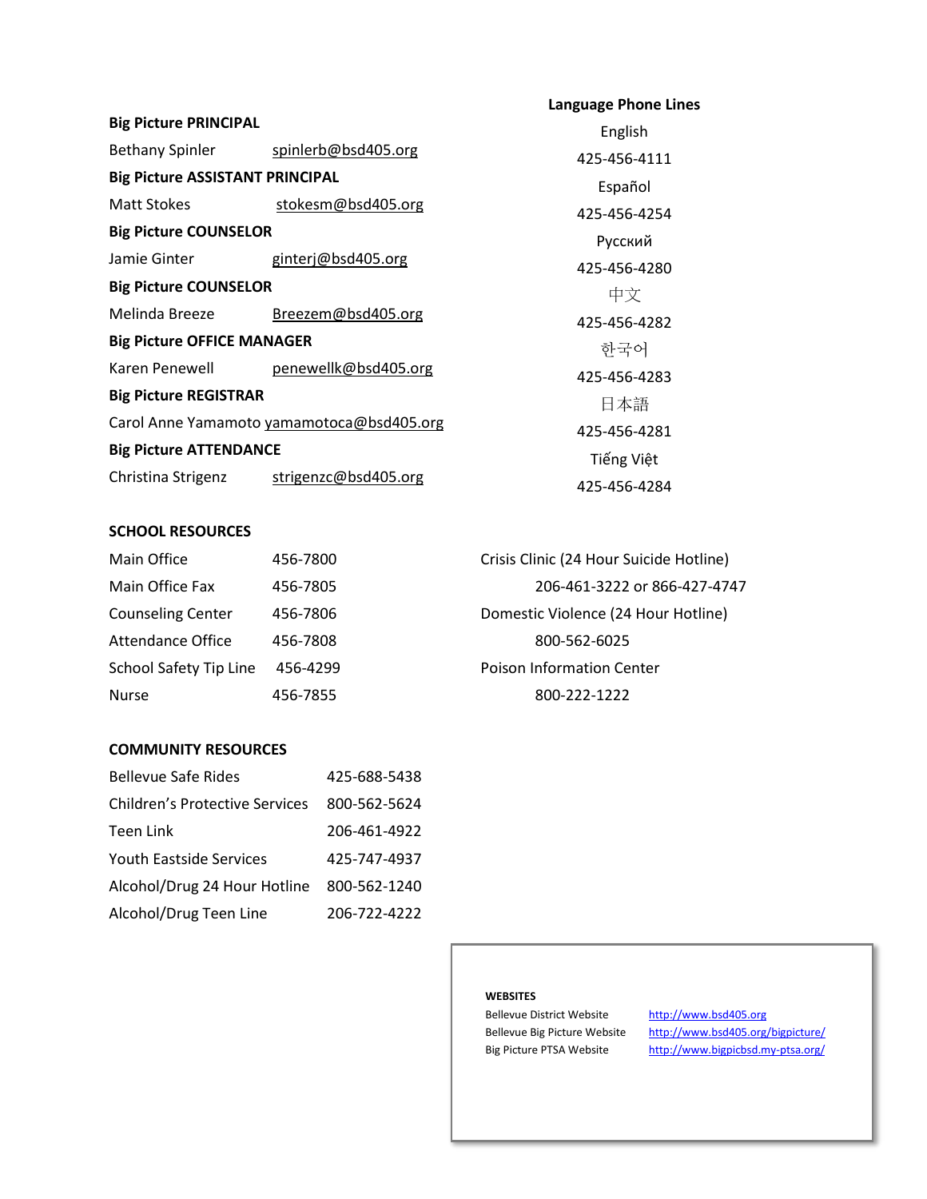**Big Picture PRINCIPAL**

Bethany Spinler spinlerb@bsd405.org

**Big Picture ASSISTANT PRINCIPAL**

Matt Stokes stokesm@bsd405.org

**Big Picture COUNSELOR**

Jamie Ginter ginterj@bsd405.org

**Big Picture COUNSELOR**

Melinda Breeze Breezem@bsd405.org

**Big Picture OFFICE MANAGER**

Karen Penewell penewellk@bsd405.org

**Big Picture REGISTRAR**

Carol Anne Yamamoto yamamotoca@bsd405.org

**Big Picture ATTENDANCE**

Christina Strigenz strigenzc@bsd405.org

**Language Phone Lines**

English
425-456-4111

Español
425-456-4254

Русский
425-456-4280

中文
425-456-4282

한국어
425-456-4283

日本語
425-456-4281

Tiếng Việt
425-456-4284

**SCHOOL RESOURCES**

| | |
|---|---|
| Main Office | 456-7800 |
| Main Office Fax | 456-7805 |
| Counseling Center | 456-7806 |
| Attendance Office | 456-7808 |
| School Safety Tip Line | 456-4299 |
| Nurse | 456-7855 |

Crisis Clinic (24 Hour Suicide Hotline)
206-461-3222 or 866-427-4747

Domestic Violence (24 Hour Hotline)
800-562-6025

Poison Information Center
800-222-1222

**COMMUNITY RESOURCES**

| | |
|---|---|
| Bellevue Safe Rides | 425-688-5438 |
| Children's Protective Services | 800-562-5624 |
| Teen Link | 206-461-4922 |
| Youth Eastside Services | 425-747-4937 |
| Alcohol/Drug 24 Hour Hotline | 800-562-1240 |
| Alcohol/Drug Teen Line | 206-722-4222 |

**WEBSITES**

| | |
|---|---|
| Bellevue District Website | http://www.bsd405.org |
| Bellevue Big Picture Website | http://www.bsd405.org/bigpicture/ |
| Big Picture PTSA Website | http://www.bigpicbsd.my-ptsa.org/ |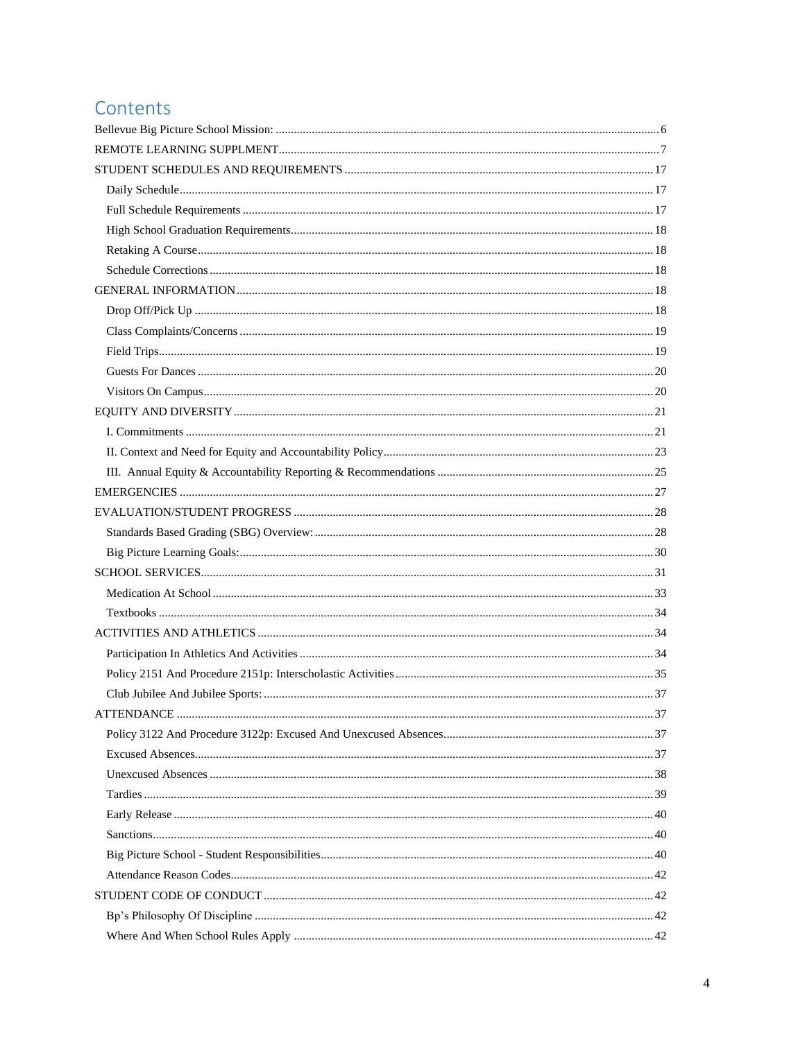# Contents

Bellevue Big Picture School Mission: ..... 6

REMOTE LEARNING SUPPLMENT..... 7

STUDENT SCHEDULES AND REQUIREMENTS ..... 17

- Daily Schedule..... 17
- Full Schedule Requirements ..... 17
- High School Graduation Requirements..... 18
- Retaking A Course..... 18
- Schedule Corrections ..... 18

GENERAL INFORMATION..... 18

- Drop Off/Pick Up ..... 18
- Class Complaints/Concerns ..... 19
- Field Trips..... 19
- Guests For Dances ..... 20
- Visitors On Campus..... 20

EQUITY AND DIVERSITY..... 21

- I. Commitments ..... 21
- II. Context and Need for Equity and Accountability Policy..... 23
- III. Annual Equity & Accountability Reporting & Recommendations ..... 25

EMERGENCIES ..... 27

EVALUATION/STUDENT PROGRESS ..... 28

- Standards Based Grading (SBG) Overview:..... 28
- Big Picture Learning Goals:..... 30

SCHOOL SERVICES..... 31

- Medication At School ..... 33
- Textbooks ..... 34

ACTIVITIES AND ATHLETICS ..... 34

- Participation In Athletics And Activities ..... 34
- Policy 2151 And Procedure 2151p: Interscholastic Activities..... 35
- Club Jubilee And Jubilee Sports:..... 37

ATTENDANCE ..... 37

- Policy 3122 And Procedure 3122p: Excused And Unexcused Absences..... 37
- Excused Absences..... 37
- Unexcused Absences ..... 38
- Tardies ..... 39
- Early Release ..... 40
- Sanctions..... 40
- Big Picture School - Student Responsibilities..... 40
- Attendance Reason Codes..... 42

STUDENT CODE OF CONDUCT ..... 42

- Bp's Philosophy Of Discipline ..... 42
- Where And When School Rules Apply ..... 42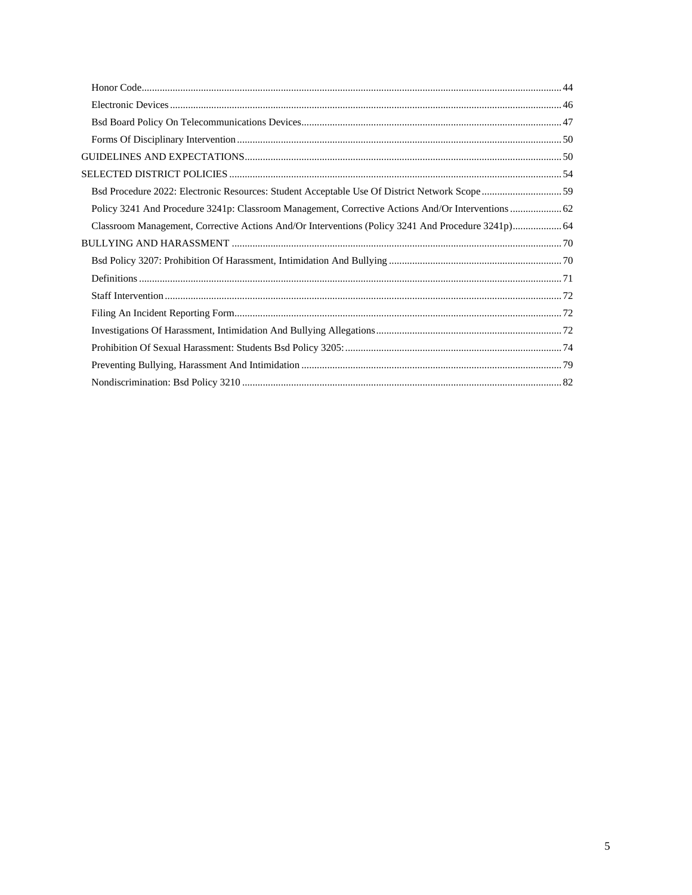- Honor Code ... 44
- Electronic Devices ... 46
- Bsd Board Policy On Telecommunications Devices ... 47
- Forms Of Disciplinary Intervention ... 50

GUIDELINES AND EXPECTATIONS ... 50

SELECTED DISTRICT POLICIES ... 54

- Bsd Procedure 2022: Electronic Resources: Student Acceptable Use Of District Network Scope ... 59
- Policy 3241 And Procedure 3241p: Classroom Management, Corrective Actions And/Or Interventions ... 62
- Classroom Management, Corrective Actions And/Or Interventions (Policy 3241 And Procedure 3241p) ... 64

BULLYING AND HARASSMENT ... 70

- Bsd Policy 3207: Prohibition Of Harassment, Intimidation And Bullying ... 70
- Definitions ... 71
- Staff Intervention ... 72
- Filing An Incident Reporting Form ... 72
- Investigations Of Harassment, Intimidation And Bullying Allegations ... 72
- Prohibition Of Sexual Harassment: Students Bsd Policy 3205: ... 74
- Preventing Bullying, Harassment And Intimidation ... 79
- Nondiscrimination: Bsd Policy 3210 ... 82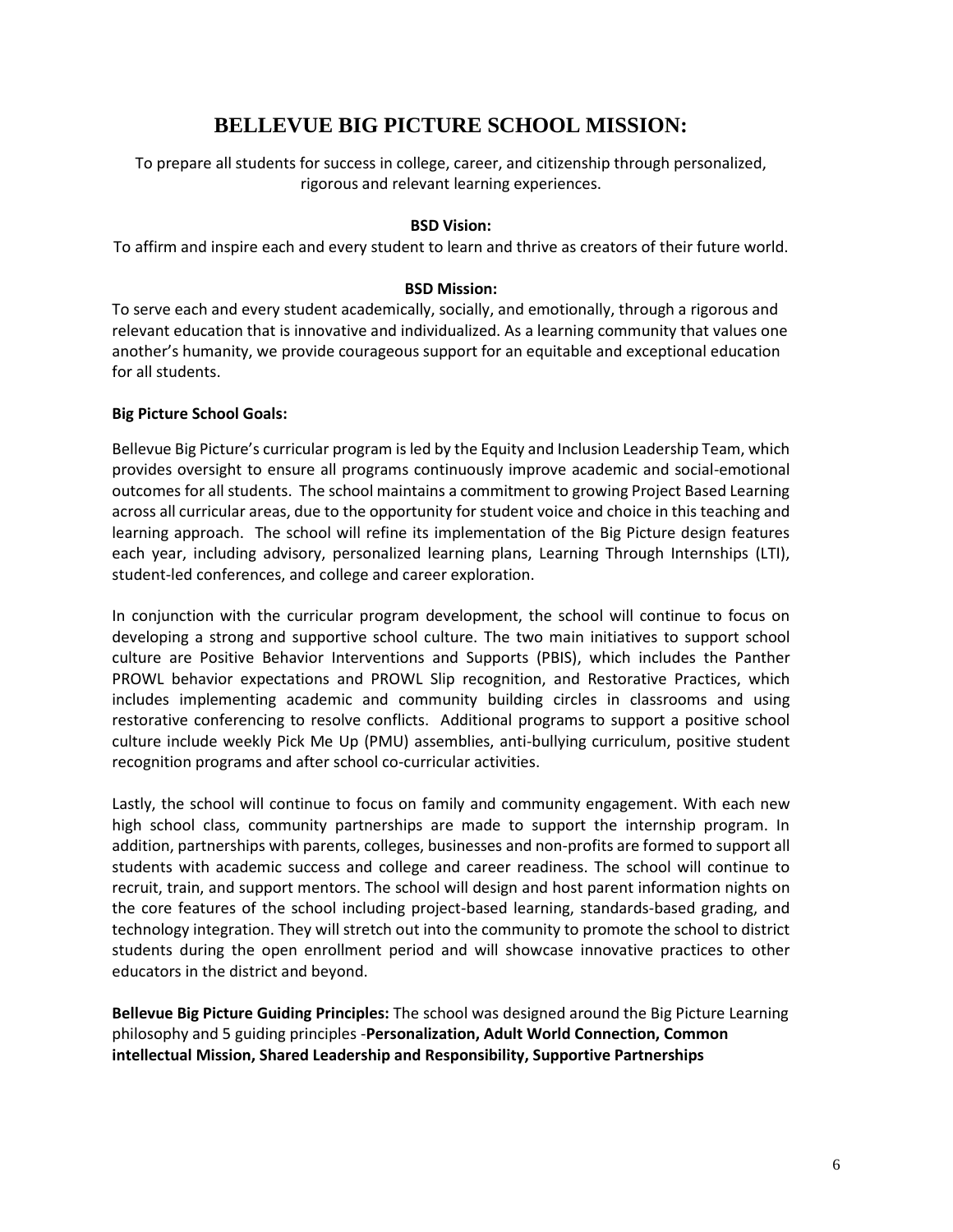# BELLEVUE BIG PICTURE SCHOOL MISSION:

To prepare all students for success in college, career, and citizenship through personalized, rigorous and relevant learning experiences.

**BSD Vision:**

To affirm and inspire each and every student to learn and thrive as creators of their future world.

**BSD Mission:**

To serve each and every student academically, socially, and emotionally, through a rigorous and relevant education that is innovative and individualized. As a learning community that values one another's humanity, we provide courageous support for an equitable and exceptional education for all students.

**Big Picture School Goals:**

Bellevue Big Picture's curricular program is led by the Equity and Inclusion Leadership Team, which provides oversight to ensure all programs continuously improve academic and social-emotional outcomes for all students. The school maintains a commitment to growing Project Based Learning across all curricular areas, due to the opportunity for student voice and choice in this teaching and learning approach. The school will refine its implementation of the Big Picture design features each year, including advisory, personalized learning plans, Learning Through Internships (LTI), student-led conferences, and college and career exploration.

In conjunction with the curricular program development, the school will continue to focus on developing a strong and supportive school culture. The two main initiatives to support school culture are Positive Behavior Interventions and Supports (PBIS), which includes the Panther PROWL behavior expectations and PROWL Slip recognition, and Restorative Practices, which includes implementing academic and community building circles in classrooms and using restorative conferencing to resolve conflicts. Additional programs to support a positive school culture include weekly Pick Me Up (PMU) assemblies, anti-bullying curriculum, positive student recognition programs and after school co-curricular activities.

Lastly, the school will continue to focus on family and community engagement. With each new high school class, community partnerships are made to support the internship program. In addition, partnerships with parents, colleges, businesses and non-profits are formed to support all students with academic success and college and career readiness. The school will continue to recruit, train, and support mentors. The school will design and host parent information nights on the core features of the school including project-based learning, standards-based grading, and technology integration. They will stretch out into the community to promote the school to district students during the open enrollment period and will showcase innovative practices to other educators in the district and beyond.

**Bellevue Big Picture Guiding Principles:** The school was designed around the Big Picture Learning philosophy and 5 guiding principles -**Personalization, Adult World Connection, Common intellectual Mission, Shared Leadership and Responsibility, Supportive Partnerships**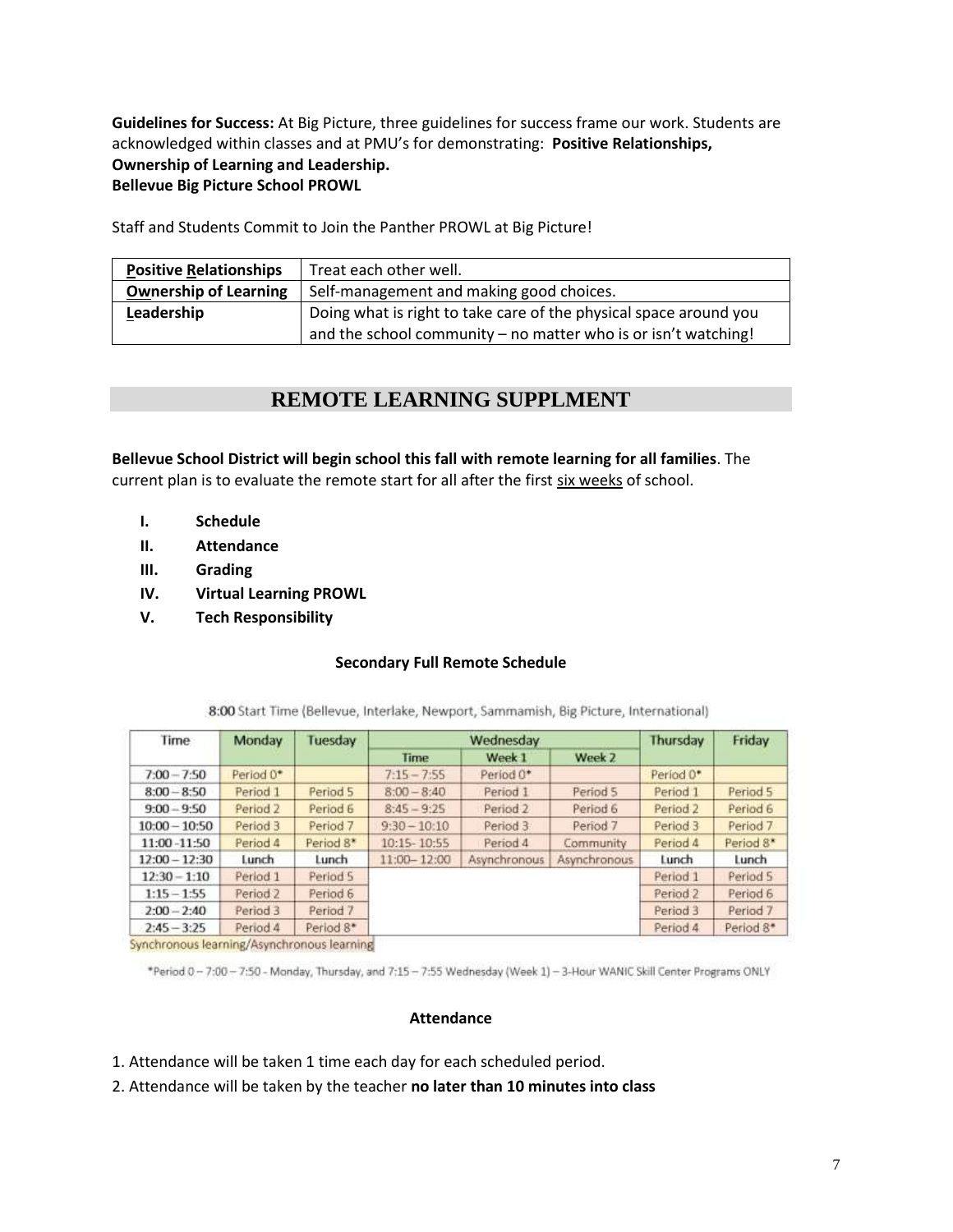**Guidelines for Success:** At Big Picture, three guidelines for success frame our work. Students are acknowledged within classes and at PMU's for demonstrating: **Positive Relationships, Ownership of Learning and Leadership.**
**Bellevue Big Picture School PROWL**

Staff and Students Commit to Join the Panther PROWL at Big Picture!

| **Positive Relationships** | Treat each other well. |
|---|---|
| **Ownership of Learning** | Self-management and making good choices. |
| **Leadership** | Doing what is right to take care of the physical space around you and the school community – no matter who is or isn't watching! |

## REMOTE LEARNING SUPPLMENT

**Bellevue School District will begin school this fall with remote learning for all families**. The current plan is to evaluate the remote start for all after the first six weeks of school.

- **I. Schedule**
- **II. Attendance**
- **III. Grading**
- **IV. Virtual Learning PROWL**
- **V. Tech Responsibility**

### Secondary Full Remote Schedule

8:00 Start Time (Bellevue, Interlake, Newport, Sammamish, Big Picture, International)

| Time | Monday | Tuesday | Wednesday | | | Thursday | Friday |
|---|---|---|---|---|---|---|---|
| | | | Time | Week 1 | Week 2 | | |
| 7:00 – 7:50 | Period 0* | | 7:15 – 7:55 | Period 0* | | Period 0* | |
| 8:00 – 8:50 | Period 1 | Period 5 | 8:00 – 8:40 | Period 1 | Period 5 | Period 1 | Period 5 |
| 9:00 – 9:50 | Period 2 | Period 6 | 8:45 – 9:25 | Period 2 | Period 6 | Period 2 | Period 6 |
| 10:00 – 10:50 | Period 3 | Period 7 | 9:30 – 10:10 | Period 3 | Period 7 | Period 3 | Period 7 |
| 11:00 -11:50 | Period 4 | Period 8* | 10:15- 10:55 | Period 4 | Community | Period 4 | Period 8* |
| 12:00 – 12:30 | Lunch | Lunch | 11:00– 12:00 | Asynchronous | Asynchronous | Lunch | Lunch |
| 12:30 – 1:10 | Period 1 | Period 5 | | | | Period 1 | Period 5 |
| 1:15 – 1:55 | Period 2 | Period 6 | | | | Period 2 | Period 6 |
| 2:00 – 2:40 | Period 3 | Period 7 | | | | Period 3 | Period 7 |
| 2:45 – 3:25 | Period 4 | Period 8* | | | | Period 4 | Period 8* |

Synchronous learning/Asynchronous learning

*Period 0 – 7:00 – 7:50 - Monday, Thursday, and 7:15 – 7:55 Wednesday (Week 1) – 3-Hour WANIC Skill Center Programs ONLY

### Attendance

1. Attendance will be taken 1 time each day for each scheduled period.
2. Attendance will be taken by the teacher **no later than 10 minutes into class**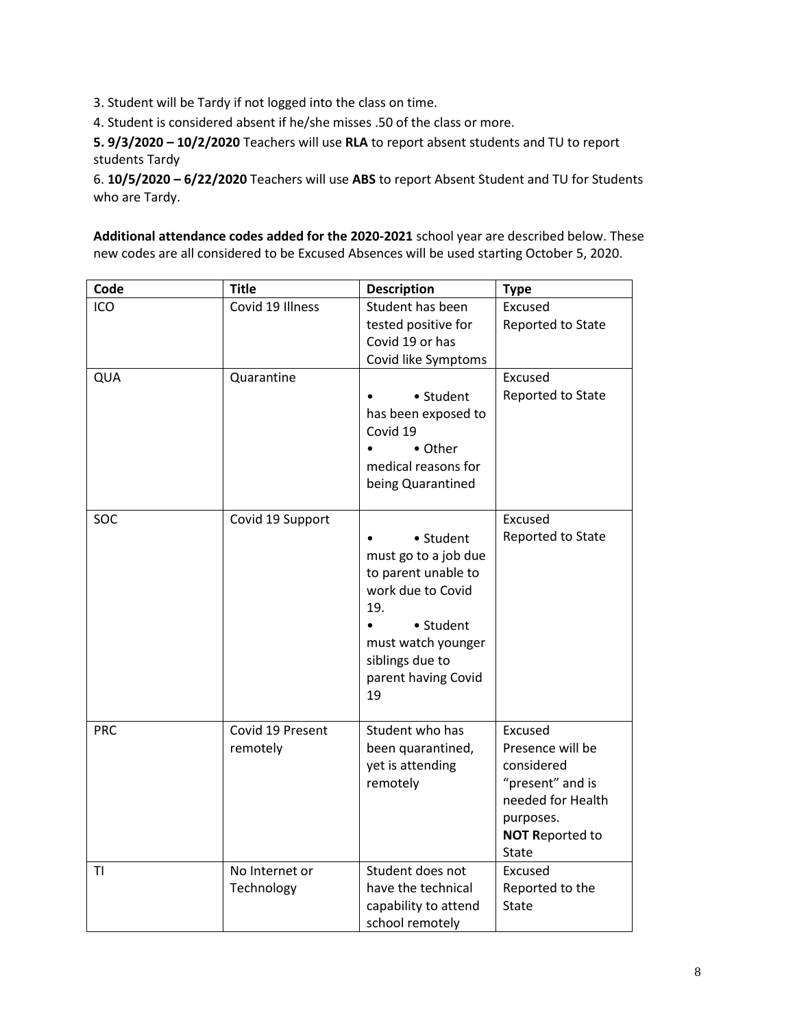3. Student will be Tardy if not logged into the class on time.

4. Student is considered absent if he/she misses .50 of the class or more.

**5. 9/3/2020 – 10/2/2020** Teachers will use **RLA** to report absent students and TU to report students Tardy

6. **10/5/2020 – 6/22/2020** Teachers will use **ABS** to report Absent Student and TU for Students who are Tardy.

**Additional attendance codes added for the 2020-2021** school year are described below. These new codes are all considered to be Excused Absences will be used starting October 5, 2020.

| Code | Title | Description | Type |
|---|---|---|---|
| ICO | Covid 19 Illness | Student has been tested positive for Covid 19 or has Covid like Symptoms | Excused Reported to State |
| QUA | Quarantine | • • Student has been exposed to Covid 19<br>• • Other medical reasons for being Quarantined | Excused Reported to State |
| SOC | Covid 19 Support | • • Student must go to a job due to parent unable to work due to Covid 19.<br>• • Student must watch younger siblings due to parent having Covid 19 | Excused Reported to State |
| PRC | Covid 19 Present remotely | Student who has been quarantined, yet is attending remotely | Excused Presence will be considered "present" and is needed for Health purposes. **NOT R**eported to State |
| TI | No Internet or Technology | Student does not have the technical capability to attend school remotely | Excused Reported to the State |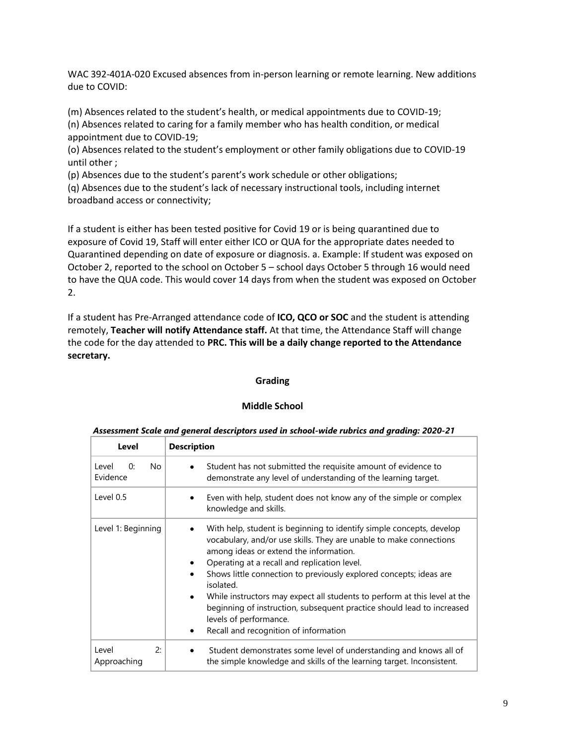WAC 392-401A-020 Excused absences from in-person learning or remote learning. New additions due to COVID:

(m) Absences related to the student's health, or medical appointments due to COVID-19;
(n) Absences related to caring for a family member who has health condition, or medical appointment due to COVID-19;
(o) Absences related to the student's employment or other family obligations due to COVID-19 until other ;
(p) Absences due to the student's parent's work schedule or other obligations;
(q) Absences due to the student's lack of necessary instructional tools, including internet broadband access or connectivity;

If a student is either has been tested positive for Covid 19 or is being quarantined due to exposure of Covid 19, Staff will enter either ICO or QUA for the appropriate dates needed to Quarantined depending on date of exposure or diagnosis. a. Example: If student was exposed on October 2, reported to the school on October 5 – school days October 5 through 16 would need to have the QUA code. This would cover 14 days from when the student was exposed on October 2.

If a student has Pre-Arranged attendance code of **ICO, QCO or SOC** and the student is attending remotely, **Teacher will notify Attendance staff.** At that time, the Attendance Staff will change the code for the day attended to **PRC. This will be a daily change reported to the Attendance secretary.**

## Grading

### Middle School

***Assessment Scale and general descriptors used in school-wide rubrics and grading: 2020-21***

| Level | Description |
|---|---|
| Level 0: No Evidence | • Student has not submitted the requisite amount of evidence to demonstrate any level of understanding of the learning target. |
| Level 0.5 | • Even with help, student does not know any of the simple or complex knowledge and skills. |
| Level 1: Beginning | • With help, student is beginning to identify simple concepts, develop vocabulary, and/or use skills. They are unable to make connections among ideas or extend the information.<br>• Operating at a recall and replication level.<br>• Shows little connection to previously explored concepts; ideas are isolated.<br>• While instructors may expect all students to perform at this level at the beginning of instruction, subsequent practice should lead to increased levels of performance.<br>• Recall and recognition of information |
| Level 2: Approaching | • Student demonstrates some level of understanding and knows all of the simple knowledge and skills of the learning target. Inconsistent. |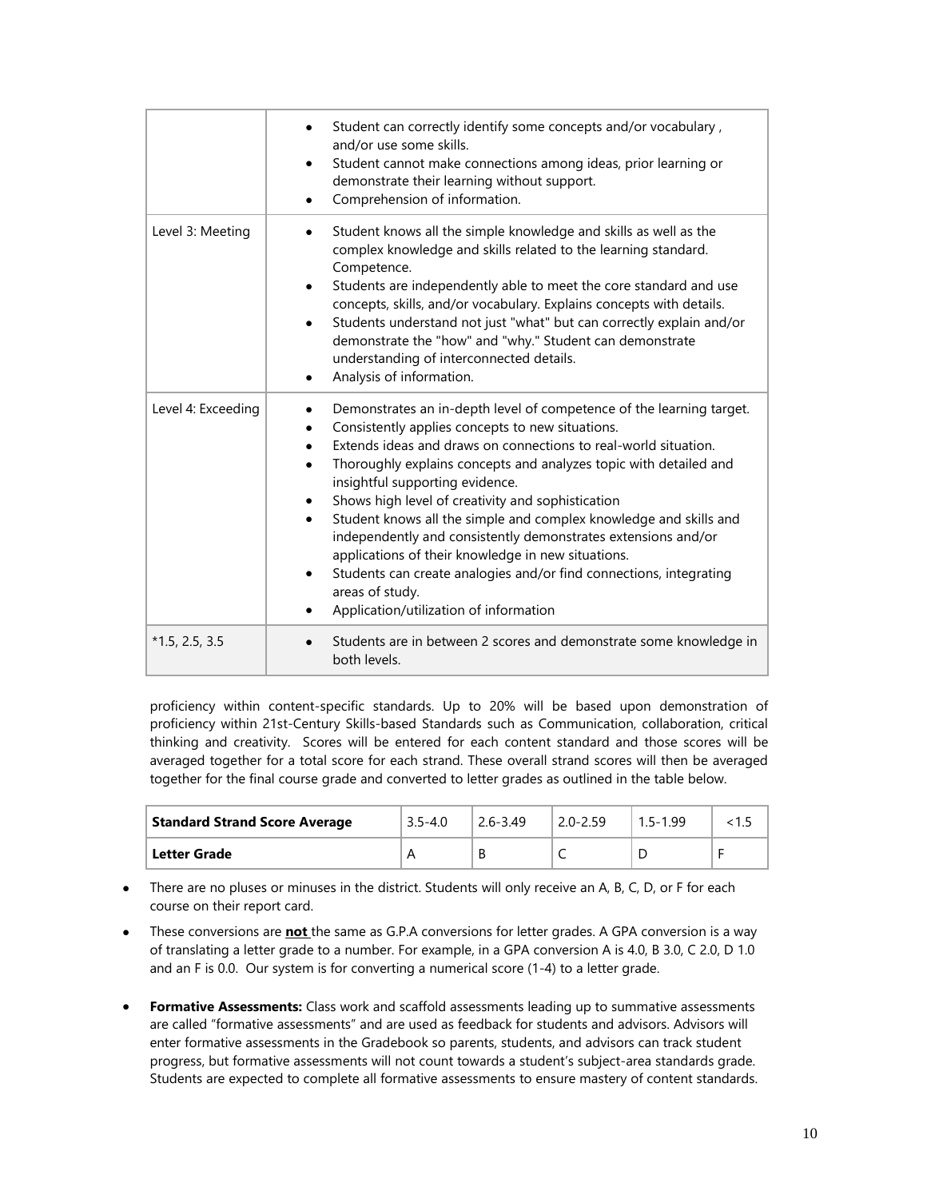| | |
|---|---|
| | • Student can correctly identify some concepts and/or vocabulary , and/or use some skills.<br>• Student cannot make connections among ideas, prior learning or demonstrate their learning without support.<br>• Comprehension of information. |
| Level 3: Meeting | • Student knows all the simple knowledge and skills as well as the complex knowledge and skills related to the learning standard. Competence.<br>• Students are independently able to meet the core standard and use concepts, skills, and/or vocabulary. Explains concepts with details.<br>• Students understand not just "what" but can correctly explain and/or demonstrate the "how" and "why." Student can demonstrate understanding of interconnected details.<br>• Analysis of information. |
| Level 4: Exceeding | • Demonstrates an in-depth level of competence of the learning target.<br>• Consistently applies concepts to new situations.<br>• Extends ideas and draws on connections to real-world situation.<br>• Thoroughly explains concepts and analyzes topic with detailed and insightful supporting evidence.<br>• Shows high level of creativity and sophistication<br>• Student knows all the simple and complex knowledge and skills and independently and consistently demonstrates extensions and/or applications of their knowledge in new situations.<br>• Students can create analogies and/or find connections, integrating areas of study.<br>• Application/utilization of information |
| *1.5, 2.5, 3.5 | • Students are in between 2 scores and demonstrate some knowledge in both levels. |

proficiency within content-specific standards. Up to 20% will be based upon demonstration of proficiency within 21st-Century Skills-based Standards such as Communication, collaboration, critical thinking and creativity. Scores will be entered for each content standard and those scores will be averaged together for a total score for each strand. These overall strand scores will then be averaged together for the final course grade and converted to letter grades as outlined in the table below.

| **Standard Strand Score Average** | 3.5-4.0 | 2.6-3.49 | 2.0-2.59 | 1.5-1.99 | <1.5 |
|---|---|---|---|---|---|
| **Letter Grade** | A | B | C | D | F |

- There are no pluses or minuses in the district. Students will only receive an A, B, C, D, or F for each course on their report card.
- These conversions are **not** the same as G.P.A conversions for letter grades. A GPA conversion is a way of translating a letter grade to a number. For example, in a GPA conversion A is 4.0, B 3.0, C 2.0, D 1.0 and an F is 0.0. Our system is for converting a numerical score (1-4) to a letter grade.
- **Formative Assessments:** Class work and scaffold assessments leading up to summative assessments are called "formative assessments" and are used as feedback for students and advisors. Advisors will enter formative assessments in the Gradebook so parents, students, and advisors can track student progress, but formative assessments will not count towards a student's subject-area standards grade. Students are expected to complete all formative assessments to ensure mastery of content standards.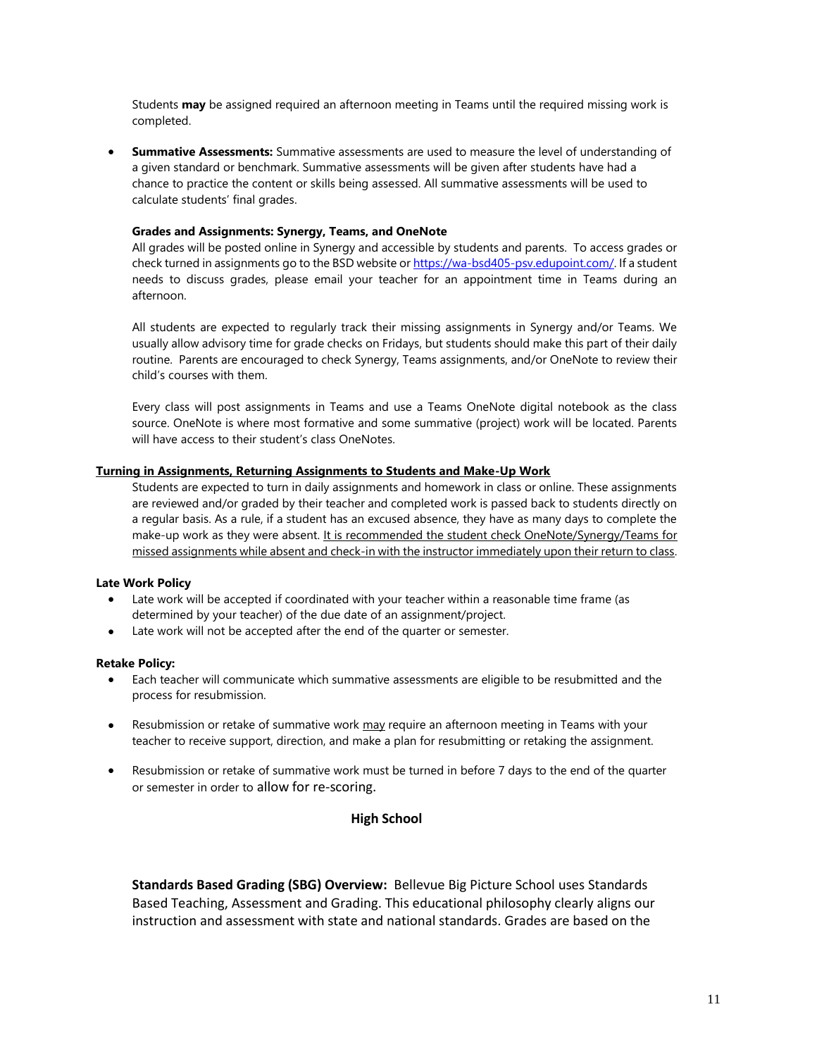Students **may** be assigned required an afternoon meeting in Teams until the required missing work is completed.

- **Summative Assessments:** Summative assessments are used to measure the level of understanding of a given standard or benchmark. Summative assessments will be given after students have had a chance to practice the content or skills being assessed. All summative assessments will be used to calculate students' final grades.

**Grades and Assignments: Synergy, Teams, and OneNote**

All grades will be posted online in Synergy and accessible by students and parents. To access grades or check turned in assignments go to the BSD website or https://wa-bsd405-psv.edupoint.com/. If a student needs to discuss grades, please email your teacher for an appointment time in Teams during an afternoon.

All students are expected to regularly track their missing assignments in Synergy and/or Teams. We usually allow advisory time for grade checks on Fridays, but students should make this part of their daily routine. Parents are encouraged to check Synergy, Teams assignments, and/or OneNote to review their child's courses with them.

Every class will post assignments in Teams and use a Teams OneNote digital notebook as the class source. OneNote is where most formative and some summative (project) work will be located. Parents will have access to their student's class OneNotes.

**Turning in Assignments, Returning Assignments to Students and Make-Up Work**

Students are expected to turn in daily assignments and homework in class or online. These assignments are reviewed and/or graded by their teacher and completed work is passed back to students directly on a regular basis. As a rule, if a student has an excused absence, they have as many days to complete the make-up work as they were absent. It is recommended the student check OneNote/Synergy/Teams for missed assignments while absent and check-in with the instructor immediately upon their return to class.

**Late Work Policy**

- Late work will be accepted if coordinated with your teacher within a reasonable time frame (as determined by your teacher) of the due date of an assignment/project.
- Late work will not be accepted after the end of the quarter or semester.

**Retake Policy:**

- Each teacher will communicate which summative assessments are eligible to be resubmitted and the process for resubmission.
- Resubmission or retake of summative work may require an afternoon meeting in Teams with your teacher to receive support, direction, and make a plan for resubmitting or retaking the assignment.
- Resubmission or retake of summative work must be turned in before 7 days to the end of the quarter or semester in order to allow for re-scoring.

## High School

**Standards Based Grading (SBG) Overview:** Bellevue Big Picture School uses Standards Based Teaching, Assessment and Grading. This educational philosophy clearly aligns our instruction and assessment with state and national standards. Grades are based on the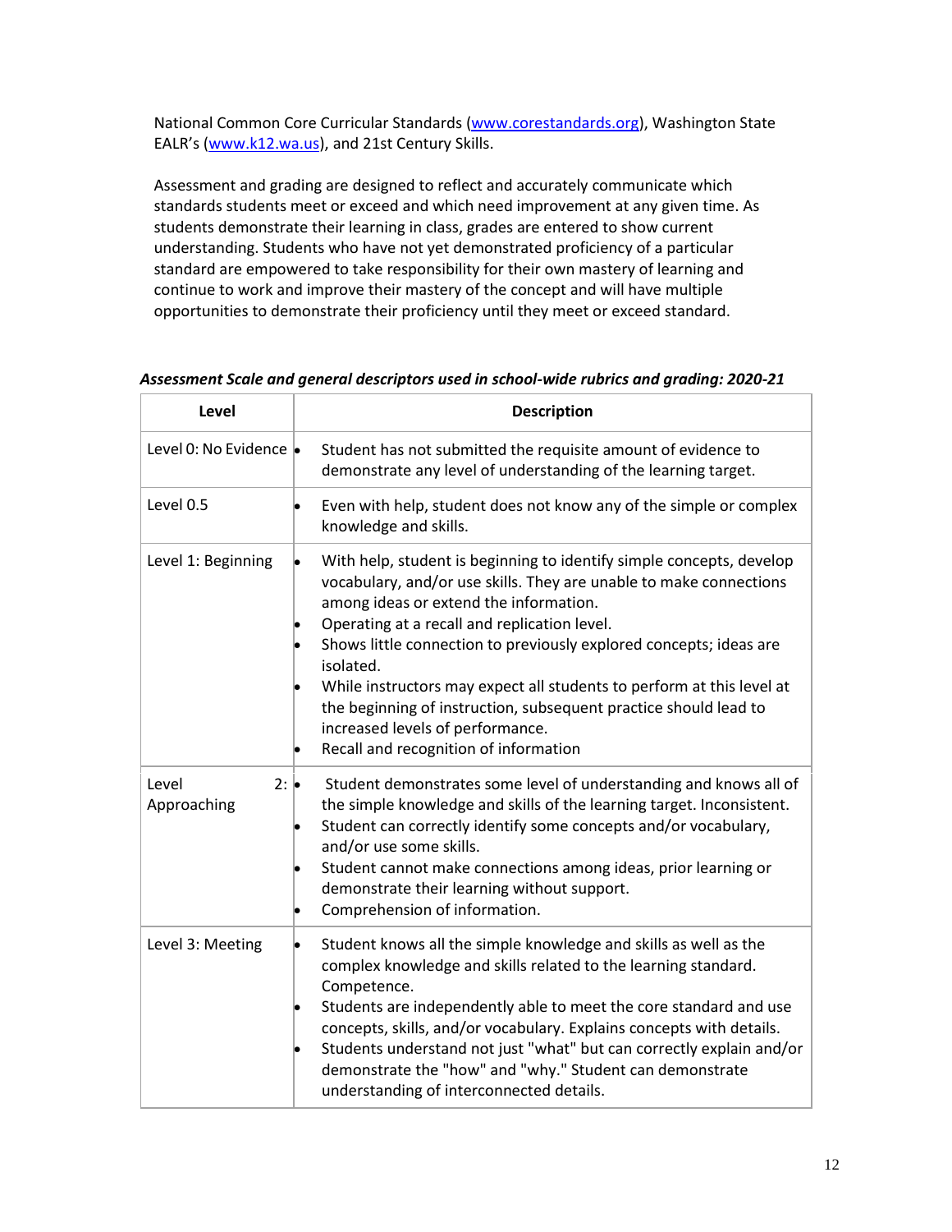National Common Core Curricular Standards ([www.corestandards.org](www.corestandards.org)), Washington State EALR's ([www.k12.wa.us](www.k12.wa.us)), and 21st Century Skills.

Assessment and grading are designed to reflect and accurately communicate which standards students meet or exceed and which need improvement at any given time. As students demonstrate their learning in class, grades are entered to show current understanding. Students who have not yet demonstrated proficiency of a particular standard are empowered to take responsibility for their own mastery of learning and continue to work and improve their mastery of the concept and will have multiple opportunities to demonstrate their proficiency until they meet or exceed standard.

***Assessment Scale and general descriptors used in school-wide rubrics and grading: 2020-21***

| Level | Description |
|---|---|
| Level 0: No Evidence | • Student has not submitted the requisite amount of evidence to demonstrate any level of understanding of the learning target. |
| Level 0.5 | • Even with help, student does not know any of the simple or complex knowledge and skills. |
| Level 1: Beginning | • With help, student is beginning to identify simple concepts, develop vocabulary, and/or use skills. They are unable to make connections among ideas or extend the information.<br>• Operating at a recall and replication level.<br>• Shows little connection to previously explored concepts; ideas are isolated.<br>• While instructors may expect all students to perform at this level at the beginning of instruction, subsequent practice should lead to increased levels of performance.<br>• Recall and recognition of information |
| Level 2: Approaching | • Student demonstrates some level of understanding and knows all of the simple knowledge and skills of the learning target. Inconsistent.<br>• Student can correctly identify some concepts and/or vocabulary, and/or use some skills.<br>• Student cannot make connections among ideas, prior learning or demonstrate their learning without support.<br>• Comprehension of information. |
| Level 3: Meeting | • Student knows all the simple knowledge and skills as well as the complex knowledge and skills related to the learning standard. Competence.<br>• Students are independently able to meet the core standard and use concepts, skills, and/or vocabulary. Explains concepts with details.<br>• Students understand not just "what" but can correctly explain and/or demonstrate the "how" and "why." Student can demonstrate understanding of interconnected details. |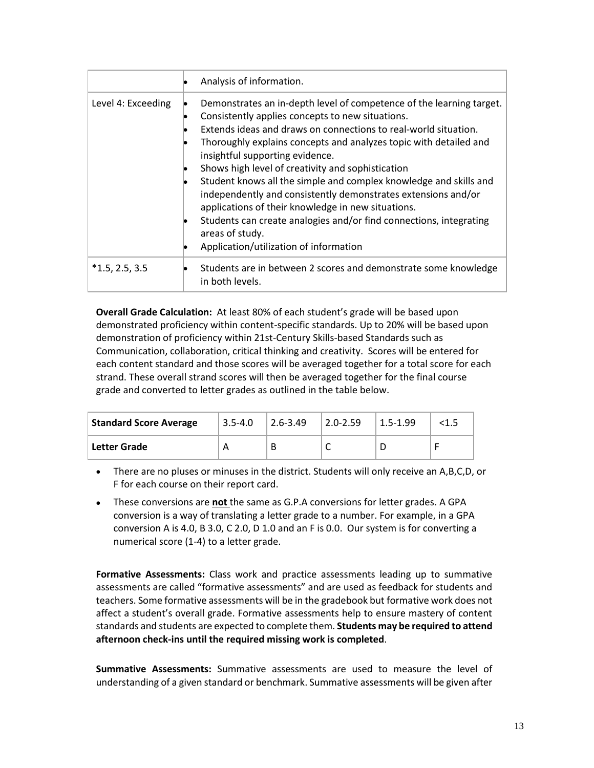| | |
|---|---|
| | • Analysis of information. |
| Level 4: Exceeding | • Demonstrates an in-depth level of competence of the learning target.<br>• Consistently applies concepts to new situations.<br>• Extends ideas and draws on connections to real-world situation.<br>• Thoroughly explains concepts and analyzes topic with detailed and insightful supporting evidence.<br>• Shows high level of creativity and sophistication<br>• Student knows all the simple and complex knowledge and skills and independently and consistently demonstrates extensions and/or applications of their knowledge in new situations.<br>• Students can create analogies and/or find connections, integrating areas of study.<br>• Application/utilization of information |
| *1.5, 2.5, 3.5 | • Students are in between 2 scores and demonstrate some knowledge in both levels. |

**Overall Grade Calculation:** At least 80% of each student's grade will be based upon demonstrated proficiency within content-specific standards. Up to 20% will be based upon demonstration of proficiency within 21st-Century Skills-based Standards such as Communication, collaboration, critical thinking and creativity. Scores will be entered for each content standard and those scores will be averaged together for a total score for each strand. These overall strand scores will then be averaged together for the final course grade and converted to letter grades as outlined in the table below.

| Standard Score Average | 3.5-4.0 | 2.6-3.49 | 2.0-2.59 | 1.5-1.99 | <1.5 |
|---|---|---|---|---|---|
| Letter Grade | A | B | C | D | F |

- There are no pluses or minuses in the district. Students will only receive an A,B,C,D, or F for each course on their report card.
- These conversions are **not** the same as G.P.A conversions for letter grades. A GPA conversion is a way of translating a letter grade to a number. For example, in a GPA conversion A is 4.0, B 3.0, C 2.0, D 1.0 and an F is 0.0. Our system is for converting a numerical score (1-4) to a letter grade.

**Formative Assessments:** Class work and practice assessments leading up to summative assessments are called "formative assessments" and are used as feedback for students and teachers. Some formative assessments will be in the gradebook but formative work does not affect a student's overall grade. Formative assessments help to ensure mastery of content standards and students are expected to complete them. **Students may be required to attend afternoon check-ins until the required missing work is completed**.

**Summative Assessments:** Summative assessments are used to measure the level of understanding of a given standard or benchmark. Summative assessments will be given after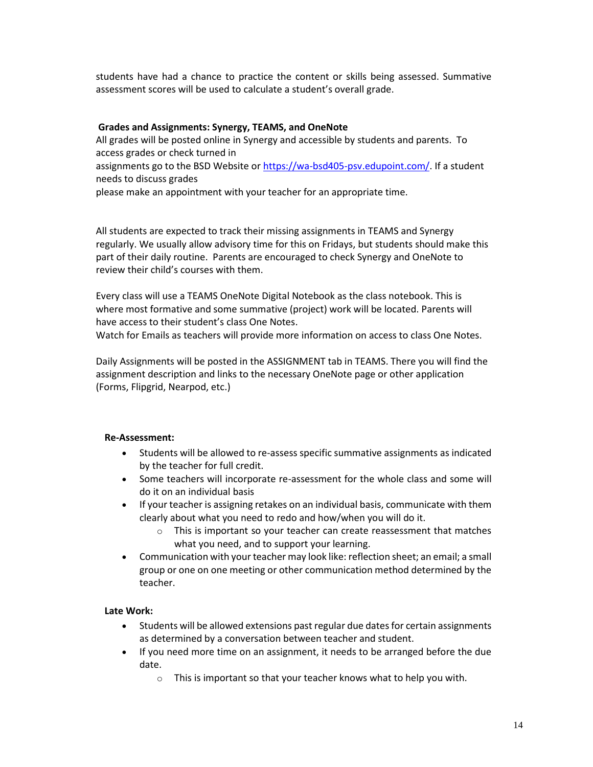students have had a chance to practice the content or skills being assessed. Summative assessment scores will be used to calculate a student's overall grade.

**Grades and Assignments: Synergy, TEAMS, and OneNote**

All grades will be posted online in Synergy and accessible by students and parents. To access grades or check turned in assignments go to the BSD Website or https://wa-bsd405-psv.edupoint.com/. If a student needs to discuss grades please make an appointment with your teacher for an appropriate time.

All students are expected to track their missing assignments in TEAMS and Synergy regularly. We usually allow advisory time for this on Fridays, but students should make this part of their daily routine. Parents are encouraged to check Synergy and OneNote to review their child's courses with them.

Every class will use a TEAMS OneNote Digital Notebook as the class notebook. This is where most formative and some summative (project) work will be located. Parents will have access to their student's class One Notes.
Watch for Emails as teachers will provide more information on access to class One Notes.

Daily Assignments will be posted in the ASSIGNMENT tab in TEAMS. There you will find the assignment description and links to the necessary OneNote page or other application (Forms, Flipgrid, Nearpod, etc.)

**Re-Assessment:**

- Students will be allowed to re-assess specific summative assignments as indicated by the teacher for full credit.
- Some teachers will incorporate re-assessment for the whole class and some will do it on an individual basis
- If your teacher is assigning retakes on an individual basis, communicate with them clearly about what you need to redo and how/when you will do it.
    - This is important so your teacher can create reassessment that matches what you need, and to support your learning.
- Communication with your teacher may look like: reflection sheet; an email; a small group or one on one meeting or other communication method determined by the teacher.

**Late Work:**

- Students will be allowed extensions past regular due dates for certain assignments as determined by a conversation between teacher and student.
- If you need more time on an assignment, it needs to be arranged before the due date.
    - This is important so that your teacher knows what to help you with.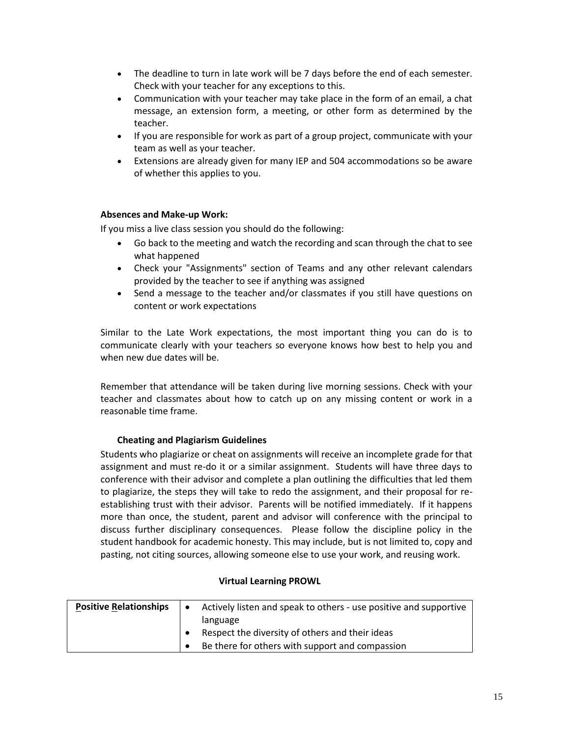- The deadline to turn in late work will be 7 days before the end of each semester. Check with your teacher for any exceptions to this.
- Communication with your teacher may take place in the form of an email, a chat message, an extension form, a meeting, or other form as determined by the teacher.
- If you are responsible for work as part of a group project, communicate with your team as well as your teacher.
- Extensions are already given for many IEP and 504 accommodations so be aware of whether this applies to you.

**Absences and Make-up Work:**

If you miss a live class session you should do the following:

- Go back to the meeting and watch the recording and scan through the chat to see what happened
- Check your "Assignments" section of Teams and any other relevant calendars provided by the teacher to see if anything was assigned
- Send a message to the teacher and/or classmates if you still have questions on content or work expectations

Similar to the Late Work expectations, the most important thing you can do is to communicate clearly with your teachers so everyone knows how best to help you and when new due dates will be.

Remember that attendance will be taken during live morning sessions. Check with your teacher and classmates about how to catch up on any missing content or work in a reasonable time frame.

**Cheating and Plagiarism Guidelines**

Students who plagiarize or cheat on assignments will receive an incomplete grade for that assignment and must re-do it or a similar assignment. Students will have three days to conference with their advisor and complete a plan outlining the difficulties that led them to plagiarize, the steps they will take to redo the assignment, and their proposal for re-establishing trust with their advisor. Parents will be notified immediately. If it happens more than once, the student, parent and advisor will conference with the principal to discuss further disciplinary consequences. Please follow the discipline policy in the student handbook for academic honesty. This may include, but is not limited to, copy and pasting, not citing sources, allowing someone else to use your work, and reusing work.

**Virtual Learning PROWL**

| **Positive Relationships** | • Actively listen and speak to others - use positive and supportive language<br>• Respect the diversity of others and their ideas<br>• Be there for others with support and compassion |
|---|---|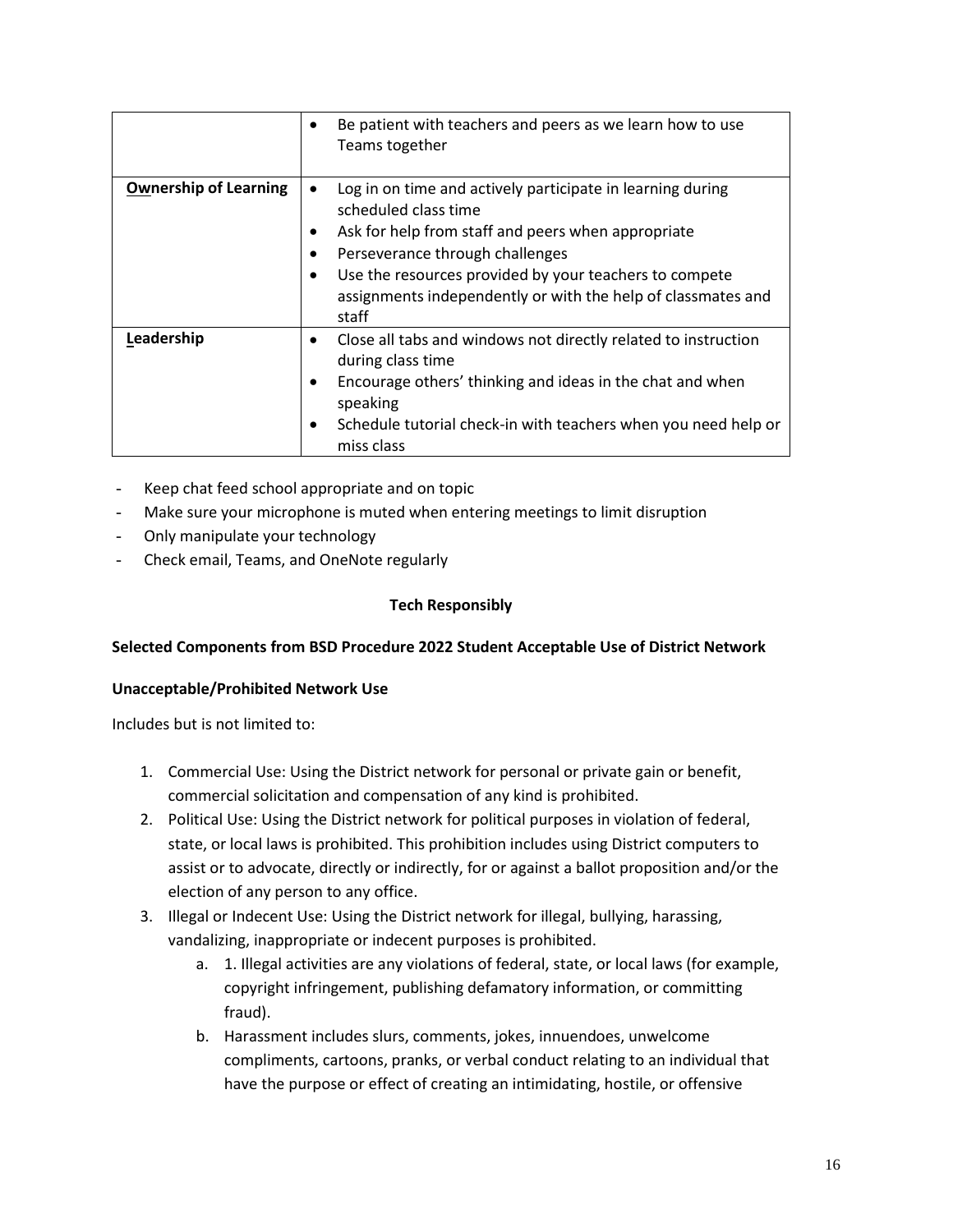| | |
|---|---|
| | • Be patient with teachers and peers as we learn how to use Teams together |
| **Ownership of Learning** | • Log in on time and actively participate in learning during scheduled class time<br>• Ask for help from staff and peers when appropriate<br>• Perseverance through challenges<br>• Use the resources provided by your teachers to compete assignments independently or with the help of classmates and staff |
| **Leadership** | • Close all tabs and windows not directly related to instruction during class time<br>• Encourage others' thinking and ideas in the chat and when speaking<br>• Schedule tutorial check-in with teachers when you need help or miss class |

- Keep chat feed school appropriate and on topic
- Make sure your microphone is muted when entering meetings to limit disruption
- Only manipulate your technology
- Check email, Teams, and OneNote regularly

**Tech Responsibly**

**Selected Components from BSD Procedure 2022 Student Acceptable Use of District Network**

**Unacceptable/Prohibited Network Use**

Includes but is not limited to:

1. Commercial Use: Using the District network for personal or private gain or benefit, commercial solicitation and compensation of any kind is prohibited.
2. Political Use: Using the District network for political purposes in violation of federal, state, or local laws is prohibited. This prohibition includes using District computers to assist or to advocate, directly or indirectly, for or against a ballot proposition and/or the election of any person to any office.
3. Illegal or Indecent Use: Using the District network for illegal, bullying, harassing, vandalizing, inappropriate or indecent purposes is prohibited.
    a. 1. Illegal activities are any violations of federal, state, or local laws (for example, copyright infringement, publishing defamatory information, or committing fraud).
    b. Harassment includes slurs, comments, jokes, innuendoes, unwelcome compliments, cartoons, pranks, or verbal conduct relating to an individual that have the purpose or effect of creating an intimidating, hostile, or offensive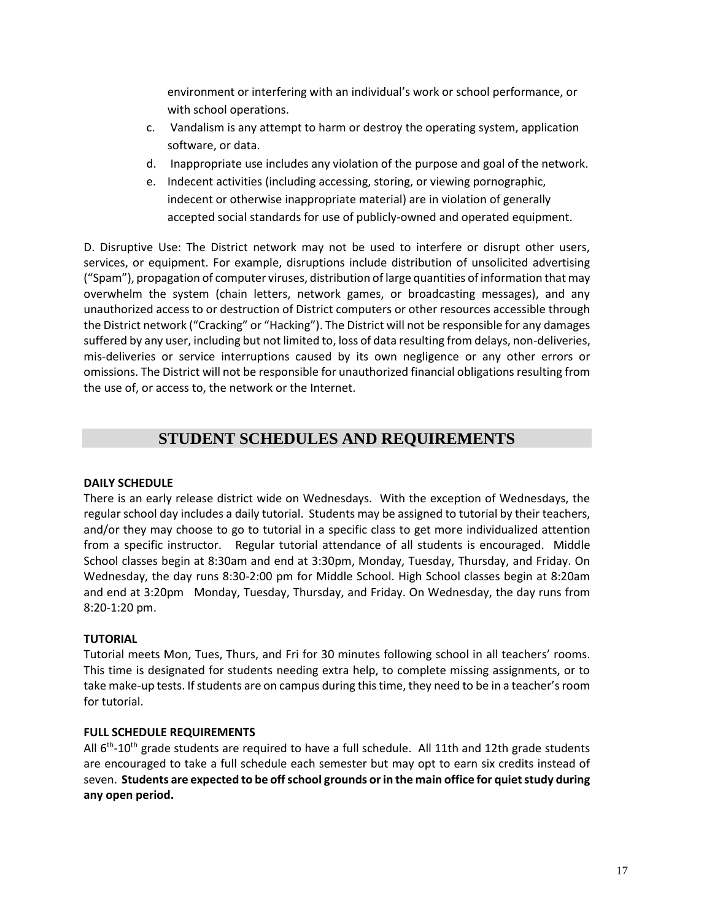environment or interfering with an individual's work or school performance, or with school operations.

c. Vandalism is any attempt to harm or destroy the operating system, application software, or data.

d. Inappropriate use includes any violation of the purpose and goal of the network.

e. Indecent activities (including accessing, storing, or viewing pornographic, indecent or otherwise inappropriate material) are in violation of generally accepted social standards for use of publicly-owned and operated equipment.

D. Disruptive Use: The District network may not be used to interfere or disrupt other users, services, or equipment. For example, disruptions include distribution of unsolicited advertising ("Spam"), propagation of computer viruses, distribution of large quantities of information that may overwhelm the system (chain letters, network games, or broadcasting messages), and any unauthorized access to or destruction of District computers or other resources accessible through the District network ("Cracking" or "Hacking"). The District will not be responsible for any damages suffered by any user, including but not limited to, loss of data resulting from delays, non-deliveries, mis-deliveries or service interruptions caused by its own negligence or any other errors or omissions. The District will not be responsible for unauthorized financial obligations resulting from the use of, or access to, the network or the Internet.

## STUDENT SCHEDULES AND REQUIREMENTS

### DAILY SCHEDULE

There is an early release district wide on Wednesdays. With the exception of Wednesdays, the regular school day includes a daily tutorial. Students may be assigned to tutorial by their teachers, and/or they may choose to go to tutorial in a specific class to get more individualized attention from a specific instructor. Regular tutorial attendance of all students is encouraged. Middle School classes begin at 8:30am and end at 3:30pm, Monday, Tuesday, Thursday, and Friday. On Wednesday, the day runs 8:30-2:00 pm for Middle School. High School classes begin at 8:20am and end at 3:20pm Monday, Tuesday, Thursday, and Friday. On Wednesday, the day runs from 8:20-1:20 pm.

### TUTORIAL

Tutorial meets Mon, Tues, Thurs, and Fri for 30 minutes following school in all teachers' rooms. This time is designated for students needing extra help, to complete missing assignments, or to take make-up tests. If students are on campus during this time, they need to be in a teacher's room for tutorial.

### FULL SCHEDULE REQUIREMENTS

All 6th-10th grade students are required to have a full schedule. All 11th and 12th grade students are encouraged to take a full schedule each semester but may opt to earn six credits instead of seven. **Students are expected to be off school grounds or in the main office for quiet study during any open period.**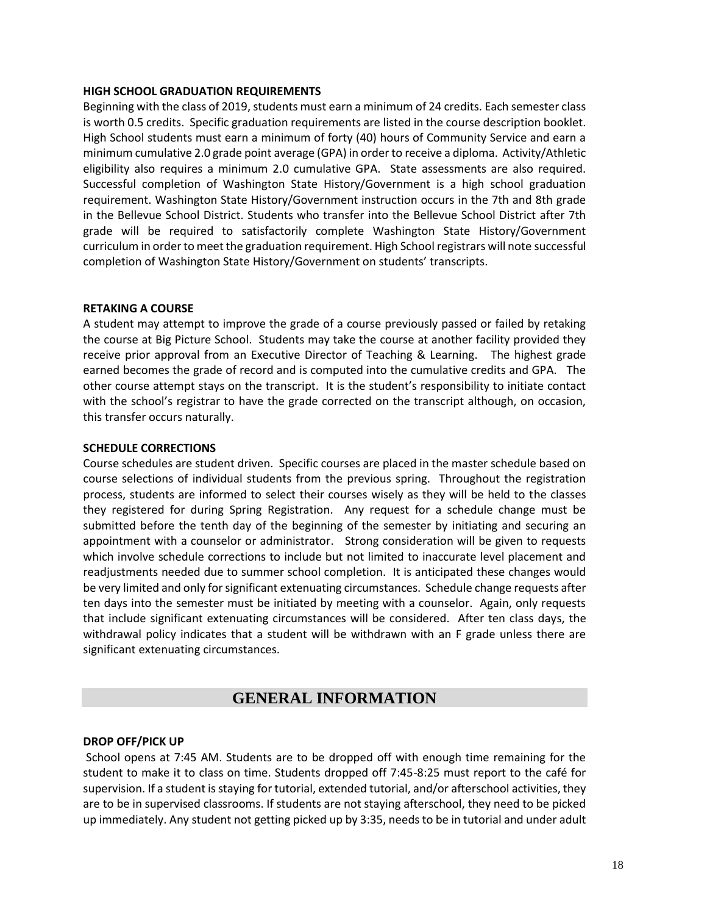**HIGH SCHOOL GRADUATION REQUIREMENTS**

Beginning with the class of 2019, students must earn a minimum of 24 credits. Each semester class is worth 0.5 credits. Specific graduation requirements are listed in the course description booklet. High School students must earn a minimum of forty (40) hours of Community Service and earn a minimum cumulative 2.0 grade point average (GPA) in order to receive a diploma. Activity/Athletic eligibility also requires a minimum 2.0 cumulative GPA. State assessments are also required. Successful completion of Washington State History/Government is a high school graduation requirement. Washington State History/Government instruction occurs in the 7th and 8th grade in the Bellevue School District. Students who transfer into the Bellevue School District after 7th grade will be required to satisfactorily complete Washington State History/Government curriculum in order to meet the graduation requirement. High School registrars will note successful completion of Washington State History/Government on students' transcripts.

**RETAKING A COURSE**

A student may attempt to improve the grade of a course previously passed or failed by retaking the course at Big Picture School. Students may take the course at another facility provided they receive prior approval from an Executive Director of Teaching & Learning. The highest grade earned becomes the grade of record and is computed into the cumulative credits and GPA. The other course attempt stays on the transcript. It is the student's responsibility to initiate contact with the school's registrar to have the grade corrected on the transcript although, on occasion, this transfer occurs naturally.

**SCHEDULE CORRECTIONS**

Course schedules are student driven. Specific courses are placed in the master schedule based on course selections of individual students from the previous spring. Throughout the registration process, students are informed to select their courses wisely as they will be held to the classes they registered for during Spring Registration. Any request for a schedule change must be submitted before the tenth day of the beginning of the semester by initiating and securing an appointment with a counselor or administrator. Strong consideration will be given to requests which involve schedule corrections to include but not limited to inaccurate level placement and readjustments needed due to summer school completion. It is anticipated these changes would be very limited and only for significant extenuating circumstances. Schedule change requests after ten days into the semester must be initiated by meeting with a counselor. Again, only requests that include significant extenuating circumstances will be considered. After ten class days, the withdrawal policy indicates that a student will be withdrawn with an F grade unless there are significant extenuating circumstances.

## GENERAL INFORMATION

**DROP OFF/PICK UP**

School opens at 7:45 AM. Students are to be dropped off with enough time remaining for the student to make it to class on time. Students dropped off 7:45-8:25 must report to the café for supervision. If a student is staying for tutorial, extended tutorial, and/or afterschool activities, they are to be in supervised classrooms. If students are not staying afterschool, they need to be picked up immediately. Any student not getting picked up by 3:35, needs to be in tutorial and under adult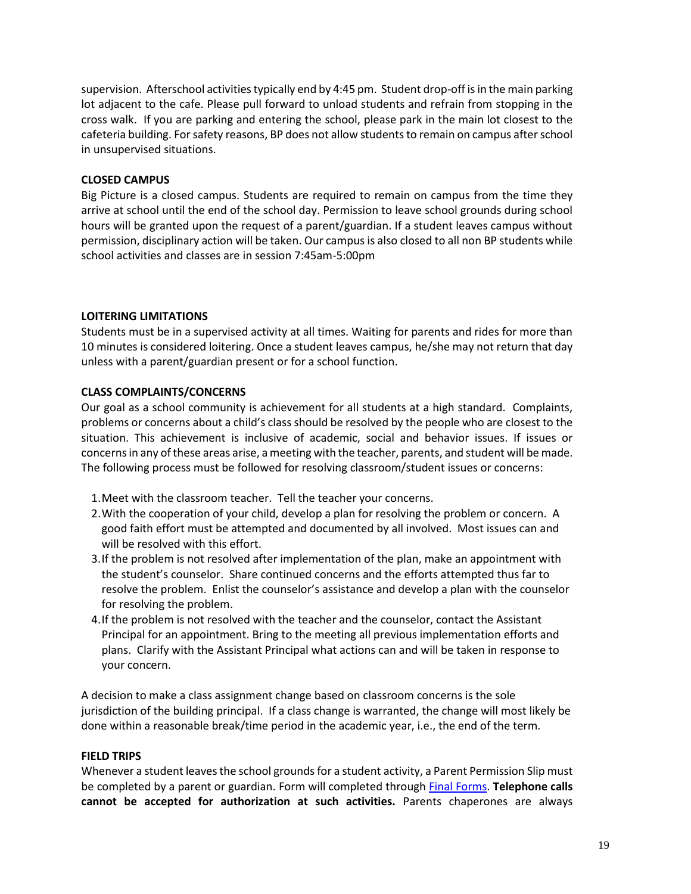supervision. Afterschool activities typically end by 4:45 pm. Student drop-off is in the main parking lot adjacent to the cafe. Please pull forward to unload students and refrain from stopping in the cross walk. If you are parking and entering the school, please park in the main lot closest to the cafeteria building. For safety reasons, BP does not allow students to remain on campus after school in unsupervised situations.

**CLOSED CAMPUS**

Big Picture is a closed campus. Students are required to remain on campus from the time they arrive at school until the end of the school day. Permission to leave school grounds during school hours will be granted upon the request of a parent/guardian. If a student leaves campus without permission, disciplinary action will be taken. Our campus is also closed to all non BP students while school activities and classes are in session 7:45am-5:00pm

**LOITERING LIMITATIONS**

Students must be in a supervised activity at all times. Waiting for parents and rides for more than 10 minutes is considered loitering. Once a student leaves campus, he/she may not return that day unless with a parent/guardian present or for a school function.

**CLASS COMPLAINTS/CONCERNS**

Our goal as a school community is achievement for all students at a high standard. Complaints, problems or concerns about a child's class should be resolved by the people who are closest to the situation. This achievement is inclusive of academic, social and behavior issues. If issues or concerns in any of these areas arise, a meeting with the teacher, parents, and student will be made. The following process must be followed for resolving classroom/student issues or concerns:

1. Meet with the classroom teacher. Tell the teacher your concerns.
2. With the cooperation of your child, develop a plan for resolving the problem or concern. A good faith effort must be attempted and documented by all involved. Most issues can and will be resolved with this effort.
3. If the problem is not resolved after implementation of the plan, make an appointment with the student's counselor. Share continued concerns and the efforts attempted thus far to resolve the problem. Enlist the counselor's assistance and develop a plan with the counselor for resolving the problem.
4. If the problem is not resolved with the teacher and the counselor, contact the Assistant Principal for an appointment. Bring to the meeting all previous implementation efforts and plans. Clarify with the Assistant Principal what actions can and will be taken in response to your concern.

A decision to make a class assignment change based on classroom concerns is the sole jurisdiction of the building principal. If a class change is warranted, the change will most likely be done within a reasonable break/time period in the academic year, i.e., the end of the term.

**FIELD TRIPS**

Whenever a student leaves the school grounds for a student activity, a Parent Permission Slip must be completed by a parent or guardian. Form will completed through Final Forms. **Telephone calls cannot be accepted for authorization at such activities.** Parents chaperones are always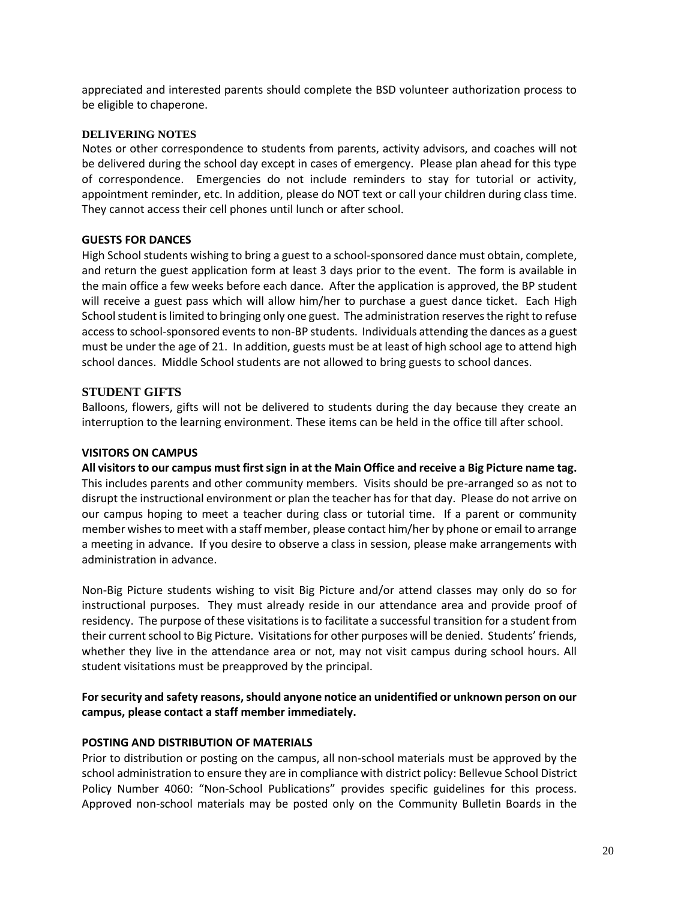appreciated and interested parents should complete the BSD volunteer authorization process to be eligible to chaperone.

### DELIVERING NOTES

Notes or other correspondence to students from parents, activity advisors, and coaches will not be delivered during the school day except in cases of emergency. Please plan ahead for this type of correspondence. Emergencies do not include reminders to stay for tutorial or activity, appointment reminder, etc. In addition, please do NOT text or call your children during class time. They cannot access their cell phones until lunch or after school.

### GUESTS FOR DANCES

High School students wishing to bring a guest to a school-sponsored dance must obtain, complete, and return the guest application form at least 3 days prior to the event. The form is available in the main office a few weeks before each dance. After the application is approved, the BP student will receive a guest pass which will allow him/her to purchase a guest dance ticket. Each High School student is limited to bringing only one guest. The administration reserves the right to refuse access to school-sponsored events to non-BP students. Individuals attending the dances as a guest must be under the age of 21. In addition, guests must be at least of high school age to attend high school dances. Middle School students are not allowed to bring guests to school dances.

### STUDENT GIFTS

Balloons, flowers, gifts will not be delivered to students during the day because they create an interruption to the learning environment. These items can be held in the office till after school.

### VISITORS ON CAMPUS

**All visitors to our campus must first sign in at the Main Office and receive a Big Picture name tag.** This includes parents and other community members. Visits should be pre-arranged so as not to disrupt the instructional environment or plan the teacher has for that day. Please do not arrive on our campus hoping to meet a teacher during class or tutorial time. If a parent or community member wishes to meet with a staff member, please contact him/her by phone or email to arrange a meeting in advance. If you desire to observe a class in session, please make arrangements with administration in advance.

Non-Big Picture students wishing to visit Big Picture and/or attend classes may only do so for instructional purposes. They must already reside in our attendance area and provide proof of residency. The purpose of these visitations is to facilitate a successful transition for a student from their current school to Big Picture. Visitations for other purposes will be denied. Students' friends, whether they live in the attendance area or not, may not visit campus during school hours. All student visitations must be preapproved by the principal.

**For security and safety reasons, should anyone notice an unidentified or unknown person on our campus, please contact a staff member immediately.**

### POSTING AND DISTRIBUTION OF MATERIALS

Prior to distribution or posting on the campus, all non-school materials must be approved by the school administration to ensure they are in compliance with district policy: Bellevue School District Policy Number 4060: "Non-School Publications" provides specific guidelines for this process. Approved non-school materials may be posted only on the Community Bulletin Boards in the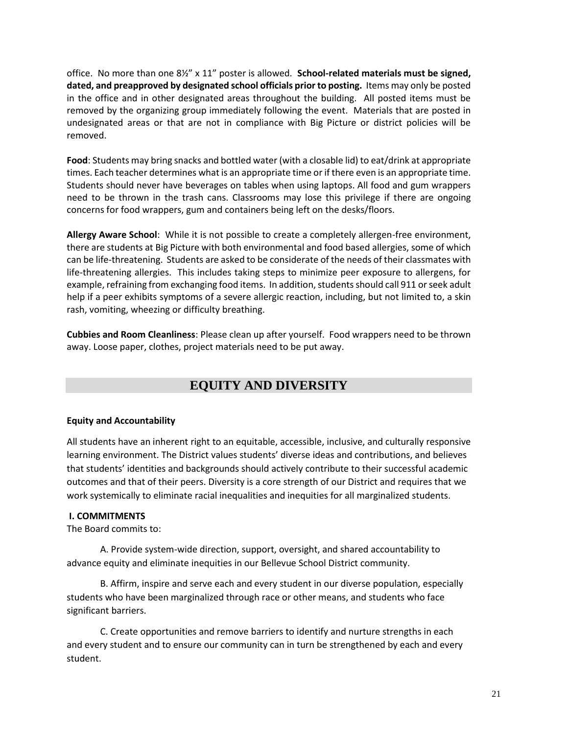office. No more than one 8½" x 11" poster is allowed. **School-related materials must be signed, dated, and preapproved by designated school officials prior to posting.** Items may only be posted in the office and in other designated areas throughout the building. All posted items must be removed by the organizing group immediately following the event. Materials that are posted in undesignated areas or that are not in compliance with Big Picture or district policies will be removed.

**Food**: Students may bring snacks and bottled water (with a closable lid) to eat/drink at appropriate times. Each teacher determines what is an appropriate time or if there even is an appropriate time. Students should never have beverages on tables when using laptops. All food and gum wrappers need to be thrown in the trash cans. Classrooms may lose this privilege if there are ongoing concerns for food wrappers, gum and containers being left on the desks/floors.

**Allergy Aware School**: While it is not possible to create a completely allergen-free environment, there are students at Big Picture with both environmental and food based allergies, some of which can be life-threatening. Students are asked to be considerate of the needs of their classmates with life-threatening allergies. This includes taking steps to minimize peer exposure to allergens, for example, refraining from exchanging food items. In addition, students should call 911 or seek adult help if a peer exhibits symptoms of a severe allergic reaction, including, but not limited to, a skin rash, vomiting, wheezing or difficulty breathing.

**Cubbies and Room Cleanliness**: Please clean up after yourself. Food wrappers need to be thrown away. Loose paper, clothes, project materials need to be put away.

## EQUITY AND DIVERSITY

**Equity and Accountability**

All students have an inherent right to an equitable, accessible, inclusive, and culturally responsive learning environment. The District values students' diverse ideas and contributions, and believes that students' identities and backgrounds should actively contribute to their successful academic outcomes and that of their peers. Diversity is a core strength of our District and requires that we work systemically to eliminate racial inequalities and inequities for all marginalized students.

**I. COMMITMENTS**

The Board commits to:

A. Provide system-wide direction, support, oversight, and shared accountability to advance equity and eliminate inequities in our Bellevue School District community.

B. Affirm, inspire and serve each and every student in our diverse population, especially students who have been marginalized through race or other means, and students who face significant barriers.

C. Create opportunities and remove barriers to identify and nurture strengths in each and every student and to ensure our community can in turn be strengthened by each and every student.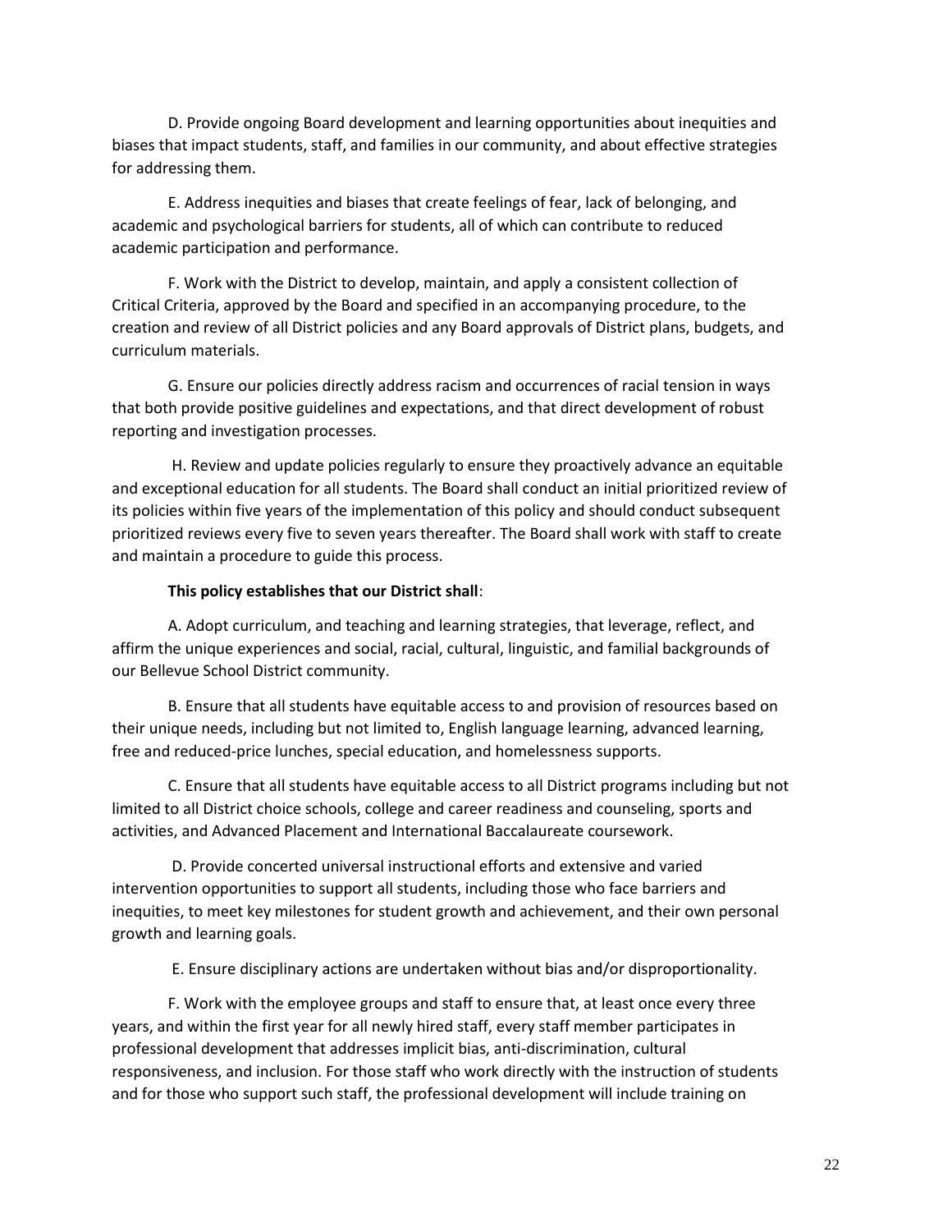D. Provide ongoing Board development and learning opportunities about inequities and biases that impact students, staff, and families in our community, and about effective strategies for addressing them.

E. Address inequities and biases that create feelings of fear, lack of belonging, and academic and psychological barriers for students, all of which can contribute to reduced academic participation and performance.

F. Work with the District to develop, maintain, and apply a consistent collection of Critical Criteria, approved by the Board and specified in an accompanying procedure, to the creation and review of all District policies and any Board approvals of District plans, budgets, and curriculum materials.

G. Ensure our policies directly address racism and occurrences of racial tension in ways that both provide positive guidelines and expectations, and that direct development of robust reporting and investigation processes.

H. Review and update policies regularly to ensure they proactively advance an equitable and exceptional education for all students. The Board shall conduct an initial prioritized review of its policies within five years of the implementation of this policy and should conduct subsequent prioritized reviews every five to seven years thereafter. The Board shall work with staff to create and maintain a procedure to guide this process.

**This policy establishes that our District shall**:

A. Adopt curriculum, and teaching and learning strategies, that leverage, reflect, and affirm the unique experiences and social, racial, cultural, linguistic, and familial backgrounds of our Bellevue School District community.

B. Ensure that all students have equitable access to and provision of resources based on their unique needs, including but not limited to, English language learning, advanced learning, free and reduced-price lunches, special education, and homelessness supports.

C. Ensure that all students have equitable access to all District programs including but not limited to all District choice schools, college and career readiness and counseling, sports and activities, and Advanced Placement and International Baccalaureate coursework.

D. Provide concerted universal instructional efforts and extensive and varied intervention opportunities to support all students, including those who face barriers and inequities, to meet key milestones for student growth and achievement, and their own personal growth and learning goals.

E. Ensure disciplinary actions are undertaken without bias and/or disproportionality.

F. Work with the employee groups and staff to ensure that, at least once every three years, and within the first year for all newly hired staff, every staff member participates in professional development that addresses implicit bias, anti-discrimination, cultural responsiveness, and inclusion. For those staff who work directly with the instruction of students and for those who support such staff, the professional development will include training on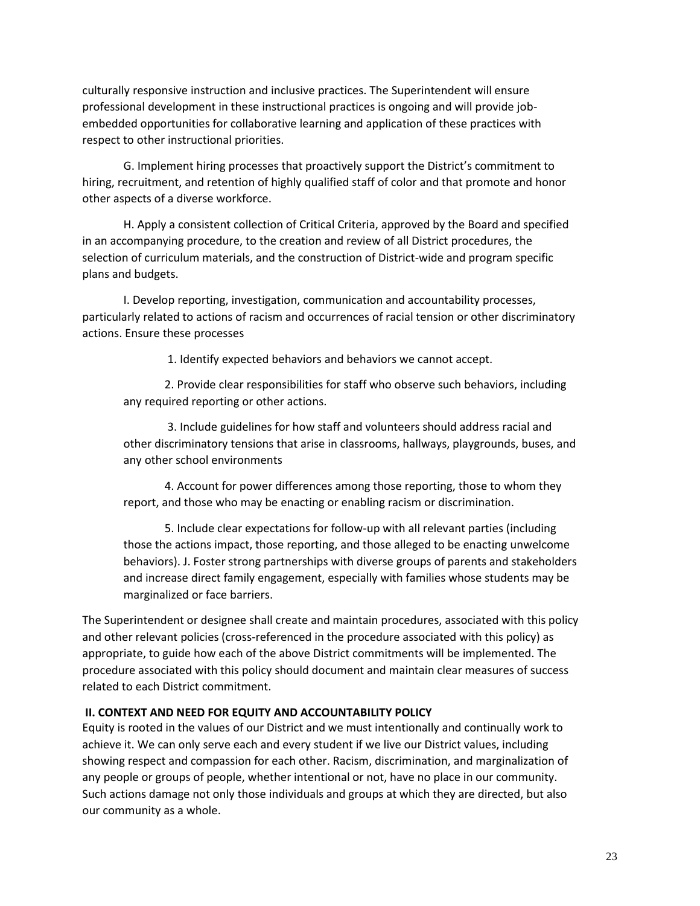culturally responsive instruction and inclusive practices. The Superintendent will ensure professional development in these instructional practices is ongoing and will provide job-embedded opportunities for collaborative learning and application of these practices with respect to other instructional priorities.

G. Implement hiring processes that proactively support the District's commitment to hiring, recruitment, and retention of highly qualified staff of color and that promote and honor other aspects of a diverse workforce.

H. Apply a consistent collection of Critical Criteria, approved by the Board and specified in an accompanying procedure, to the creation and review of all District procedures, the selection of curriculum materials, and the construction of District-wide and program specific plans and budgets.

I. Develop reporting, investigation, communication and accountability processes, particularly related to actions of racism and occurrences of racial tension or other discriminatory actions. Ensure these processes

1. Identify expected behaviors and behaviors we cannot accept.

2. Provide clear responsibilities for staff who observe such behaviors, including any required reporting or other actions.

3. Include guidelines for how staff and volunteers should address racial and other discriminatory tensions that arise in classrooms, hallways, playgrounds, buses, and any other school environments

4. Account for power differences among those reporting, those to whom they report, and those who may be enacting or enabling racism or discrimination.

5. Include clear expectations for follow-up with all relevant parties (including those the actions impact, those reporting, and those alleged to be enacting unwelcome behaviors). J. Foster strong partnerships with diverse groups of parents and stakeholders and increase direct family engagement, especially with families whose students may be marginalized or face barriers.

The Superintendent or designee shall create and maintain procedures, associated with this policy and other relevant policies (cross-referenced in the procedure associated with this policy) as appropriate, to guide how each of the above District commitments will be implemented. The procedure associated with this policy should document and maintain clear measures of success related to each District commitment.

**II. CONTEXT AND NEED FOR EQUITY AND ACCOUNTABILITY POLICY**

Equity is rooted in the values of our District and we must intentionally and continually work to achieve it. We can only serve each and every student if we live our District values, including showing respect and compassion for each other. Racism, discrimination, and marginalization of any people or groups of people, whether intentional or not, have no place in our community. Such actions damage not only those individuals and groups at which they are directed, but also our community as a whole.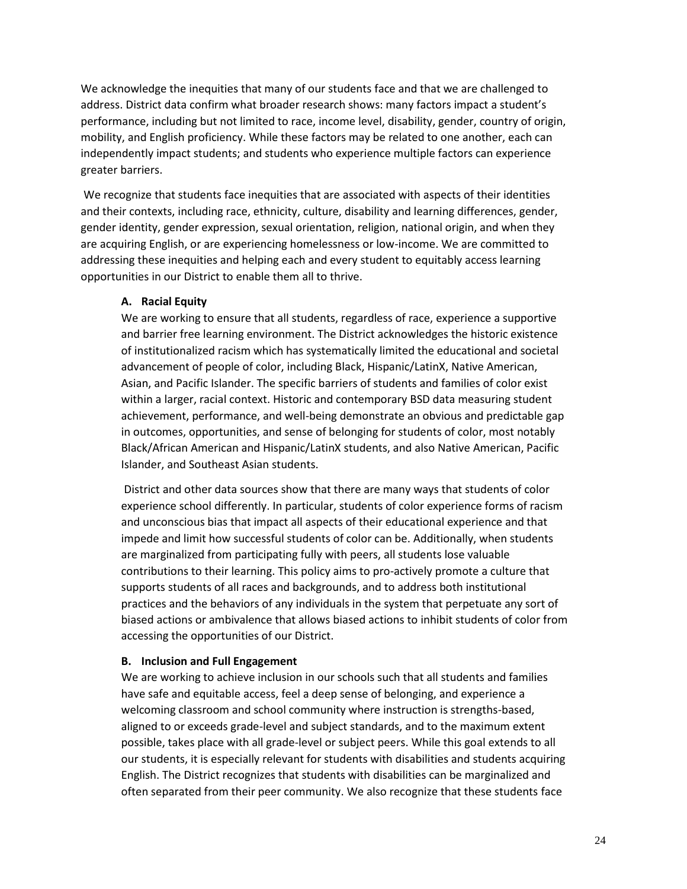We acknowledge the inequities that many of our students face and that we are challenged to address. District data confirm what broader research shows: many factors impact a student's performance, including but not limited to race, income level, disability, gender, country of origin, mobility, and English proficiency. While these factors may be related to one another, each can independently impact students; and students who experience multiple factors can experience greater barriers.

We recognize that students face inequities that are associated with aspects of their identities and their contexts, including race, ethnicity, culture, disability and learning differences, gender, gender identity, gender expression, sexual orientation, religion, national origin, and when they are acquiring English, or are experiencing homelessness or low-income. We are committed to addressing these inequities and helping each and every student to equitably access learning opportunities in our District to enable them all to thrive.

**A. Racial Equity**

We are working to ensure that all students, regardless of race, experience a supportive and barrier free learning environment. The District acknowledges the historic existence of institutionalized racism which has systematically limited the educational and societal advancement of people of color, including Black, Hispanic/LatinX, Native American, Asian, and Pacific Islander. The specific barriers of students and families of color exist within a larger, racial context. Historic and contemporary BSD data measuring student achievement, performance, and well-being demonstrate an obvious and predictable gap in outcomes, opportunities, and sense of belonging for students of color, most notably Black/African American and Hispanic/LatinX students, and also Native American, Pacific Islander, and Southeast Asian students.

District and other data sources show that there are many ways that students of color experience school differently. In particular, students of color experience forms of racism and unconscious bias that impact all aspects of their educational experience and that impede and limit how successful students of color can be. Additionally, when students are marginalized from participating fully with peers, all students lose valuable contributions to their learning. This policy aims to pro-actively promote a culture that supports students of all races and backgrounds, and to address both institutional practices and the behaviors of any individuals in the system that perpetuate any sort of biased actions or ambivalence that allows biased actions to inhibit students of color from accessing the opportunities of our District.

**B. Inclusion and Full Engagement**

We are working to achieve inclusion in our schools such that all students and families have safe and equitable access, feel a deep sense of belonging, and experience a welcoming classroom and school community where instruction is strengths-based, aligned to or exceeds grade-level and subject standards, and to the maximum extent possible, takes place with all grade-level or subject peers. While this goal extends to all our students, it is especially relevant for students with disabilities and students acquiring English. The District recognizes that students with disabilities can be marginalized and often separated from their peer community. We also recognize that these students face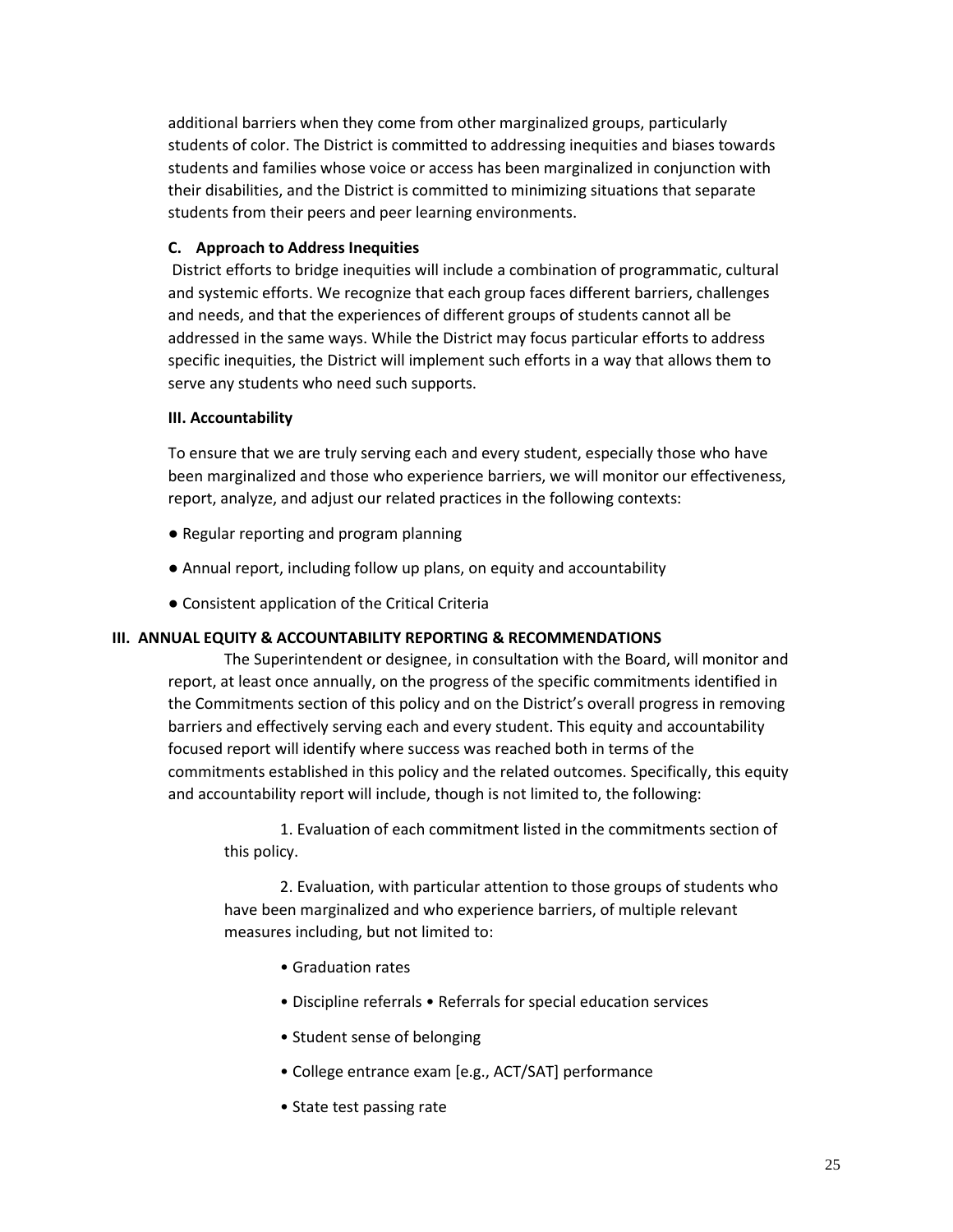additional barriers when they come from other marginalized groups, particularly students of color. The District is committed to addressing inequities and biases towards students and families whose voice or access has been marginalized in conjunction with their disabilities, and the District is committed to minimizing situations that separate students from their peers and peer learning environments.

**C. Approach to Address Inequities**

District efforts to bridge inequities will include a combination of programmatic, cultural and systemic efforts. We recognize that each group faces different barriers, challenges and needs, and that the experiences of different groups of students cannot all be addressed in the same ways. While the District may focus particular efforts to address specific inequities, the District will implement such efforts in a way that allows them to serve any students who need such supports.

**III. Accountability**

To ensure that we are truly serving each and every student, especially those who have been marginalized and those who experience barriers, we will monitor our effectiveness, report, analyze, and adjust our related practices in the following contexts:

- Regular reporting and program planning
- Annual report, including follow up plans, on equity and accountability
- Consistent application of the Critical Criteria

## III. ANNUAL EQUITY & ACCOUNTABILITY REPORTING & RECOMMENDATIONS

The Superintendent or designee, in consultation with the Board, will monitor and report, at least once annually, on the progress of the specific commitments identified in the Commitments section of this policy and on the District's overall progress in removing barriers and effectively serving each and every student. This equity and accountability focused report will identify where success was reached both in terms of the commitments established in this policy and the related outcomes. Specifically, this equity and accountability report will include, though is not limited to, the following:

1. Evaluation of each commitment listed in the commitments section of this policy.

2. Evaluation, with particular attention to those groups of students who have been marginalized and who experience barriers, of multiple relevant measures including, but not limited to:

- Graduation rates
- Discipline referrals • Referrals for special education services
- Student sense of belonging
- College entrance exam [e.g., ACT/SAT] performance
- State test passing rate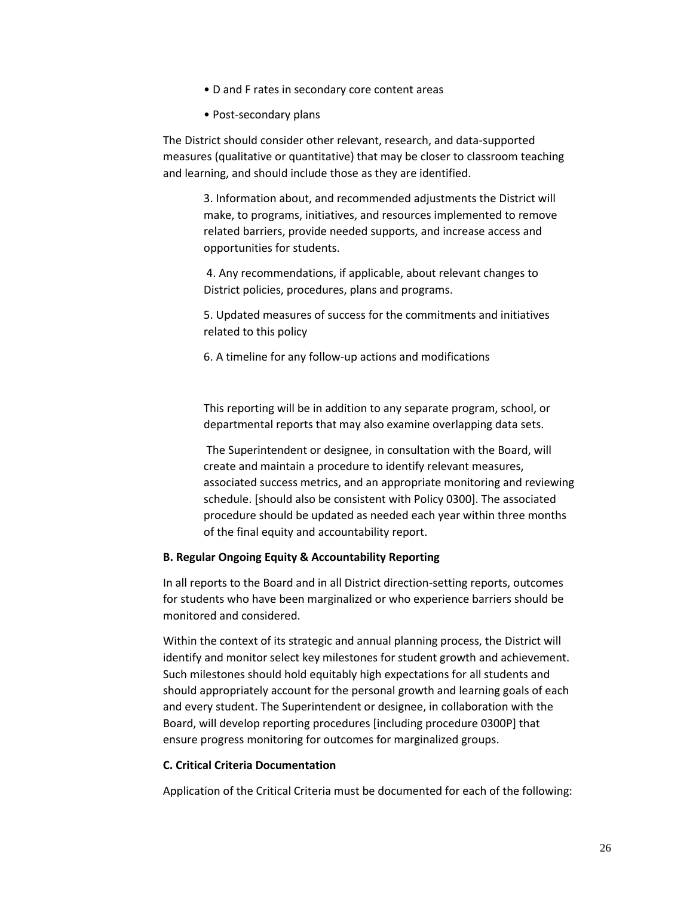- D and F rates in secondary core content areas
- Post-secondary plans

The District should consider other relevant, research, and data-supported measures (qualitative or quantitative) that may be closer to classroom teaching and learning, and should include those as they are identified.

3. Information about, and recommended adjustments the District will make, to programs, initiatives, and resources implemented to remove related barriers, provide needed supports, and increase access and opportunities for students.

4. Any recommendations, if applicable, about relevant changes to District policies, procedures, plans and programs.

5. Updated measures of success for the commitments and initiatives related to this policy

6. A timeline for any follow-up actions and modifications

This reporting will be in addition to any separate program, school, or departmental reports that may also examine overlapping data sets.

The Superintendent or designee, in consultation with the Board, will create and maintain a procedure to identify relevant measures, associated success metrics, and an appropriate monitoring and reviewing schedule. [should also be consistent with Policy 0300]. The associated procedure should be updated as needed each year within three months of the final equity and accountability report.

**B. Regular Ongoing Equity & Accountability Reporting**

In all reports to the Board and in all District direction-setting reports, outcomes for students who have been marginalized or who experience barriers should be monitored and considered.

Within the context of its strategic and annual planning process, the District will identify and monitor select key milestones for student growth and achievement. Such milestones should hold equitably high expectations for all students and should appropriately account for the personal growth and learning goals of each and every student. The Superintendent or designee, in collaboration with the Board, will develop reporting procedures [including procedure 0300P] that ensure progress monitoring for outcomes for marginalized groups.

**C. Critical Criteria Documentation**

Application of the Critical Criteria must be documented for each of the following: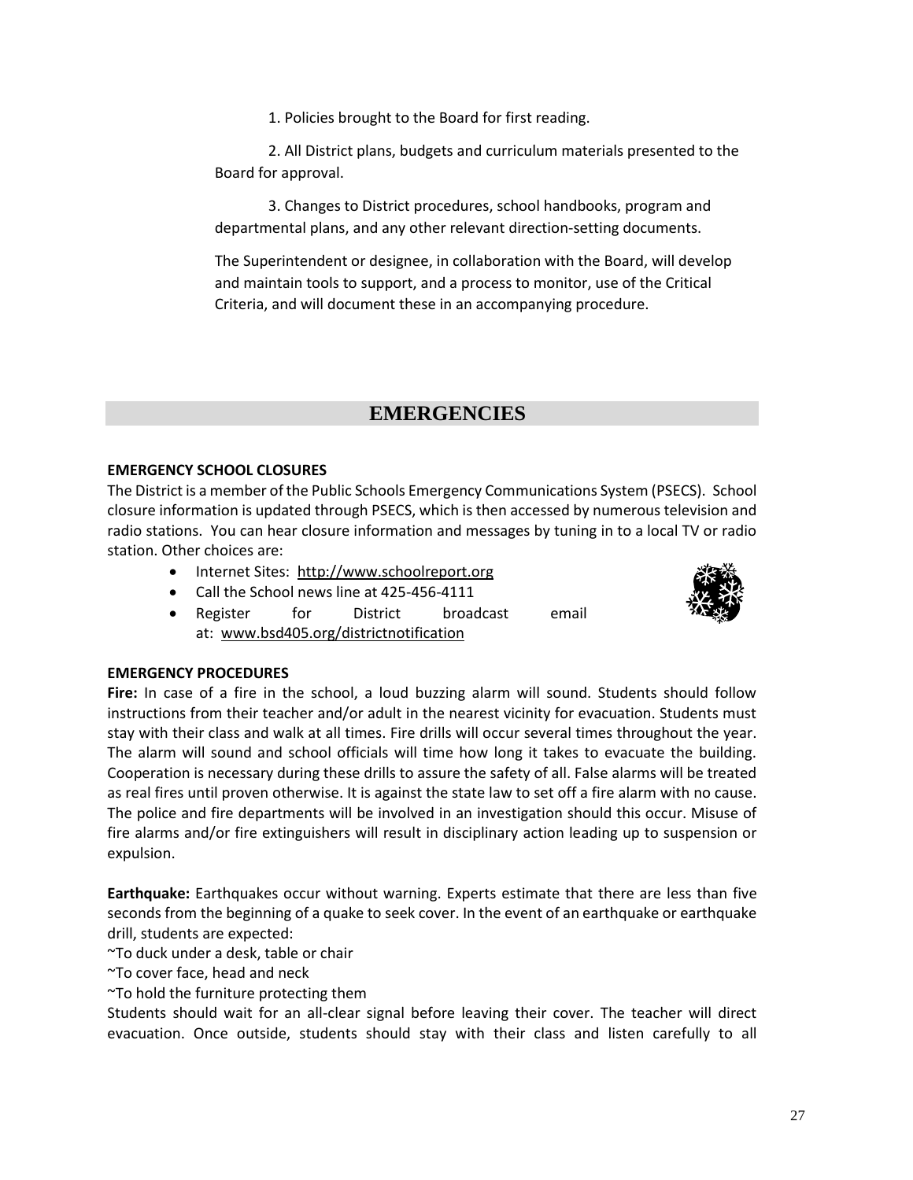1. Policies brought to the Board for first reading.

2. All District plans, budgets and curriculum materials presented to the Board for approval.

3. Changes to District procedures, school handbooks, program and departmental plans, and any other relevant direction-setting documents.

The Superintendent or designee, in collaboration with the Board, will develop and maintain tools to support, and a process to monitor, use of the Critical Criteria, and will document these in an accompanying procedure.

## EMERGENCIES

### EMERGENCY SCHOOL CLOSURES

The District is a member of the Public Schools Emergency Communications System (PSECS). School closure information is updated through PSECS, which is then accessed by numerous television and radio stations. You can hear closure information and messages by tuning in to a local TV or radio station. Other choices are:

- Internet Sites: http://www.schoolreport.org
- Call the School news line at 425-456-4111
- Register for District broadcast email at: www.bsd405.org/districtnotification

### EMERGENCY PROCEDURES

**Fire:** In case of a fire in the school, a loud buzzing alarm will sound. Students should follow instructions from their teacher and/or adult in the nearest vicinity for evacuation. Students must stay with their class and walk at all times. Fire drills will occur several times throughout the year. The alarm will sound and school officials will time how long it takes to evacuate the building. Cooperation is necessary during these drills to assure the safety of all. False alarms will be treated as real fires until proven otherwise. It is against the state law to set off a fire alarm with no cause. The police and fire departments will be involved in an investigation should this occur. Misuse of fire alarms and/or fire extinguishers will result in disciplinary action leading up to suspension or expulsion.

**Earthquake:** Earthquakes occur without warning. Experts estimate that there are less than five seconds from the beginning of a quake to seek cover. In the event of an earthquake or earthquake drill, students are expected:

~To duck under a desk, table or chair

~To cover face, head and neck

~To hold the furniture protecting them

Students should wait for an all-clear signal before leaving their cover. The teacher will direct evacuation. Once outside, students should stay with their class and listen carefully to all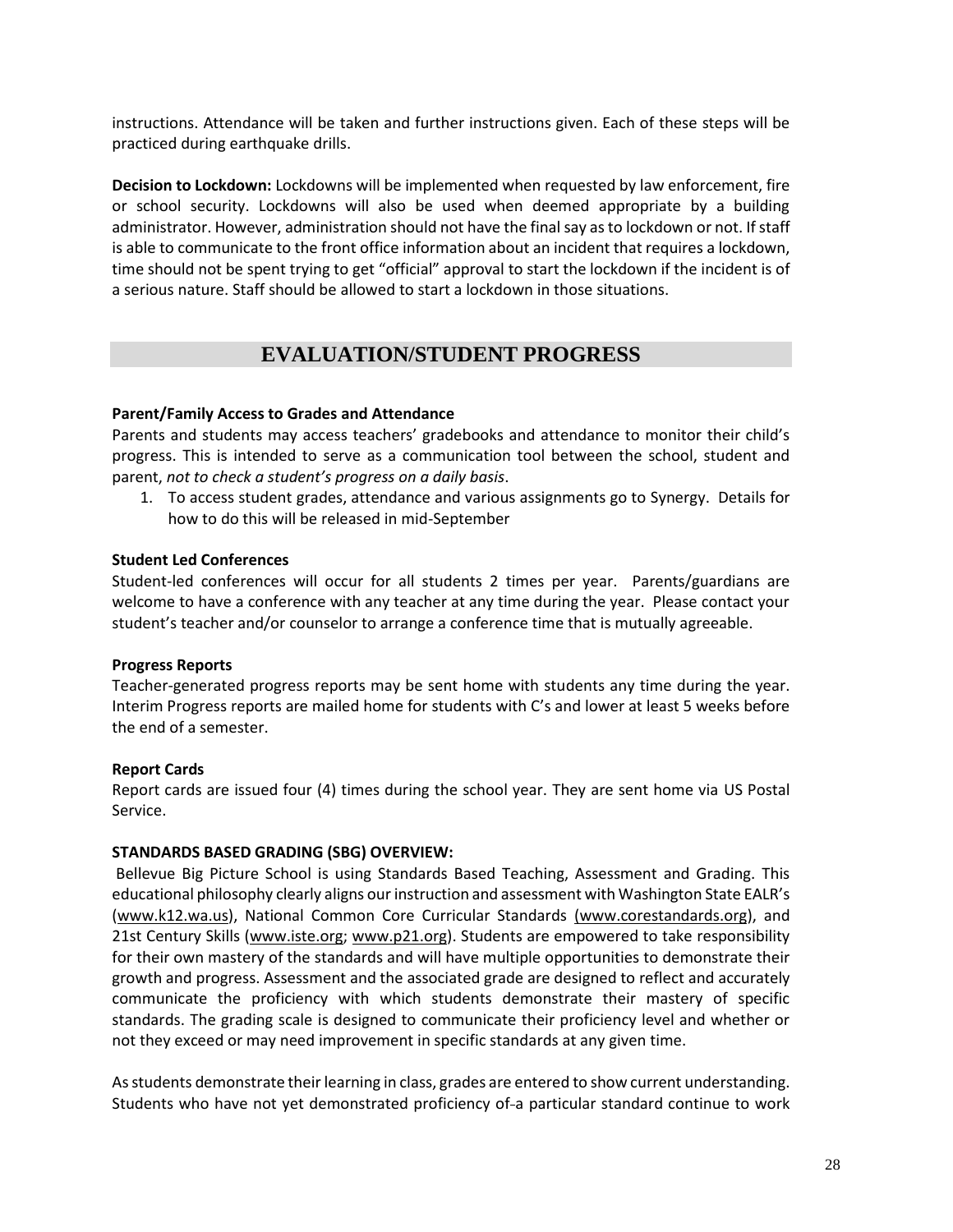instructions. Attendance will be taken and further instructions given. Each of these steps will be practiced during earthquake drills.

**Decision to Lockdown:** Lockdowns will be implemented when requested by law enforcement, fire or school security. Lockdowns will also be used when deemed appropriate by a building administrator. However, administration should not have the final say as to lockdown or not. If staff is able to communicate to the front office information about an incident that requires a lockdown, time should not be spent trying to get "official" approval to start the lockdown if the incident is of a serious nature. Staff should be allowed to start a lockdown in those situations.

## EVALUATION/STUDENT PROGRESS

**Parent/Family Access to Grades and Attendance**

Parents and students may access teachers' gradebooks and attendance to monitor their child's progress. This is intended to serve as a communication tool between the school, student and parent, *not to check a student's progress on a daily basis*.

1. To access student grades, attendance and various assignments go to Synergy. Details for how to do this will be released in mid-September

**Student Led Conferences**

Student-led conferences will occur for all students 2 times per year. Parents/guardians are welcome to have a conference with any teacher at any time during the year. Please contact your student's teacher and/or counselor to arrange a conference time that is mutually agreeable.

**Progress Reports**

Teacher-generated progress reports may be sent home with students any time during the year. Interim Progress reports are mailed home for students with C's and lower at least 5 weeks before the end of a semester.

**Report Cards**

Report cards are issued four (4) times during the school year. They are sent home via US Postal Service.

**STANDARDS BASED GRADING (SBG) OVERVIEW:**

Bellevue Big Picture School is using Standards Based Teaching, Assessment and Grading. This educational philosophy clearly aligns our instruction and assessment with Washington State EALR's (www.k12.wa.us), National Common Core Curricular Standards (www.corestandards.org), and 21st Century Skills (www.iste.org; www.p21.org). Students are empowered to take responsibility for their own mastery of the standards and will have multiple opportunities to demonstrate their growth and progress. Assessment and the associated grade are designed to reflect and accurately communicate the proficiency with which students demonstrate their mastery of specific standards. The grading scale is designed to communicate their proficiency level and whether or not they exceed or may need improvement in specific standards at any given time.

As students demonstrate their learning in class, grades are entered to show current understanding. Students who have not yet demonstrated proficiency of a particular standard continue to work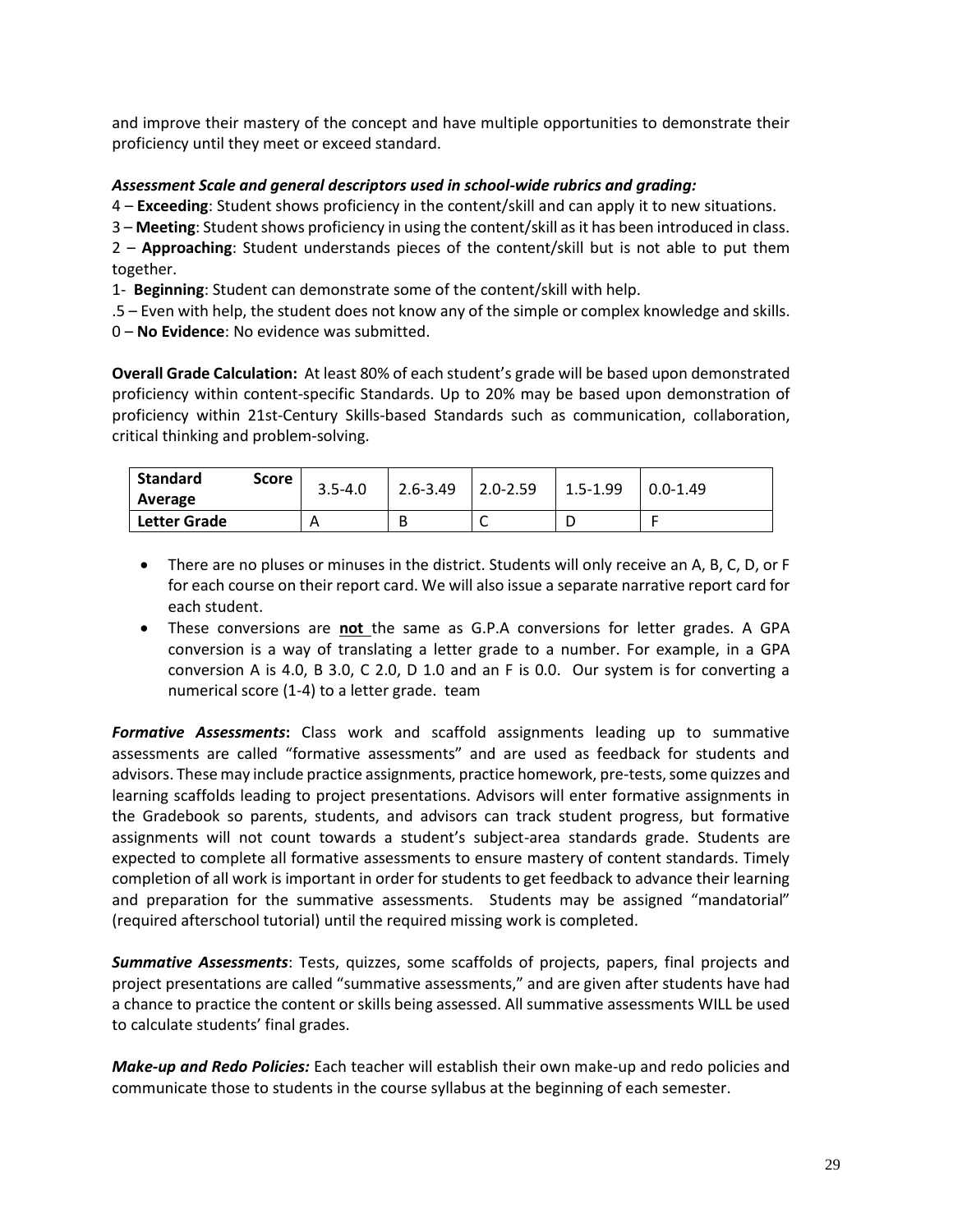and improve their mastery of the concept and have multiple opportunities to demonstrate their proficiency until they meet or exceed standard.

***Assessment Scale and general descriptors used in school-wide rubrics and grading:***

4 – **Exceeding**: Student shows proficiency in the content/skill and can apply it to new situations.

3 – **Meeting**: Student shows proficiency in using the content/skill as it has been introduced in class.

2 – **Approaching**: Student understands pieces of the content/skill but is not able to put them together.

1- **Beginning**: Student can demonstrate some of the content/skill with help.

.5 – Even with help, the student does not know any of the simple or complex knowledge and skills.

0 – **No Evidence**: No evidence was submitted.

**Overall Grade Calculation:** At least 80% of each student's grade will be based upon demonstrated proficiency within content-specific Standards. Up to 20% may be based upon demonstration of proficiency within 21st-Century Skills-based Standards such as communication, collaboration, critical thinking and problem-solving.

| **Standard Score Average** | 3.5-4.0 | 2.6-3.49 | 2.0-2.59 | 1.5-1.99 | 0.0-1.49 |
|---|---|---|---|---|---|
| **Letter Grade** | A | B | C | D | F |

- There are no pluses or minuses in the district. Students will only receive an A, B, C, D, or F for each course on their report card. We will also issue a separate narrative report card for each student.
- These conversions are **not** the same as G.P.A conversions for letter grades. A GPA conversion is a way of translating a letter grade to a number. For example, in a GPA conversion A is 4.0, B 3.0, C 2.0, D 1.0 and an F is 0.0. Our system is for converting a numerical score (1-4) to a letter grade. team

***Formative Assessments*:** Class work and scaffold assignments leading up to summative assessments are called "formative assessments" and are used as feedback for students and advisors. These may include practice assignments, practice homework, pre-tests, some quizzes and learning scaffolds leading to project presentations. Advisors will enter formative assignments in the Gradebook so parents, students, and advisors can track student progress, but formative assignments will not count towards a student's subject-area standards grade. Students are expected to complete all formative assessments to ensure mastery of content standards. Timely completion of all work is important in order for students to get feedback to advance their learning and preparation for the summative assessments. Students may be assigned "mandatorial" (required afterschool tutorial) until the required missing work is completed.

***Summative Assessments***: Tests, quizzes, some scaffolds of projects, papers, final projects and project presentations are called "summative assessments," and are given after students have had a chance to practice the content or skills being assessed. All summative assessments WILL be used to calculate students' final grades.

***Make-up and Redo Policies:*** Each teacher will establish their own make-up and redo policies and communicate those to students in the course syllabus at the beginning of each semester.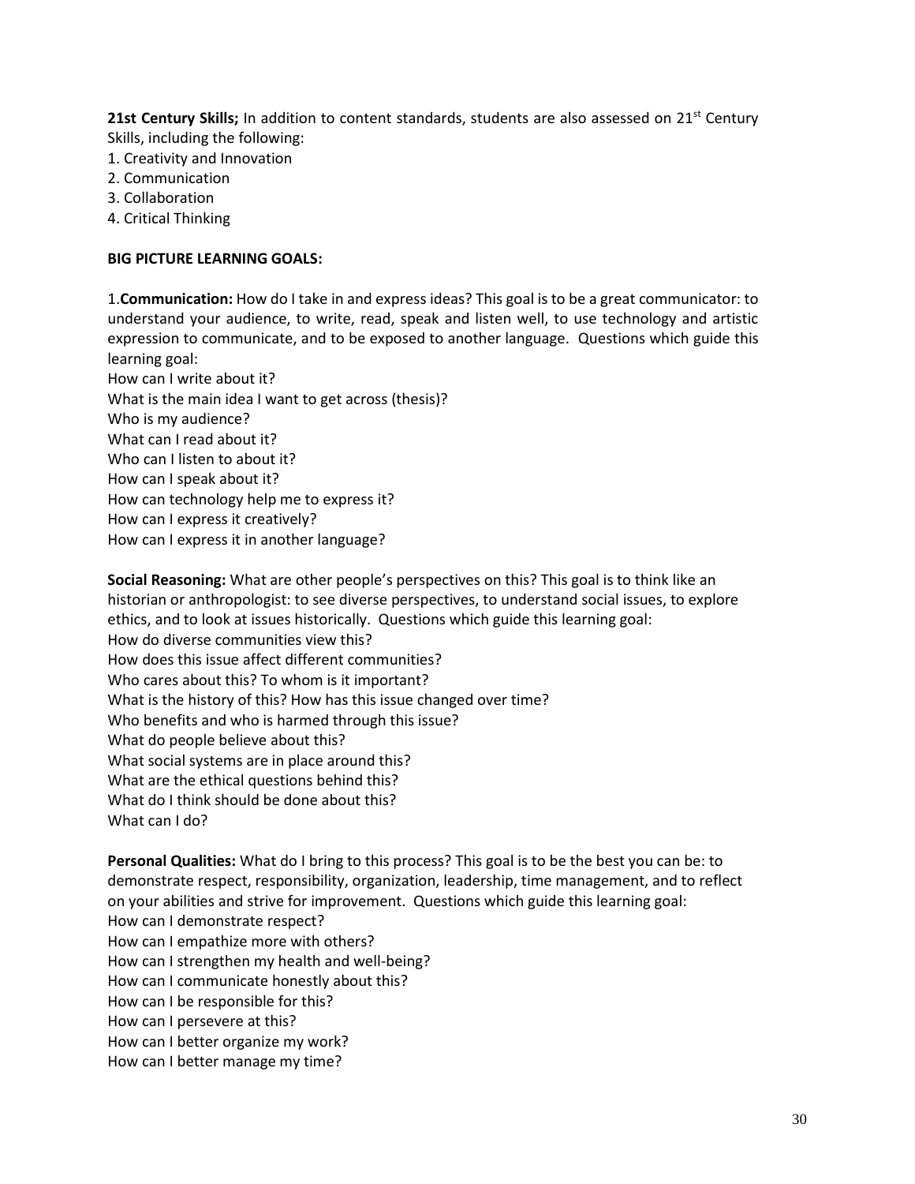**21st Century Skills;** In addition to content standards, students are also assessed on 21st Century Skills, including the following:

1. Creativity and Innovation
2. Communication
3. Collaboration
4. Critical Thinking

**BIG PICTURE LEARNING GOALS:**

1.**Communication:** How do I take in and express ideas? This goal is to be a great communicator: to understand your audience, to write, read, speak and listen well, to use technology and artistic expression to communicate, and to be exposed to another language. Questions which guide this learning goal:

How can I write about it?
What is the main idea I want to get across (thesis)?
Who is my audience?
What can I read about it?
Who can I listen to about it?
How can I speak about it?
How can technology help me to express it?
How can I express it creatively?
How can I express it in another language?

**Social Reasoning:** What are other people's perspectives on this? This goal is to think like an historian or anthropologist: to see diverse perspectives, to understand social issues, to explore ethics, and to look at issues historically. Questions which guide this learning goal:

How do diverse communities view this?
How does this issue affect different communities?
Who cares about this? To whom is it important?
What is the history of this? How has this issue changed over time?
Who benefits and who is harmed through this issue?
What do people believe about this?
What social systems are in place around this?
What are the ethical questions behind this?
What do I think should be done about this?
What can I do?

**Personal Qualities:** What do I bring to this process? This goal is to be the best you can be: to demonstrate respect, responsibility, organization, leadership, time management, and to reflect on your abilities and strive for improvement. Questions which guide this learning goal:

How can I demonstrate respect?
How can I empathize more with others?
How can I strengthen my health and well-being?
How can I communicate honestly about this?
How can I be responsible for this?
How can I persevere at this?
How can I better organize my work?
How can I better manage my time?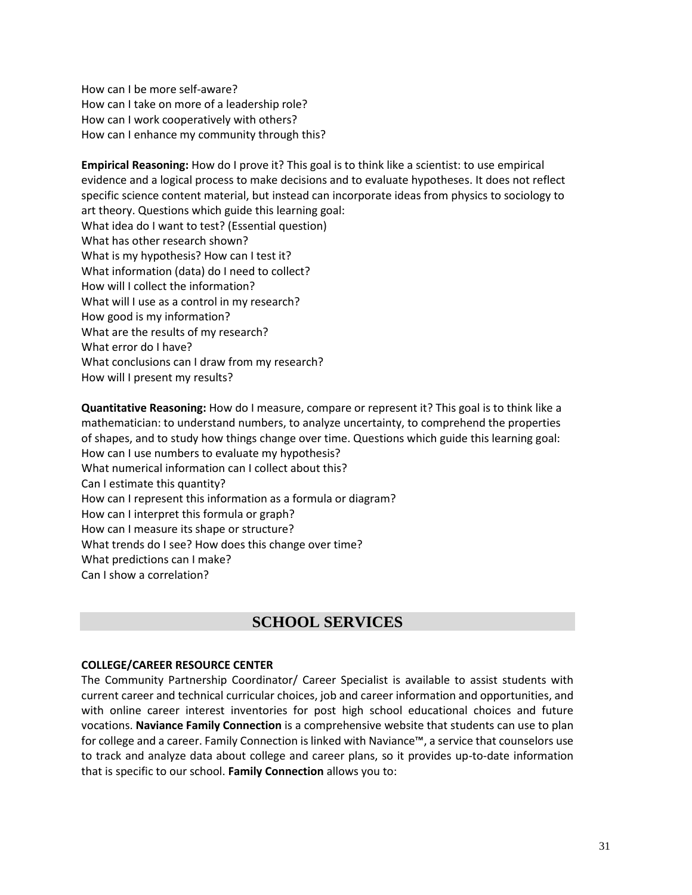How can I be more self-aware?
How can I take on more of a leadership role?
How can I work cooperatively with others?
How can I enhance my community through this?

**Empirical Reasoning:** How do I prove it? This goal is to think like a scientist: to use empirical evidence and a logical process to make decisions and to evaluate hypotheses. It does not reflect specific science content material, but instead can incorporate ideas from physics to sociology to art theory. Questions which guide this learning goal:
What idea do I want to test? (Essential question)
What has other research shown?
What is my hypothesis? How can I test it?
What information (data) do I need to collect?
How will I collect the information?
What will I use as a control in my research?
How good is my information?
What are the results of my research?
What error do I have?
What conclusions can I draw from my research?
How will I present my results?

**Quantitative Reasoning:** How do I measure, compare or represent it? This goal is to think like a mathematician: to understand numbers, to analyze uncertainty, to comprehend the properties of shapes, and to study how things change over time. Questions which guide this learning goal:
How can I use numbers to evaluate my hypothesis?
What numerical information can I collect about this?
Can I estimate this quantity?
How can I represent this information as a formula or diagram?
How can I interpret this formula or graph?
How can I measure its shape or structure?
What trends do I see? How does this change over time?
What predictions can I make?
Can I show a correlation?

## SCHOOL SERVICES

### COLLEGE/CAREER RESOURCE CENTER

The Community Partnership Coordinator/ Career Specialist is available to assist students with current career and technical curricular choices, job and career information and opportunities, and with online career interest inventories for post high school educational choices and future vocations. **Naviance Family Connection** is a comprehensive website that students can use to plan for college and a career. Family Connection is linked with Naviance™, a service that counselors use to track and analyze data about college and career plans, so it provides up-to-date information that is specific to our school. **Family Connection** allows you to: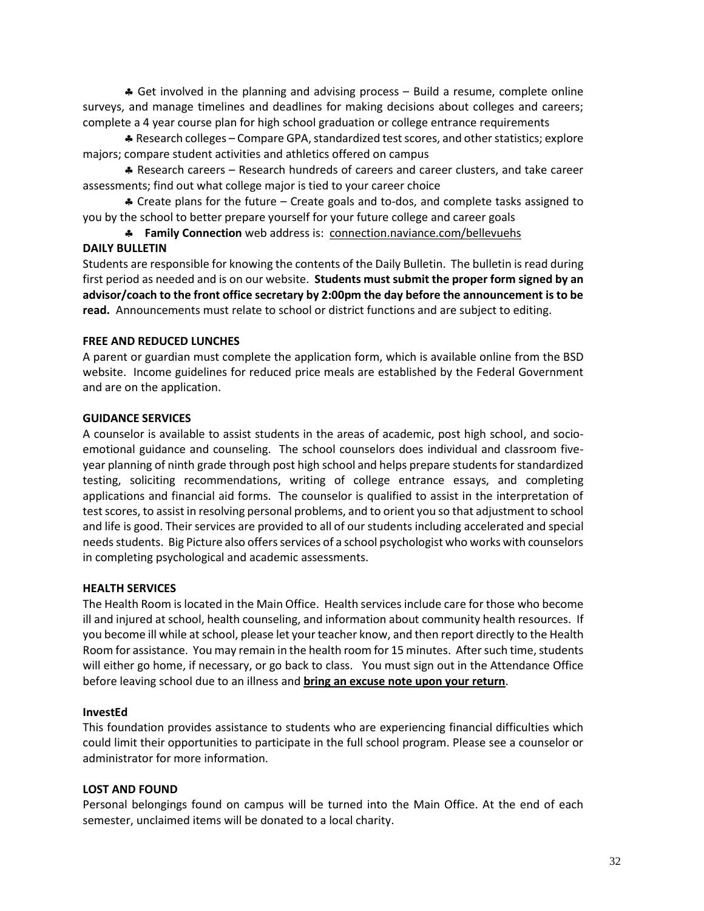♣ Get involved in the planning and advising process – Build a resume, complete online surveys, and manage timelines and deadlines for making decisions about colleges and careers; complete a 4 year course plan for high school graduation or college entrance requirements

♣ Research colleges – Compare GPA, standardized test scores, and other statistics; explore majors; compare student activities and athletics offered on campus

♣ Research careers – Research hundreds of careers and career clusters, and take career assessments; find out what college major is tied to your career choice

♣ Create plans for the future – Create goals and to-dos, and complete tasks assigned to you by the school to better prepare yourself for your future college and career goals

♣ **Family Connection** web address is: connection.naviance.com/bellevuehs

**DAILY BULLETIN**

Students are responsible for knowing the contents of the Daily Bulletin. The bulletin is read during first period as needed and is on our website. **Students must submit the proper form signed by an advisor/coach to the front office secretary by 2:00pm the day before the announcement is to be read.** Announcements must relate to school or district functions and are subject to editing.

**FREE AND REDUCED LUNCHES**

A parent or guardian must complete the application form, which is available online from the BSD website. Income guidelines for reduced price meals are established by the Federal Government and are on the application.

**GUIDANCE SERVICES**

A counselor is available to assist students in the areas of academic, post high school, and socio-emotional guidance and counseling. The school counselors does individual and classroom five-year planning of ninth grade through post high school and helps prepare students for standardized testing, soliciting recommendations, writing of college entrance essays, and completing applications and financial aid forms. The counselor is qualified to assist in the interpretation of test scores, to assist in resolving personal problems, and to orient you so that adjustment to school and life is good. Their services are provided to all of our students including accelerated and special needs students. Big Picture also offers services of a school psychologist who works with counselors in completing psychological and academic assessments.

**HEALTH SERVICES**

The Health Room is located in the Main Office. Health services include care for those who become ill and injured at school, health counseling, and information about community health resources. If you become ill while at school, please let your teacher know, and then report directly to the Health Room for assistance. You may remain in the health room for 15 minutes. After such time, students will either go home, if necessary, or go back to class. You must sign out in the Attendance Office before leaving school due to an illness and **bring an excuse note upon your return**.

**InvestEd**

This foundation provides assistance to students who are experiencing financial difficulties which could limit their opportunities to participate in the full school program. Please see a counselor or administrator for more information.

**LOST AND FOUND**

Personal belongings found on campus will be turned into the Main Office. At the end of each semester, unclaimed items will be donated to a local charity.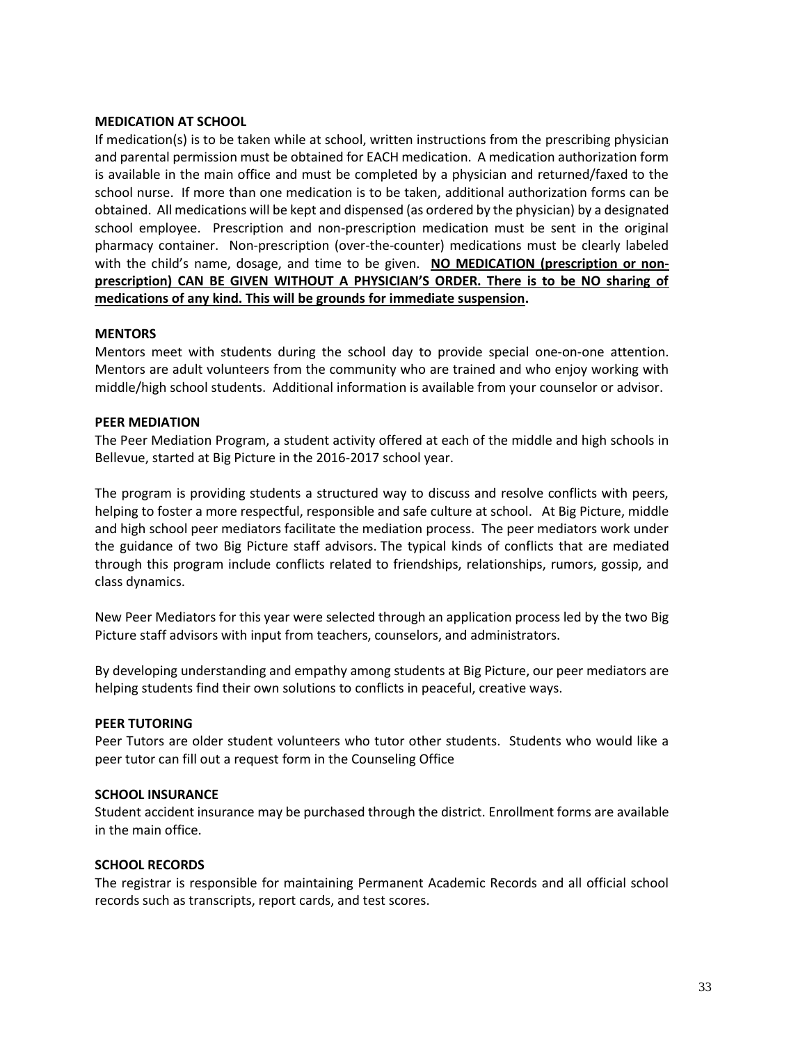**MEDICATION AT SCHOOL**

If medication(s) is to be taken while at school, written instructions from the prescribing physician and parental permission must be obtained for EACH medication. A medication authorization form is available in the main office and must be completed by a physician and returned/faxed to the school nurse. If more than one medication is to be taken, additional authorization forms can be obtained. All medications will be kept and dispensed (as ordered by the physician) by a designated school employee. Prescription and non-prescription medication must be sent in the original pharmacy container. Non-prescription (over-the-counter) medications must be clearly labeled with the child's name, dosage, and time to be given. **NO MEDICATION (prescription or non-prescription) CAN BE GIVEN WITHOUT A PHYSICIAN'S ORDER. There is to be NO sharing of medications of any kind. This will be grounds for immediate suspension.**

**MENTORS**

Mentors meet with students during the school day to provide special one-on-one attention. Mentors are adult volunteers from the community who are trained and who enjoy working with middle/high school students. Additional information is available from your counselor or advisor.

**PEER MEDIATION**

The Peer Mediation Program, a student activity offered at each of the middle and high schools in Bellevue, started at Big Picture in the 2016-2017 school year.

The program is providing students a structured way to discuss and resolve conflicts with peers, helping to foster a more respectful, responsible and safe culture at school. At Big Picture, middle and high school peer mediators facilitate the mediation process. The peer mediators work under the guidance of two Big Picture staff advisors. The typical kinds of conflicts that are mediated through this program include conflicts related to friendships, relationships, rumors, gossip, and class dynamics.

New Peer Mediators for this year were selected through an application process led by the two Big Picture staff advisors with input from teachers, counselors, and administrators.

By developing understanding and empathy among students at Big Picture, our peer mediators are helping students find their own solutions to conflicts in peaceful, creative ways.

**PEER TUTORING**

Peer Tutors are older student volunteers who tutor other students. Students who would like a peer tutor can fill out a request form in the Counseling Office

**SCHOOL INSURANCE**

Student accident insurance may be purchased through the district. Enrollment forms are available in the main office.

**SCHOOL RECORDS**

The registrar is responsible for maintaining Permanent Academic Records and all official school records such as transcripts, report cards, and test scores.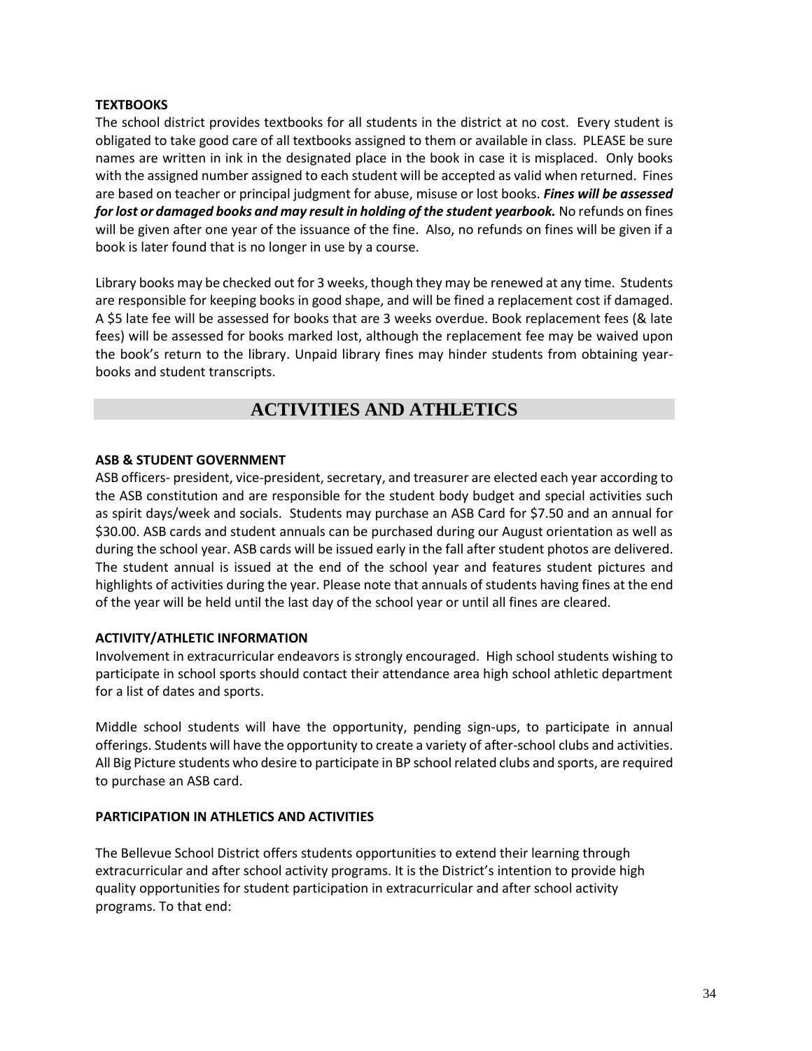**TEXTBOOKS**

The school district provides textbooks for all students in the district at no cost. Every student is obligated to take good care of all textbooks assigned to them or available in class. PLEASE be sure names are written in ink in the designated place in the book in case it is misplaced. Only books with the assigned number assigned to each student will be accepted as valid when returned. Fines are based on teacher or principal judgment for abuse, misuse or lost books. ***Fines will be assessed for lost or damaged books and may result in holding of the student yearbook.*** No refunds on fines will be given after one year of the issuance of the fine. Also, no refunds on fines will be given if a book is later found that is no longer in use by a course.

Library books may be checked out for 3 weeks, though they may be renewed at any time. Students are responsible for keeping books in good shape, and will be fined a replacement cost if damaged. A $5 late fee will be assessed for books that are 3 weeks overdue. Book replacement fees (& late fees) will be assessed for books marked lost, although the replacement fee may be waived upon the book's return to the library. Unpaid library fines may hinder students from obtaining yearbooks and student transcripts.

## ACTIVITIES AND ATHLETICS

**ASB & STUDENT GOVERNMENT**

ASB officers- president, vice-president, secretary, and treasurer are elected each year according to the ASB constitution and are responsible for the student body budget and special activities such as spirit days/week and socials. Students may purchase an ASB Card for $7.50 and an annual for $30.00. ASB cards and student annuals can be purchased during our August orientation as well as during the school year. ASB cards will be issued early in the fall after student photos are delivered. The student annual is issued at the end of the school year and features student pictures and highlights of activities during the year. Please note that annuals of students having fines at the end of the year will be held until the last day of the school year or until all fines are cleared.

**ACTIVITY/ATHLETIC INFORMATION**

Involvement in extracurricular endeavors is strongly encouraged. High school students wishing to participate in school sports should contact their attendance area high school athletic department for a list of dates and sports.

Middle school students will have the opportunity, pending sign-ups, to participate in annual offerings. Students will have the opportunity to create a variety of after-school clubs and activities. All Big Picture students who desire to participate in BP school related clubs and sports, are required to purchase an ASB card.

**PARTICIPATION IN ATHLETICS AND ACTIVITIES**

The Bellevue School District offers students opportunities to extend their learning through extracurricular and after school activity programs. It is the District's intention to provide high quality opportunities for student participation in extracurricular and after school activity programs. To that end: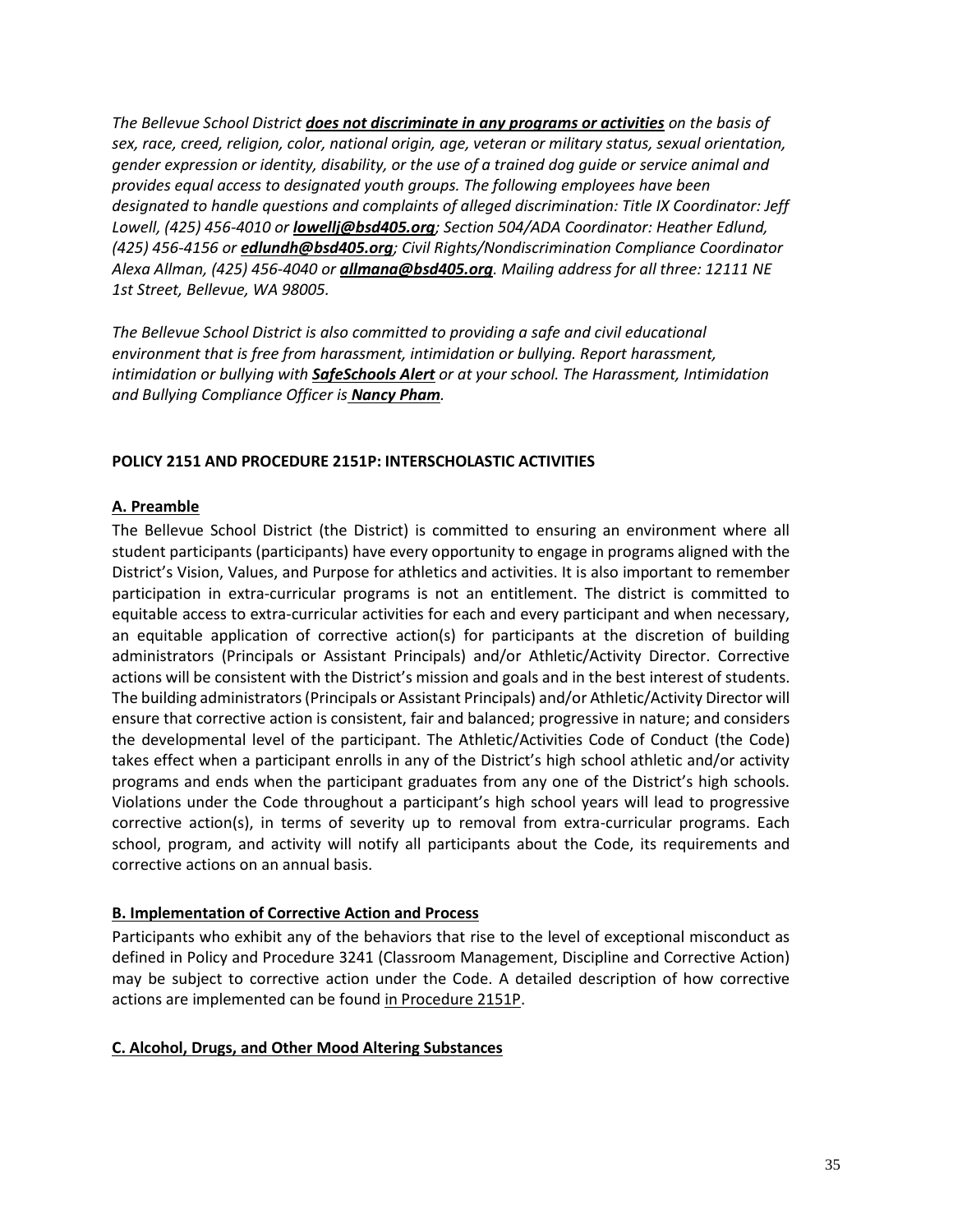*The Bellevue School District **does not discriminate in any programs or activities** on the basis of sex, race, creed, religion, color, national origin, age, veteran or military status, sexual orientation, gender expression or identity, disability, or the use of a trained dog guide or service animal and provides equal access to designated youth groups. The following employees have been designated to handle questions and complaints of alleged discrimination: Title IX Coordinator: Jeff Lowell, (425) 456-4010 or **lowellj@bsd405.org**; Section 504/ADA Coordinator: Heather Edlund, (425) 456-4156 or **edlundh@bsd405.org**; Civil Rights/Nondiscrimination Compliance Coordinator Alexa Allman, (425) 456-4040 or **allmana@bsd405.org**. Mailing address for all three: 12111 NE 1st Street, Bellevue, WA 98005.*

*The Bellevue School District is also committed to providing a safe and civil educational environment that is free from harassment, intimidation or bullying. Report harassment, intimidation or bullying with **SafeSchools Alert** or at your school. The Harassment, Intimidation and Bullying Compliance Officer is **Nancy Pham**.*

**POLICY 2151 AND PROCEDURE 2151P: INTERSCHOLASTIC ACTIVITIES**

**A. Preamble**

The Bellevue School District (the District) is committed to ensuring an environment where all student participants (participants) have every opportunity to engage in programs aligned with the District's Vision, Values, and Purpose for athletics and activities. It is also important to remember participation in extra-curricular programs is not an entitlement. The district is committed to equitable access to extra-curricular activities for each and every participant and when necessary, an equitable application of corrective action(s) for participants at the discretion of building administrators (Principals or Assistant Principals) and/or Athletic/Activity Director. Corrective actions will be consistent with the District's mission and goals and in the best interest of students. The building administrators (Principals or Assistant Principals) and/or Athletic/Activity Director will ensure that corrective action is consistent, fair and balanced; progressive in nature; and considers the developmental level of the participant. The Athletic/Activities Code of Conduct (the Code) takes effect when a participant enrolls in any of the District's high school athletic and/or activity programs and ends when the participant graduates from any one of the District's high schools. Violations under the Code throughout a participant's high school years will lead to progressive corrective action(s), in terms of severity up to removal from extra-curricular programs. Each school, program, and activity will notify all participants about the Code, its requirements and corrective actions on an annual basis.

**B. Implementation of Corrective Action and Process**

Participants who exhibit any of the behaviors that rise to the level of exceptional misconduct as defined in Policy and Procedure 3241 (Classroom Management, Discipline and Corrective Action) may be subject to corrective action under the Code. A detailed description of how corrective actions are implemented can be found in Procedure 2151P.

**C. Alcohol, Drugs, and Other Mood Altering Substances**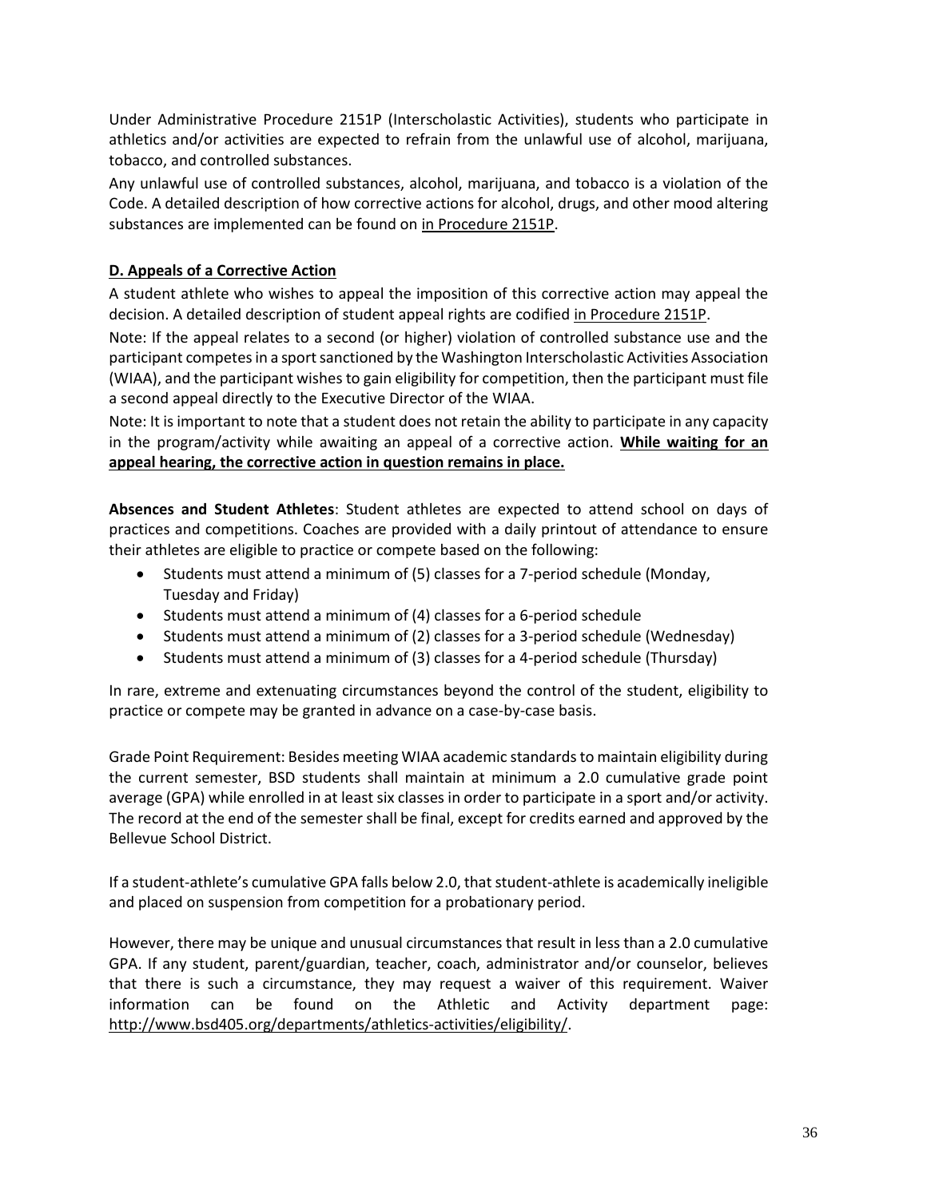Under Administrative Procedure 2151P (Interscholastic Activities), students who participate in athletics and/or activities are expected to refrain from the unlawful use of alcohol, marijuana, tobacco, and controlled substances.

Any unlawful use of controlled substances, alcohol, marijuana, and tobacco is a violation of the Code. A detailed description of how corrective actions for alcohol, drugs, and other mood altering substances are implemented can be found on in Procedure 2151P.

**D. Appeals of a Corrective Action**

A student athlete who wishes to appeal the imposition of this corrective action may appeal the decision. A detailed description of student appeal rights are codified in Procedure 2151P.

Note: If the appeal relates to a second (or higher) violation of controlled substance use and the participant competes in a sport sanctioned by the Washington Interscholastic Activities Association (WIAA), and the participant wishes to gain eligibility for competition, then the participant must file a second appeal directly to the Executive Director of the WIAA.

Note: It is important to note that a student does not retain the ability to participate in any capacity in the program/activity while awaiting an appeal of a corrective action. **While waiting for an appeal hearing, the corrective action in question remains in place.**

**Absences and Student Athletes**: Student athletes are expected to attend school on days of practices and competitions. Coaches are provided with a daily printout of attendance to ensure their athletes are eligible to practice or compete based on the following:

- Students must attend a minimum of (5) classes for a 7-period schedule (Monday, Tuesday and Friday)
- Students must attend a minimum of (4) classes for a 6-period schedule
- Students must attend a minimum of (2) classes for a 3-period schedule (Wednesday)
- Students must attend a minimum of (3) classes for a 4-period schedule (Thursday)

In rare, extreme and extenuating circumstances beyond the control of the student, eligibility to practice or compete may be granted in advance on a case-by-case basis.

Grade Point Requirement: Besides meeting WIAA academic standards to maintain eligibility during the current semester, BSD students shall maintain at minimum a 2.0 cumulative grade point average (GPA) while enrolled in at least six classes in order to participate in a sport and/or activity. The record at the end of the semester shall be final, except for credits earned and approved by the Bellevue School District.

If a student-athlete's cumulative GPA falls below 2.0, that student-athlete is academically ineligible and placed on suspension from competition for a probationary period.

However, there may be unique and unusual circumstances that result in less than a 2.0 cumulative GPA. If any student, parent/guardian, teacher, coach, administrator and/or counselor, believes that there is such a circumstance, they may request a waiver of this requirement. Waiver information can be found on the Athletic and Activity department page: http://www.bsd405.org/departments/athletics-activities/eligibility/.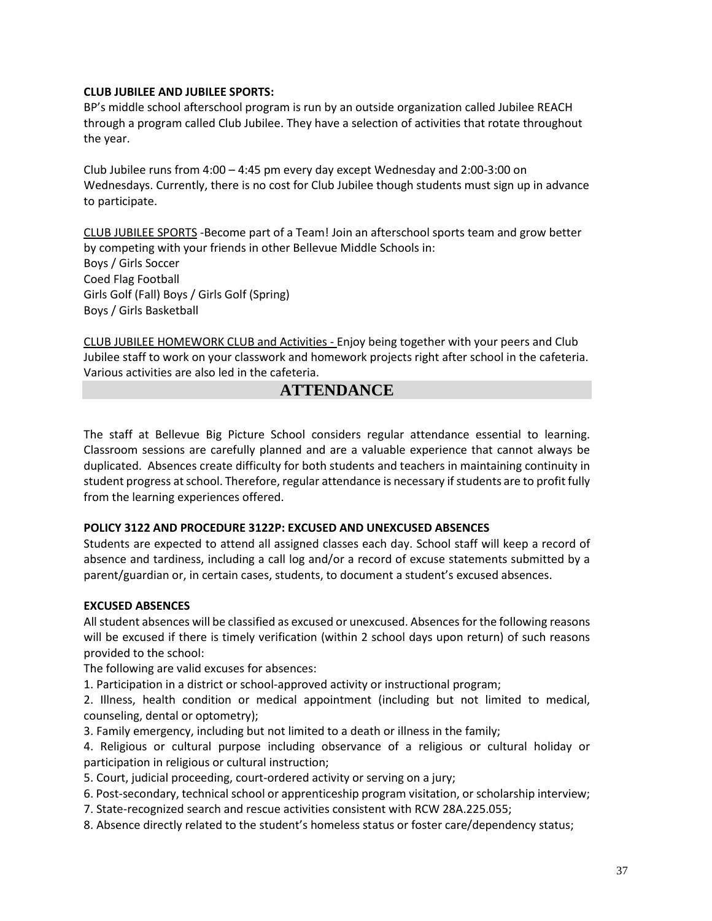**CLUB JUBILEE AND JUBILEE SPORTS:**

BP's middle school afterschool program is run by an outside organization called Jubilee REACH through a program called Club Jubilee. They have a selection of activities that rotate throughout the year.

Club Jubilee runs from 4:00 – 4:45 pm every day except Wednesday and 2:00-3:00 on Wednesdays. Currently, there is no cost for Club Jubilee though students must sign up in advance to participate.

<u>CLUB JUBILEE SPORTS</u> -Become part of a Team! Join an afterschool sports team and grow better by competing with your friends in other Bellevue Middle Schools in:
Boys / Girls Soccer
Coed Flag Football
Girls Golf (Fall) Boys / Girls Golf (Spring)
Boys / Girls Basketball

<u>CLUB JUBILEE HOMEWORK CLUB and Activities -</u> Enjoy being together with your peers and Club Jubilee staff to work on your classwork and homework projects right after school in the cafeteria. Various activities are also led in the cafeteria.

# ATTENDANCE

The staff at Bellevue Big Picture School considers regular attendance essential to learning. Classroom sessions are carefully planned and are a valuable experience that cannot always be duplicated. Absences create difficulty for both students and teachers in maintaining continuity in student progress at school. Therefore, regular attendance is necessary if students are to profit fully from the learning experiences offered.

**POLICY 3122 AND PROCEDURE 3122P: EXCUSED AND UNEXCUSED ABSENCES**

Students are expected to attend all assigned classes each day. School staff will keep a record of absence and tardiness, including a call log and/or a record of excuse statements submitted by a parent/guardian or, in certain cases, students, to document a student's excused absences.

**EXCUSED ABSENCES**

All student absences will be classified as excused or unexcused. Absences for the following reasons will be excused if there is timely verification (within 2 school days upon return) of such reasons provided to the school:

The following are valid excuses for absences:

1. Participation in a district or school-approved activity or instructional program;
2. Illness, health condition or medical appointment (including but not limited to medical, counseling, dental or optometry);
3. Family emergency, including but not limited to a death or illness in the family;
4. Religious or cultural purpose including observance of a religious or cultural holiday or participation in religious or cultural instruction;
5. Court, judicial proceeding, court-ordered activity or serving on a jury;
6. Post-secondary, technical school or apprenticeship program visitation, or scholarship interview;
7. State-recognized search and rescue activities consistent with RCW 28A.225.055;
8. Absence directly related to the student's homeless status or foster care/dependency status;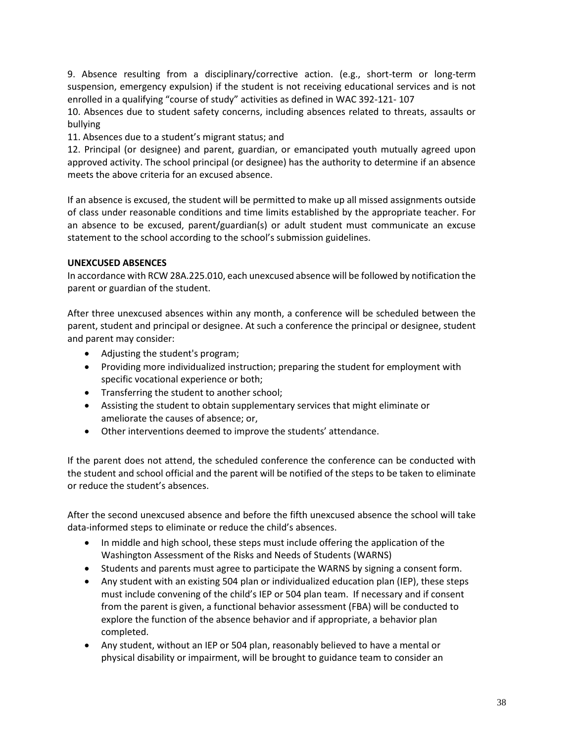9. Absence resulting from a disciplinary/corrective action. (e.g., short-term or long-term suspension, emergency expulsion) if the student is not receiving educational services and is not enrolled in a qualifying "course of study" activities as defined in WAC 392-121- 107

10. Absences due to student safety concerns, including absences related to threats, assaults or bullying

11. Absences due to a student's migrant status; and

12. Principal (or designee) and parent, guardian, or emancipated youth mutually agreed upon approved activity. The school principal (or designee) has the authority to determine if an absence meets the above criteria for an excused absence.

If an absence is excused, the student will be permitted to make up all missed assignments outside of class under reasonable conditions and time limits established by the appropriate teacher. For an absence to be excused, parent/guardian(s) or adult student must communicate an excuse statement to the school according to the school's submission guidelines.

**UNEXCUSED ABSENCES**

In accordance with RCW 28A.225.010, each unexcused absence will be followed by notification the parent or guardian of the student.

After three unexcused absences within any month, a conference will be scheduled between the parent, student and principal or designee. At such a conference the principal or designee, student and parent may consider:

- Adjusting the student's program;
- Providing more individualized instruction; preparing the student for employment with specific vocational experience or both;
- Transferring the student to another school;
- Assisting the student to obtain supplementary services that might eliminate or ameliorate the causes of absence; or,
- Other interventions deemed to improve the students' attendance.

If the parent does not attend, the scheduled conference the conference can be conducted with the student and school official and the parent will be notified of the steps to be taken to eliminate or reduce the student's absences.

After the second unexcused absence and before the fifth unexcused absence the school will take data-informed steps to eliminate or reduce the child's absences.

- In middle and high school, these steps must include offering the application of the Washington Assessment of the Risks and Needs of Students (WARNS)
- Students and parents must agree to participate the WARNS by signing a consent form.
- Any student with an existing 504 plan or individualized education plan (IEP), these steps must include convening of the child's IEP or 504 plan team. If necessary and if consent from the parent is given, a functional behavior assessment (FBA) will be conducted to explore the function of the absence behavior and if appropriate, a behavior plan completed.
- Any student, without an IEP or 504 plan, reasonably believed to have a mental or physical disability or impairment, will be brought to guidance team to consider an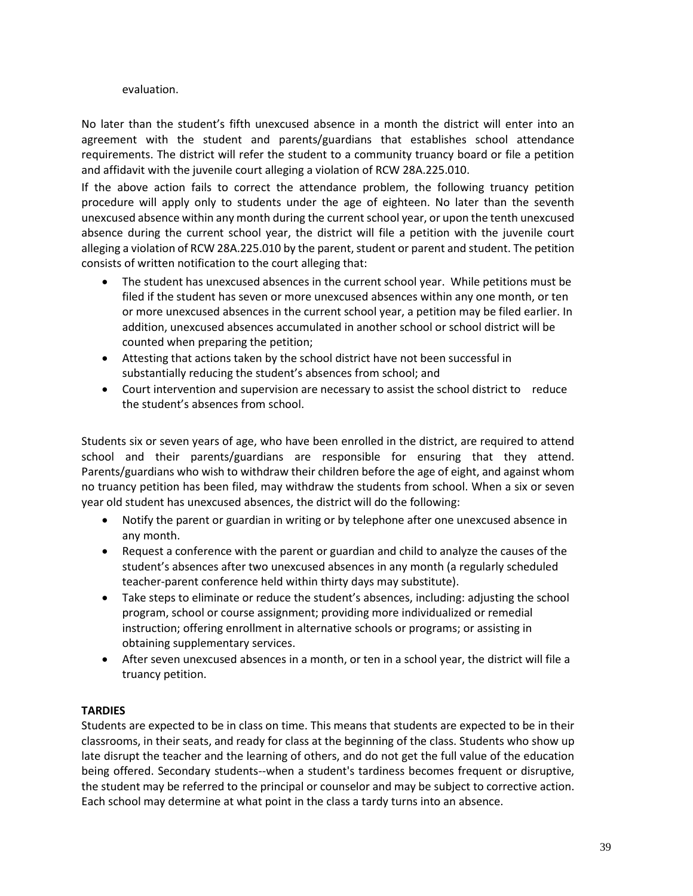evaluation.

No later than the student's fifth unexcused absence in a month the district will enter into an agreement with the student and parents/guardians that establishes school attendance requirements. The district will refer the student to a community truancy board or file a petition and affidavit with the juvenile court alleging a violation of RCW 28A.225.010.

If the above action fails to correct the attendance problem, the following truancy petition procedure will apply only to students under the age of eighteen. No later than the seventh unexcused absence within any month during the current school year, or upon the tenth unexcused absence during the current school year, the district will file a petition with the juvenile court alleging a violation of RCW 28A.225.010 by the parent, student or parent and student. The petition consists of written notification to the court alleging that:

- The student has unexcused absences in the current school year. While petitions must be filed if the student has seven or more unexcused absences within any one month, or ten or more unexcused absences in the current school year, a petition may be filed earlier. In addition, unexcused absences accumulated in another school or school district will be counted when preparing the petition;
- Attesting that actions taken by the school district have not been successful in substantially reducing the student's absences from school; and
- Court intervention and supervision are necessary to assist the school district to reduce the student's absences from school.

Students six or seven years of age, who have been enrolled in the district, are required to attend school and their parents/guardians are responsible for ensuring that they attend. Parents/guardians who wish to withdraw their children before the age of eight, and against whom no truancy petition has been filed, may withdraw the students from school. When a six or seven year old student has unexcused absences, the district will do the following:

- Notify the parent or guardian in writing or by telephone after one unexcused absence in any month.
- Request a conference with the parent or guardian and child to analyze the causes of the student's absences after two unexcused absences in any month (a regularly scheduled teacher-parent conference held within thirty days may substitute).
- Take steps to eliminate or reduce the student's absences, including: adjusting the school program, school or course assignment; providing more individualized or remedial instruction; offering enrollment in alternative schools or programs; or assisting in obtaining supplementary services.
- After seven unexcused absences in a month, or ten in a school year, the district will file a truancy petition.

**TARDIES**

Students are expected to be in class on time. This means that students are expected to be in their classrooms, in their seats, and ready for class at the beginning of the class. Students who show up late disrupt the teacher and the learning of others, and do not get the full value of the education being offered. Secondary students--when a student's tardiness becomes frequent or disruptive, the student may be referred to the principal or counselor and may be subject to corrective action. Each school may determine at what point in the class a tardy turns into an absence.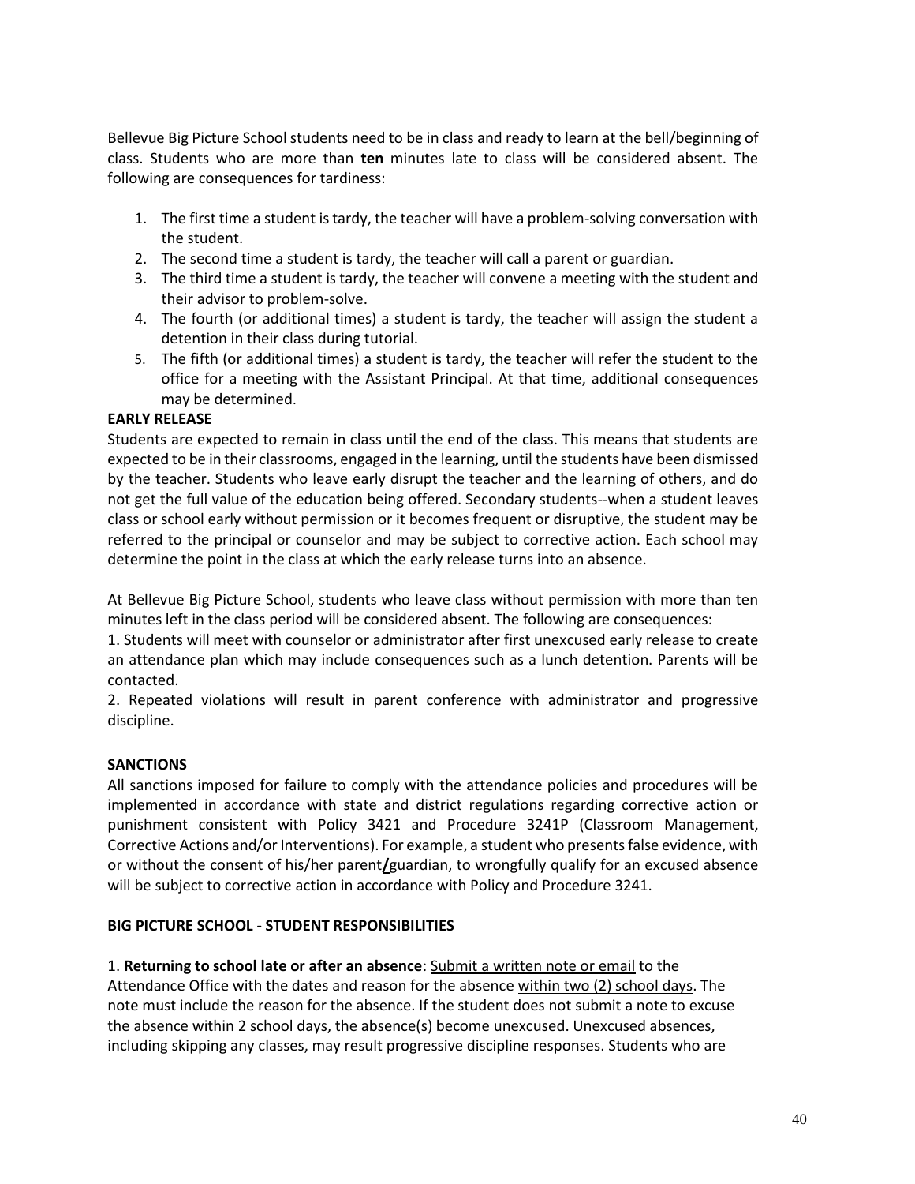Bellevue Big Picture School students need to be in class and ready to learn at the bell/beginning of class. Students who are more than **ten** minutes late to class will be considered absent. The following are consequences for tardiness:

1. The first time a student is tardy, the teacher will have a problem-solving conversation with the student.
2. The second time a student is tardy, the teacher will call a parent or guardian.
3. The third time a student is tardy, the teacher will convene a meeting with the student and their advisor to problem-solve.
4. The fourth (or additional times) a student is tardy, the teacher will assign the student a detention in their class during tutorial.
5. The fifth (or additional times) a student is tardy, the teacher will refer the student to the office for a meeting with the Assistant Principal. At that time, additional consequences may be determined.

**EARLY RELEASE**

Students are expected to remain in class until the end of the class. This means that students are expected to be in their classrooms, engaged in the learning, until the students have been dismissed by the teacher. Students who leave early disrupt the teacher and the learning of others, and do not get the full value of the education being offered. Secondary students--when a student leaves class or school early without permission or it becomes frequent or disruptive, the student may be referred to the principal or counselor and may be subject to corrective action. Each school may determine the point in the class at which the early release turns into an absence.

At Bellevue Big Picture School, students who leave class without permission with more than ten minutes left in the class period will be considered absent. The following are consequences:

1. Students will meet with counselor or administrator after first unexcused early release to create an attendance plan which may include consequences such as a lunch detention. Parents will be contacted.
2. Repeated violations will result in parent conference with administrator and progressive discipline.

**SANCTIONS**

All sanctions imposed for failure to comply with the attendance policies and procedures will be implemented in accordance with state and district regulations regarding corrective action or punishment consistent with Policy 3421 and Procedure 3241P (Classroom Management, Corrective Actions and/or Interventions). For example, a student who presents false evidence, with or without the consent of his/her parent/guardian, to wrongfully qualify for an excused absence will be subject to corrective action in accordance with Policy and Procedure 3241.

**BIG PICTURE SCHOOL - STUDENT RESPONSIBILITIES**

1. **Returning to school late or after an absence**: Submit a written note or email to the Attendance Office with the dates and reason for the absence within two (2) school days. The note must include the reason for the absence. If the student does not submit a note to excuse the absence within 2 school days, the absence(s) become unexcused. Unexcused absences, including skipping any classes, may result progressive discipline responses. Students who are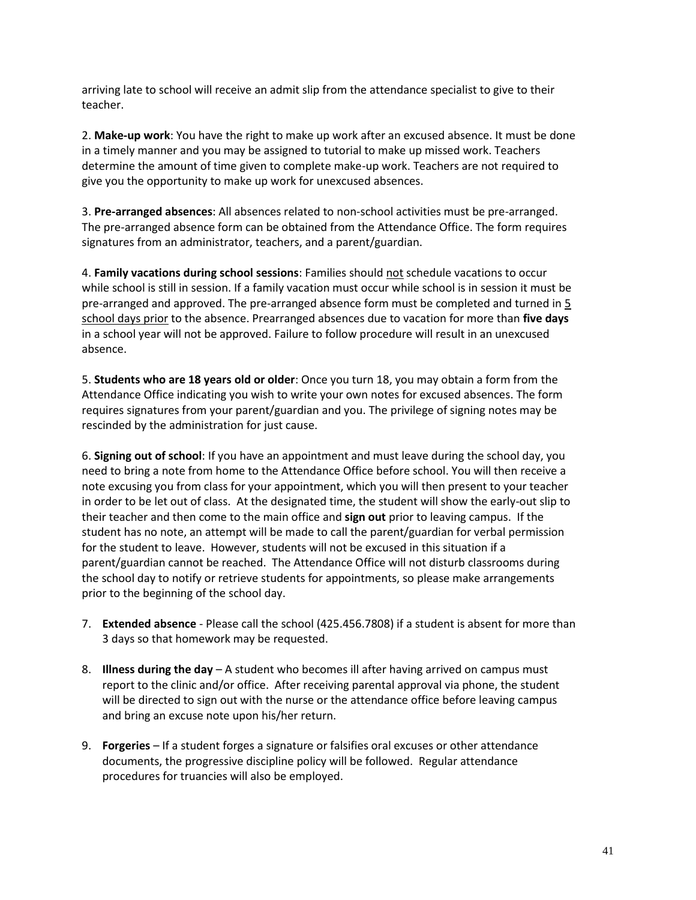arriving late to school will receive an admit slip from the attendance specialist to give to their teacher.

2. **Make-up work**: You have the right to make up work after an excused absence. It must be done in a timely manner and you may be assigned to tutorial to make up missed work. Teachers determine the amount of time given to complete make-up work. Teachers are not required to give you the opportunity to make up work for unexcused absences.

3. **Pre-arranged absences**: All absences related to non-school activities must be pre-arranged. The pre-arranged absence form can be obtained from the Attendance Office. The form requires signatures from an administrator, teachers, and a parent/guardian.

4. **Family vacations during school sessions**: Families should not schedule vacations to occur while school is still in session. If a family vacation must occur while school is in session it must be pre-arranged and approved. The pre-arranged absence form must be completed and turned in 5 school days prior to the absence. Prearranged absences due to vacation for more than **five days** in a school year will not be approved. Failure to follow procedure will result in an unexcused absence.

5. **Students who are 18 years old or older**: Once you turn 18, you may obtain a form from the Attendance Office indicating you wish to write your own notes for excused absences. The form requires signatures from your parent/guardian and you. The privilege of signing notes may be rescinded by the administration for just cause.

6. **Signing out of school**: If you have an appointment and must leave during the school day, you need to bring a note from home to the Attendance Office before school. You will then receive a note excusing you from class for your appointment, which you will then present to your teacher in order to be let out of class. At the designated time, the student will show the early-out slip to their teacher and then come to the main office and **sign out** prior to leaving campus. If the student has no note, an attempt will be made to call the parent/guardian for verbal permission for the student to leave. However, students will not be excused in this situation if a parent/guardian cannot be reached. The Attendance Office will not disturb classrooms during the school day to notify or retrieve students for appointments, so please make arrangements prior to the beginning of the school day.

7. **Extended absence** - Please call the school (425.456.7808) if a student is absent for more than 3 days so that homework may be requested.

8. **Illness during the day** – A student who becomes ill after having arrived on campus must report to the clinic and/or office. After receiving parental approval via phone, the student will be directed to sign out with the nurse or the attendance office before leaving campus and bring an excuse note upon his/her return.

9. **Forgeries** – If a student forges a signature or falsifies oral excuses or other attendance documents, the progressive discipline policy will be followed. Regular attendance procedures for truancies will also be employed.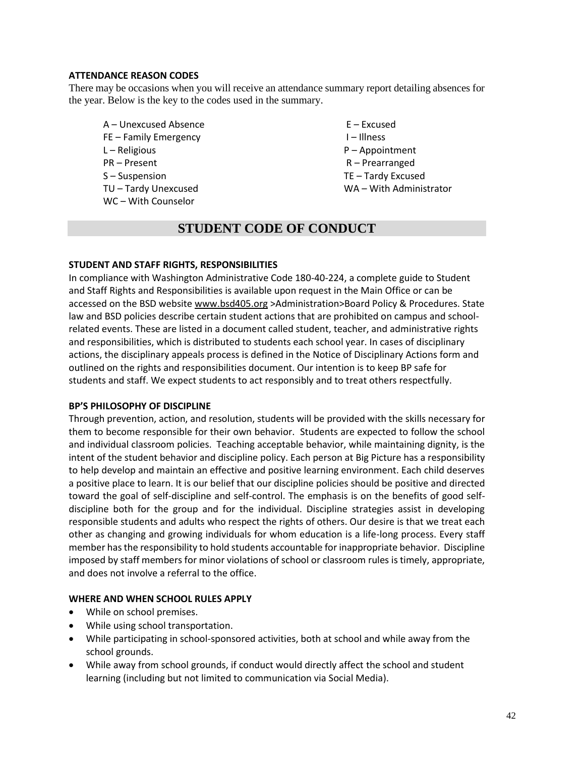### ATTENDANCE REASON CODES

There may be occasions when you will receive an attendance summary report detailing absences for the year. Below is the key to the codes used in the summary.

- A – Unexcused Absence
- E – Excused
- FE – Family Emergency
- I – Illness
- L – Religious
- P – Appointment
- PR – Present
- R – Prearranged
- S – Suspension
- TE – Tardy Excused
- TU – Tardy Unexcused
- WA – With Administrator
- WC – With Counselor

## STUDENT CODE OF CONDUCT

### STUDENT AND STAFF RIGHTS, RESPONSIBILITIES

In compliance with Washington Administrative Code 180-40-224, a complete guide to Student and Staff Rights and Responsibilities is available upon request in the Main Office or can be accessed on the BSD website www.bsd405.org >Administration>Board Policy & Procedures. State law and BSD policies describe certain student actions that are prohibited on campus and school-related events. These are listed in a document called student, teacher, and administrative rights and responsibilities, which is distributed to students each school year. In cases of disciplinary actions, the disciplinary appeals process is defined in the Notice of Disciplinary Actions form and outlined on the rights and responsibilities document. Our intention is to keep BP safe for students and staff. We expect students to act responsibly and to treat others respectfully.

### BP'S PHILOSOPHY OF DISCIPLINE

Through prevention, action, and resolution, students will be provided with the skills necessary for them to become responsible for their own behavior. Students are expected to follow the school and individual classroom policies. Teaching acceptable behavior, while maintaining dignity, is the intent of the student behavior and discipline policy. Each person at Big Picture has a responsibility to help develop and maintain an effective and positive learning environment. Each child deserves a positive place to learn. It is our belief that our discipline policies should be positive and directed toward the goal of self-discipline and self-control. The emphasis is on the benefits of good self-discipline both for the group and for the individual. Discipline strategies assist in developing responsible students and adults who respect the rights of others. Our desire is that we treat each other as changing and growing individuals for whom education is a life-long process. Every staff member has the responsibility to hold students accountable for inappropriate behavior. Discipline imposed by staff members for minor violations of school or classroom rules is timely, appropriate, and does not involve a referral to the office.

### WHERE AND WHEN SCHOOL RULES APPLY

- While on school premises.
- While using school transportation.
- While participating in school-sponsored activities, both at school and while away from the school grounds.
- While away from school grounds, if conduct would directly affect the school and student learning (including but not limited to communication via Social Media).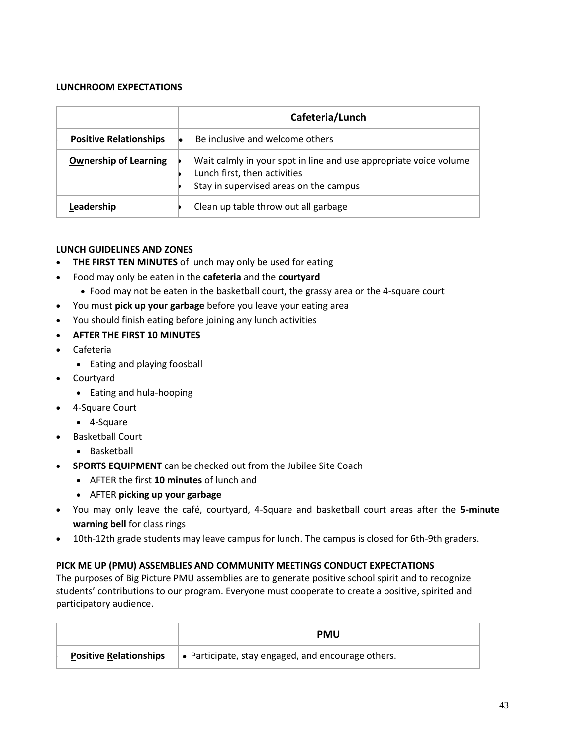**LUNCHROOM EXPECTATIONS**

| | Cafeteria/Lunch |
|---|---|
| Positive Relationships | • Be inclusive and welcome others |
| Ownership of Learning | • Wait calmly in your spot in line and use appropriate voice volume<br>• Lunch first, then activities<br>• Stay in supervised areas on the campus |
| Leadership | • Clean up table throw out all garbage |

**LUNCH GUIDELINES AND ZONES**

- **THE FIRST TEN MINUTES** of lunch may only be used for eating
- Food may only be eaten in the **cafeteria** and the **courtyard**
  - Food may not be eaten in the basketball court, the grassy area or the 4-square court
- You must **pick up your garbage** before you leave your eating area
- You should finish eating before joining any lunch activities
- **AFTER THE FIRST 10 MINUTES**
- Cafeteria
  - Eating and playing foosball
- Courtyard
  - Eating and hula-hooping
- 4-Square Court
  - 4-Square
- Basketball Court
  - Basketball
- **SPORTS EQUIPMENT** can be checked out from the Jubilee Site Coach
  - AFTER the first **10 minutes** of lunch and
  - AFTER **picking up your garbage**
- You may only leave the café, courtyard, 4-Square and basketball court areas after the **5-minute warning bell** for class rings
- 10th-12th grade students may leave campus for lunch. The campus is closed for 6th-9th graders.

**PICK ME UP (PMU) ASSEMBLIES AND COMMUNITY MEETINGS CONDUCT EXPECTATIONS**

The purposes of Big Picture PMU assemblies are to generate positive school spirit and to recognize students' contributions to our program. Everyone must cooperate to create a positive, spirited and participatory audience.

| | PMU |
|---|---|
| Positive Relationships | • Participate, stay engaged, and encourage others. |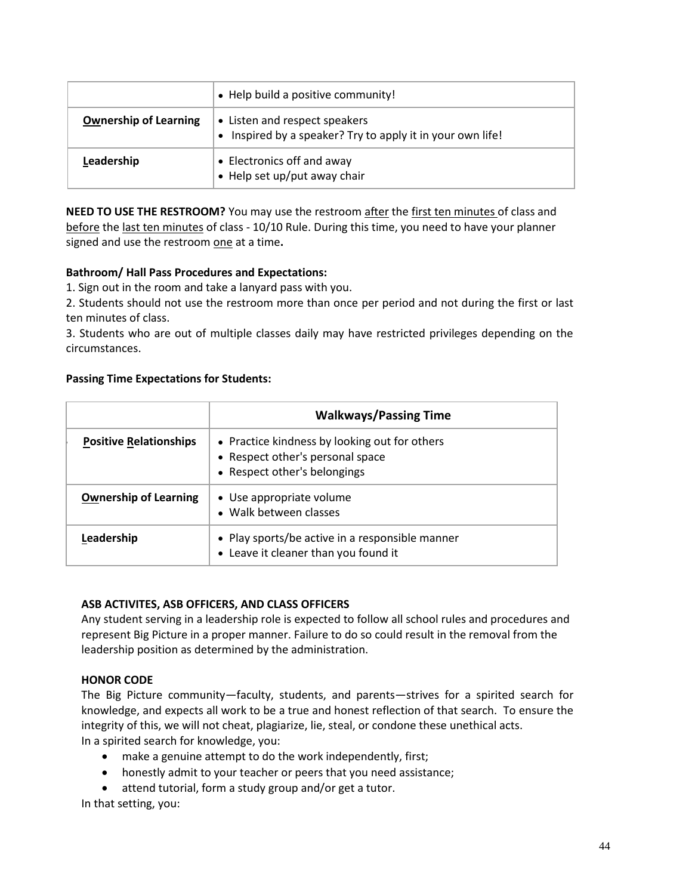| | |
|---|---|
| | • Help build a positive community! |
| **Ownership of Learning** | • Listen and respect speakers<br>• Inspired by a speaker? Try to apply it in your own life! |
| **Leadership** | • Electronics off and away<br>• Help set up/put away chair |

**NEED TO USE THE RESTROOM?** You may use the restroom after the first ten minutes of class and before the last ten minutes of class - 10/10 Rule. During this time, you need to have your planner signed and use the restroom one at a time**.**

**Bathroom/ Hall Pass Procedures and Expectations:**

1. Sign out in the room and take a lanyard pass with you.
2. Students should not use the restroom more than once per period and not during the first or last ten minutes of class.
3. Students who are out of multiple classes daily may have restricted privileges depending on the circumstances.

**Passing Time Expectations for Students:**

| | **Walkways/Passing Time** |
|---|---|
| **Positive Relationships** | • Practice kindness by looking out for others<br>• Respect other's personal space<br>• Respect other's belongings |
| **Ownership of Learning** | • Use appropriate volume<br>• Walk between classes |
| **Leadership** | • Play sports/be active in a responsible manner<br>• Leave it cleaner than you found it |

**ASB ACTIVITES, ASB OFFICERS, AND CLASS OFFICERS**

Any student serving in a leadership role is expected to follow all school rules and procedures and represent Big Picture in a proper manner. Failure to do so could result in the removal from the leadership position as determined by the administration.

**HONOR CODE**

The Big Picture community—faculty, students, and parents—strives for a spirited search for knowledge, and expects all work to be a true and honest reflection of that search. To ensure the integrity of this, we will not cheat, plagiarize, lie, steal, or condone these unethical acts.

In a spirited search for knowledge, you:

- make a genuine attempt to do the work independently, first;
- honestly admit to your teacher or peers that you need assistance;
- attend tutorial, form a study group and/or get a tutor.

In that setting, you: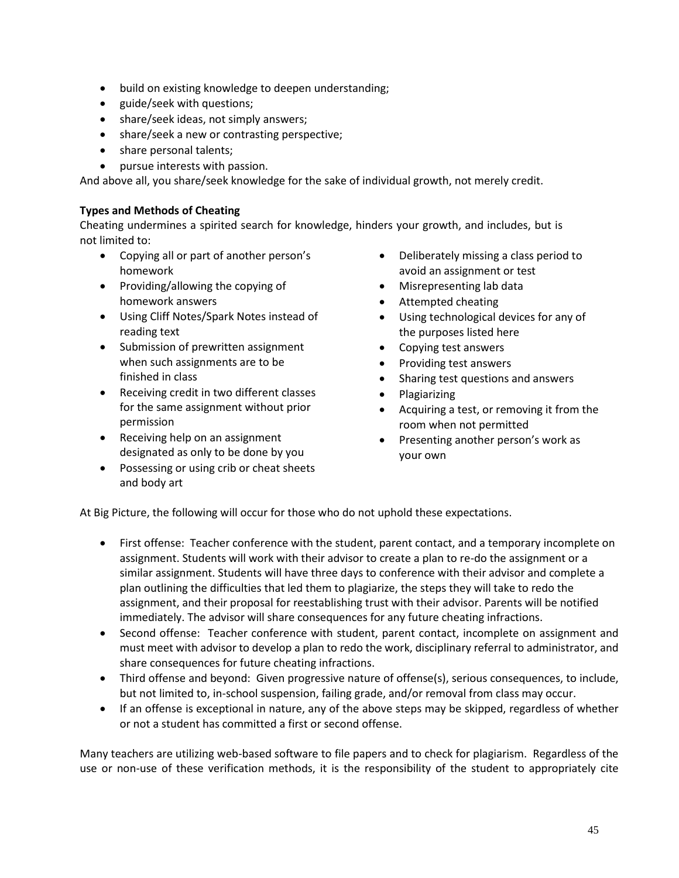- build on existing knowledge to deepen understanding;
- guide/seek with questions;
- share/seek ideas, not simply answers;
- share/seek a new or contrasting perspective;
- share personal talents;
- pursue interests with passion.

And above all, you share/seek knowledge for the sake of individual growth, not merely credit.

**Types and Methods of Cheating**

Cheating undermines a spirited search for knowledge, hinders your growth, and includes, but is not limited to:

- Copying all or part of another person's homework
- Providing/allowing the copying of homework answers
- Using Cliff Notes/Spark Notes instead of reading text
- Submission of prewritten assignment when such assignments are to be finished in class
- Receiving credit in two different classes for the same assignment without prior permission
- Receiving help on an assignment designated as only to be done by you
- Possessing or using crib or cheat sheets and body art
- Deliberately missing a class period to avoid an assignment or test
- Misrepresenting lab data
- Attempted cheating
- Using technological devices for any of the purposes listed here
- Copying test answers
- Providing test answers
- Sharing test questions and answers
- Plagiarizing
- Acquiring a test, or removing it from the room when not permitted
- Presenting another person's work as your own

At Big Picture, the following will occur for those who do not uphold these expectations.

- First offense: Teacher conference with the student, parent contact, and a temporary incomplete on assignment. Students will work with their advisor to create a plan to re-do the assignment or a similar assignment. Students will have three days to conference with their advisor and complete a plan outlining the difficulties that led them to plagiarize, the steps they will take to redo the assignment, and their proposal for reestablishing trust with their advisor. Parents will be notified immediately. The advisor will share consequences for any future cheating infractions.
- Second offense: Teacher conference with student, parent contact, incomplete on assignment and must meet with advisor to develop a plan to redo the work, disciplinary referral to administrator, and share consequences for future cheating infractions.
- Third offense and beyond: Given progressive nature of offense(s), serious consequences, to include, but not limited to, in-school suspension, failing grade, and/or removal from class may occur.
- If an offense is exceptional in nature, any of the above steps may be skipped, regardless of whether or not a student has committed a first or second offense.

Many teachers are utilizing web-based software to file papers and to check for plagiarism. Regardless of the use or non-use of these verification methods, it is the responsibility of the student to appropriately cite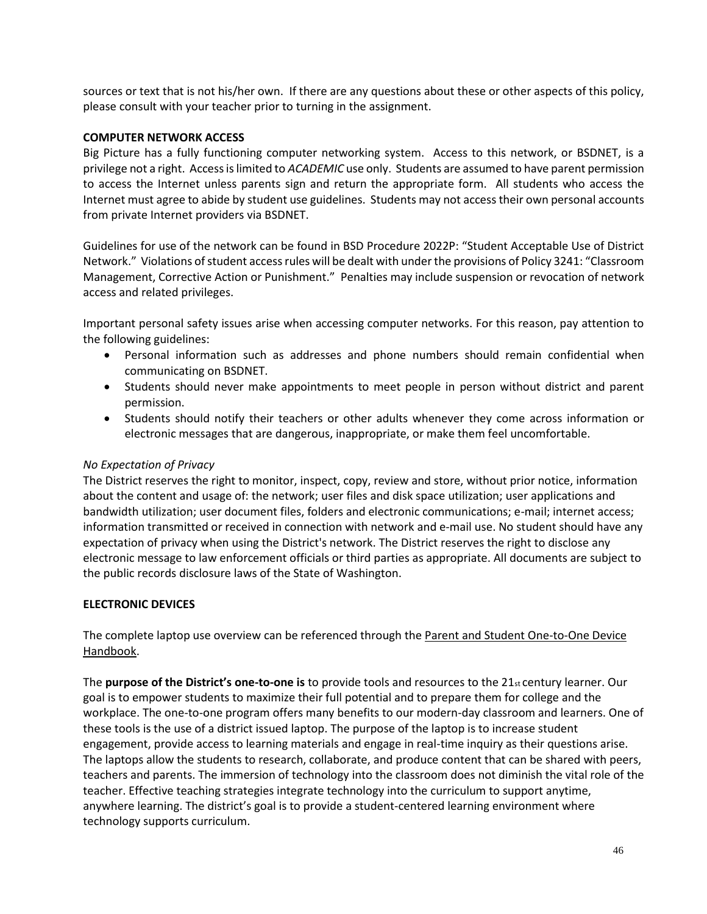sources or text that is not his/her own. If there are any questions about these or other aspects of this policy, please consult with your teacher prior to turning in the assignment.

**COMPUTER NETWORK ACCESS**

Big Picture has a fully functioning computer networking system. Access to this network, or BSDNET, is a privilege not a right. Access is limited to *ACADEMIC* use only. Students are assumed to have parent permission to access the Internet unless parents sign and return the appropriate form. All students who access the Internet must agree to abide by student use guidelines. Students may not access their own personal accounts from private Internet providers via BSDNET.

Guidelines for use of the network can be found in BSD Procedure 2022P: "Student Acceptable Use of District Network." Violations of student access rules will be dealt with under the provisions of Policy 3241: "Classroom Management, Corrective Action or Punishment." Penalties may include suspension or revocation of network access and related privileges.

Important personal safety issues arise when accessing computer networks. For this reason, pay attention to the following guidelines:

- Personal information such as addresses and phone numbers should remain confidential when communicating on BSDNET.
- Students should never make appointments to meet people in person without district and parent permission.
- Students should notify their teachers or other adults whenever they come across information or electronic messages that are dangerous, inappropriate, or make them feel uncomfortable.

*No Expectation of Privacy*

The District reserves the right to monitor, inspect, copy, review and store, without prior notice, information about the content and usage of: the network; user files and disk space utilization; user applications and bandwidth utilization; user document files, folders and electronic communications; e-mail; internet access; information transmitted or received in connection with network and e-mail use. No student should have any expectation of privacy when using the District's network. The District reserves the right to disclose any electronic message to law enforcement officials or third parties as appropriate. All documents are subject to the public records disclosure laws of the State of Washington.

**ELECTRONIC DEVICES**

The complete laptop use overview can be referenced through the Parent and Student One-to-One Device Handbook.

The **purpose of the District's one-to-one is** to provide tools and resources to the 21st century learner. Our goal is to empower students to maximize their full potential and to prepare them for college and the workplace. The one-to-one program offers many benefits to our modern-day classroom and learners. One of these tools is the use of a district issued laptop. The purpose of the laptop is to increase student engagement, provide access to learning materials and engage in real-time inquiry as their questions arise. The laptops allow the students to research, collaborate, and produce content that can be shared with peers, teachers and parents. The immersion of technology into the classroom does not diminish the vital role of the teacher. Effective teaching strategies integrate technology into the curriculum to support anytime, anywhere learning. The district's goal is to provide a student-centered learning environment where technology supports curriculum.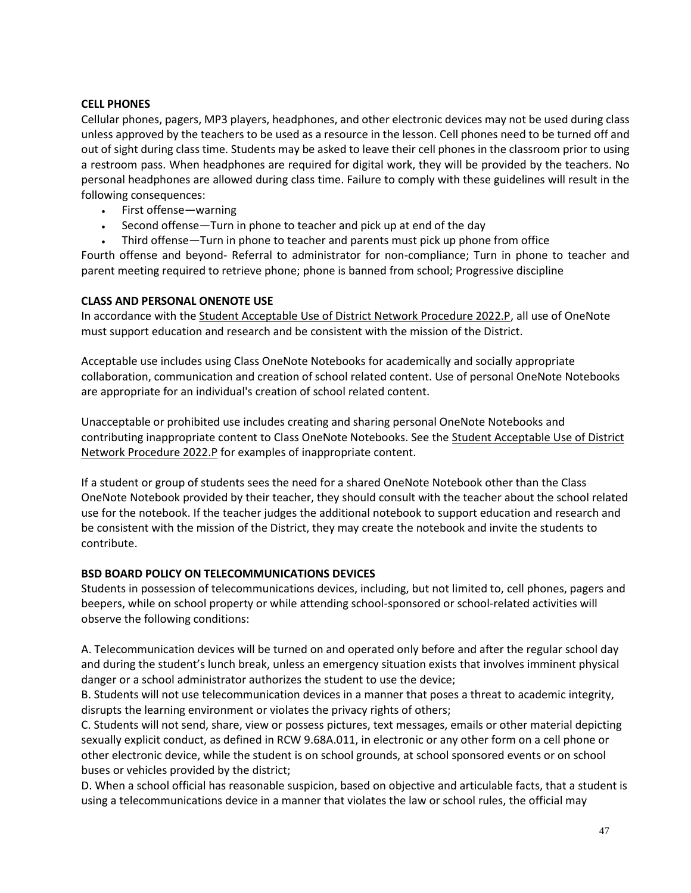### CELL PHONES

Cellular phones, pagers, MP3 players, headphones, and other electronic devices may not be used during class unless approved by the teachers to be used as a resource in the lesson. Cell phones need to be turned off and out of sight during class time. Students may be asked to leave their cell phones in the classroom prior to using a restroom pass. When headphones are required for digital work, they will be provided by the teachers. No personal headphones are allowed during class time. Failure to comply with these guidelines will result in the following consequences:

- First offense—warning
- Second offense—Turn in phone to teacher and pick up at end of the day
- Third offense—Turn in phone to teacher and parents must pick up phone from office

Fourth offense and beyond- Referral to administrator for non-compliance; Turn in phone to teacher and parent meeting required to retrieve phone; phone is banned from school; Progressive discipline

### CLASS AND PERSONAL ONENOTE USE

In accordance with the Student Acceptable Use of District Network Procedure 2022.P, all use of OneNote must support education and research and be consistent with the mission of the District.

Acceptable use includes using Class OneNote Notebooks for academically and socially appropriate collaboration, communication and creation of school related content. Use of personal OneNote Notebooks are appropriate for an individual's creation of school related content.

Unacceptable or prohibited use includes creating and sharing personal OneNote Notebooks and contributing inappropriate content to Class OneNote Notebooks. See the Student Acceptable Use of District Network Procedure 2022.P for examples of inappropriate content.

If a student or group of students sees the need for a shared OneNote Notebook other than the Class OneNote Notebook provided by their teacher, they should consult with the teacher about the school related use for the notebook. If the teacher judges the additional notebook to support education and research and be consistent with the mission of the District, they may create the notebook and invite the students to contribute.

### BSD BOARD POLICY ON TELECOMMUNICATIONS DEVICES

Students in possession of telecommunications devices, including, but not limited to, cell phones, pagers and beepers, while on school property or while attending school-sponsored or school-related activities will observe the following conditions:

A. Telecommunication devices will be turned on and operated only before and after the regular school day and during the student's lunch break, unless an emergency situation exists that involves imminent physical danger or a school administrator authorizes the student to use the device;

B. Students will not use telecommunication devices in a manner that poses a threat to academic integrity, disrupts the learning environment or violates the privacy rights of others;

C. Students will not send, share, view or possess pictures, text messages, emails or other material depicting sexually explicit conduct, as defined in RCW 9.68A.011, in electronic or any other form on a cell phone or other electronic device, while the student is on school grounds, at school sponsored events or on school buses or vehicles provided by the district;

D. When a school official has reasonable suspicion, based on objective and articulable facts, that a student is using a telecommunications device in a manner that violates the law or school rules, the official may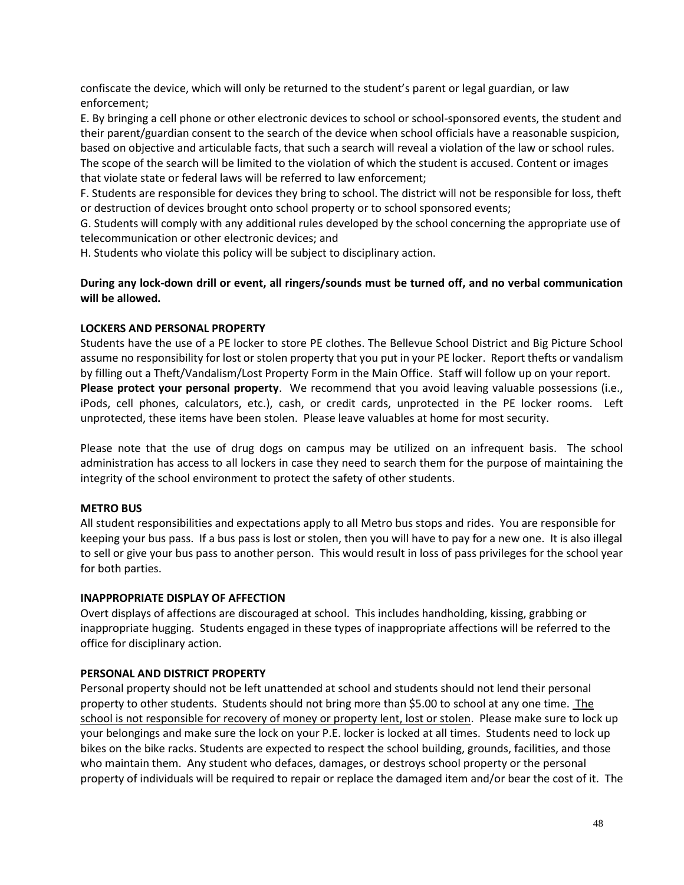confiscate the device, which will only be returned to the student's parent or legal guardian, or law enforcement;

E. By bringing a cell phone or other electronic devices to school or school-sponsored events, the student and their parent/guardian consent to the search of the device when school officials have a reasonable suspicion, based on objective and articulable facts, that such a search will reveal a violation of the law or school rules. The scope of the search will be limited to the violation of which the student is accused. Content or images that violate state or federal laws will be referred to law enforcement;

F. Students are responsible for devices they bring to school. The district will not be responsible for loss, theft or destruction of devices brought onto school property or to school sponsored events;

G. Students will comply with any additional rules developed by the school concerning the appropriate use of telecommunication or other electronic devices; and

H. Students who violate this policy will be subject to disciplinary action.

**During any lock-down drill or event, all ringers/sounds must be turned off, and no verbal communication will be allowed.**

**LOCKERS AND PERSONAL PROPERTY**

Students have the use of a PE locker to store PE clothes. The Bellevue School District and Big Picture School assume no responsibility for lost or stolen property that you put in your PE locker. Report thefts or vandalism by filling out a Theft/Vandalism/Lost Property Form in the Main Office. Staff will follow up on your report. **Please protect your personal property**. We recommend that you avoid leaving valuable possessions (i.e., iPods, cell phones, calculators, etc.), cash, or credit cards, unprotected in the PE locker rooms. Left unprotected, these items have been stolen. Please leave valuables at home for most security.

Please note that the use of drug dogs on campus may be utilized on an infrequent basis. The school administration has access to all lockers in case they need to search them for the purpose of maintaining the integrity of the school environment to protect the safety of other students.

**METRO BUS**

All student responsibilities and expectations apply to all Metro bus stops and rides. You are responsible for keeping your bus pass. If a bus pass is lost or stolen, then you will have to pay for a new one. It is also illegal to sell or give your bus pass to another person. This would result in loss of pass privileges for the school year for both parties.

**INAPPROPRIATE DISPLAY OF AFFECTION**

Overt displays of affections are discouraged at school. This includes handholding, kissing, grabbing or inappropriate hugging. Students engaged in these types of inappropriate affections will be referred to the office for disciplinary action.

**PERSONAL AND DISTRICT PROPERTY**

Personal property should not be left unattended at school and students should not lend their personal property to other students. Students should not bring more than $5.00 to school at any one time. The school is not responsible for recovery of money or property lent, lost or stolen. Please make sure to lock up your belongings and make sure the lock on your P.E. locker is locked at all times. Students need to lock up bikes on the bike racks. Students are expected to respect the school building, grounds, facilities, and those who maintain them. Any student who defaces, damages, or destroys school property or the personal property of individuals will be required to repair or replace the damaged item and/or bear the cost of it. The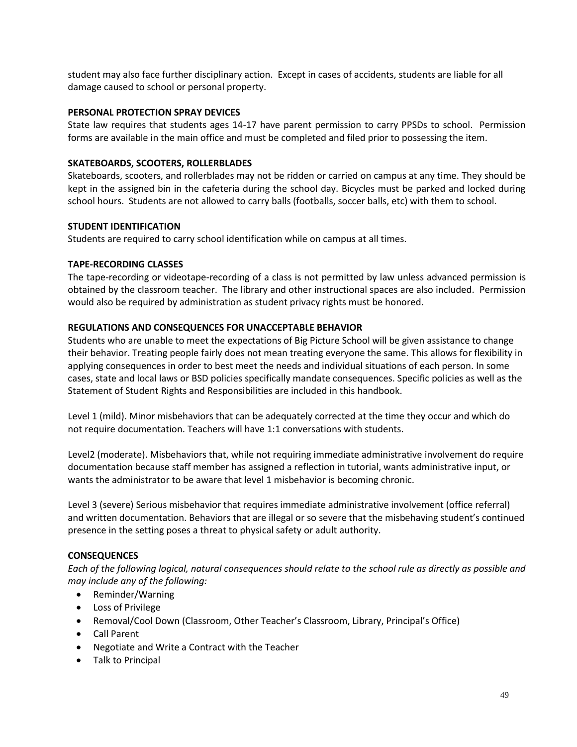student may also face further disciplinary action. Except in cases of accidents, students are liable for all damage caused to school or personal property.

**PERSONAL PROTECTION SPRAY DEVICES**

State law requires that students ages 14-17 have parent permission to carry PPSDs to school. Permission forms are available in the main office and must be completed and filed prior to possessing the item.

**SKATEBOARDS, SCOOTERS, ROLLERBLADES**

Skateboards, scooters, and rollerblades may not be ridden or carried on campus at any time. They should be kept in the assigned bin in the cafeteria during the school day. Bicycles must be parked and locked during school hours. Students are not allowed to carry balls (footballs, soccer balls, etc) with them to school.

**STUDENT IDENTIFICATION**

Students are required to carry school identification while on campus at all times.

**TAPE-RECORDING CLASSES**

The tape-recording or videotape-recording of a class is not permitted by law unless advanced permission is obtained by the classroom teacher. The library and other instructional spaces are also included. Permission would also be required by administration as student privacy rights must be honored.

**REGULATIONS AND CONSEQUENCES FOR UNACCEPTABLE BEHAVIOR**

Students who are unable to meet the expectations of Big Picture School will be given assistance to change their behavior. Treating people fairly does not mean treating everyone the same. This allows for flexibility in applying consequences in order to best meet the needs and individual situations of each person. In some cases, state and local laws or BSD policies specifically mandate consequences. Specific policies as well as the Statement of Student Rights and Responsibilities are included in this handbook.

Level 1 (mild). Minor misbehaviors that can be adequately corrected at the time they occur and which do not require documentation. Teachers will have 1:1 conversations with students.

Level2 (moderate). Misbehaviors that, while not requiring immediate administrative involvement do require documentation because staff member has assigned a reflection in tutorial, wants administrative input, or wants the administrator to be aware that level 1 misbehavior is becoming chronic.

Level 3 (severe) Serious misbehavior that requires immediate administrative involvement (office referral) and written documentation. Behaviors that are illegal or so severe that the misbehaving student's continued presence in the setting poses a threat to physical safety or adult authority.

**CONSEQUENCES**

*Each of the following logical, natural consequences should relate to the school rule as directly as possible and may include any of the following:*

- Reminder/Warning
- Loss of Privilege
- Removal/Cool Down (Classroom, Other Teacher's Classroom, Library, Principal's Office)
- Call Parent
- Negotiate and Write a Contract with the Teacher
- Talk to Principal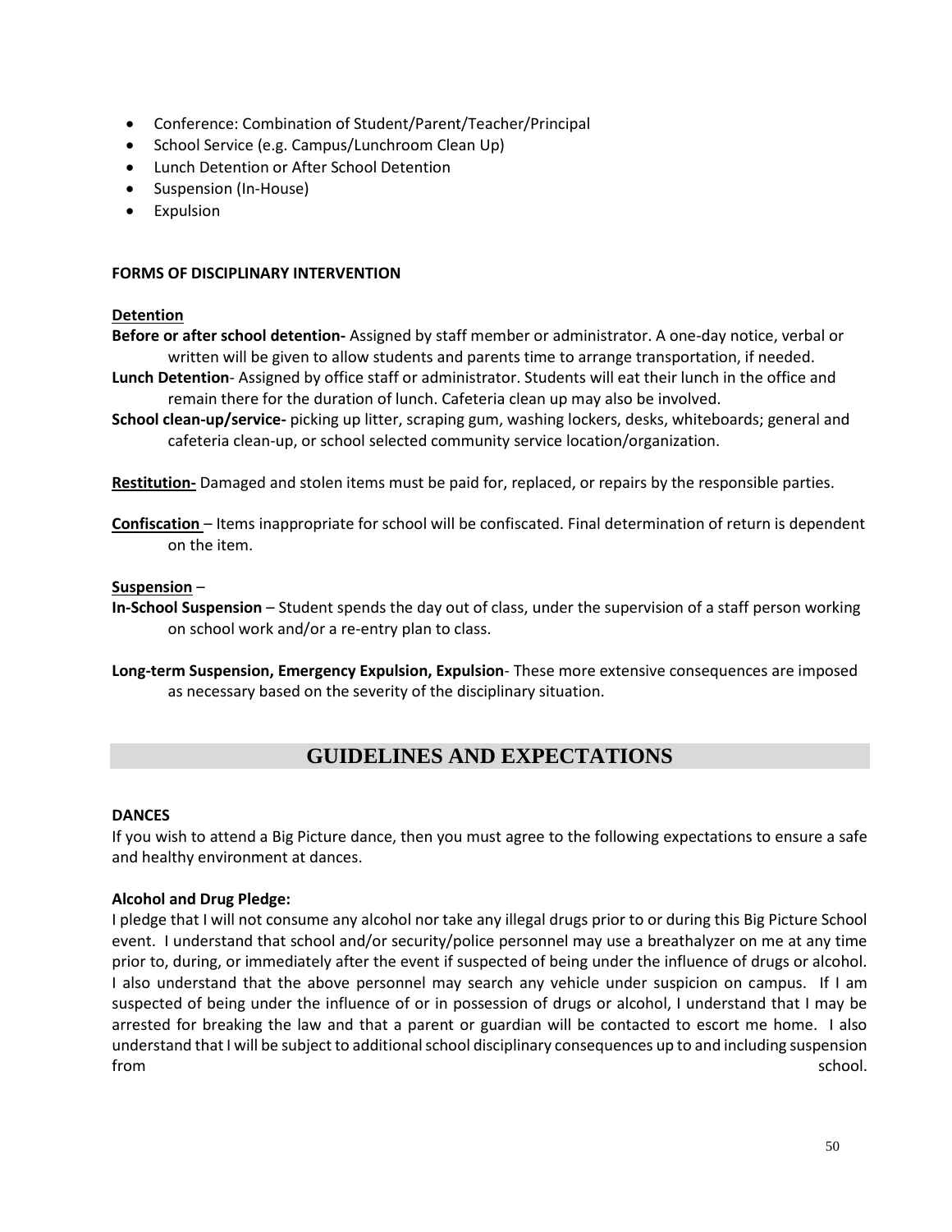- Conference: Combination of Student/Parent/Teacher/Principal
- School Service (e.g. Campus/Lunchroom Clean Up)
- Lunch Detention or After School Detention
- Suspension (In-House)
- Expulsion

**FORMS OF DISCIPLINARY INTERVENTION**

**Detention**

**Before or after school detention-** Assigned by staff member or administrator. A one-day notice, verbal or written will be given to allow students and parents time to arrange transportation, if needed.

**Lunch Detention**- Assigned by office staff or administrator. Students will eat their lunch in the office and remain there for the duration of lunch. Cafeteria clean up may also be involved.

**School clean-up/service-** picking up litter, scraping gum, washing lockers, desks, whiteboards; general and cafeteria clean-up, or school selected community service location/organization.

**Restitution-** Damaged and stolen items must be paid for, replaced, or repairs by the responsible parties.

**Confiscation** – Items inappropriate for school will be confiscated. Final determination of return is dependent on the item.

**Suspension** –

**In-School Suspension** – Student spends the day out of class, under the supervision of a staff person working on school work and/or a re-entry plan to class.

**Long-term Suspension, Emergency Expulsion, Expulsion**- These more extensive consequences are imposed as necessary based on the severity of the disciplinary situation.

## GUIDELINES AND EXPECTATIONS

**DANCES**

If you wish to attend a Big Picture dance, then you must agree to the following expectations to ensure a safe and healthy environment at dances.

**Alcohol and Drug Pledge:**

I pledge that I will not consume any alcohol nor take any illegal drugs prior to or during this Big Picture School event. I understand that school and/or security/police personnel may use a breathalyzer on me at any time prior to, during, or immediately after the event if suspected of being under the influence of drugs or alcohol. I also understand that the above personnel may search any vehicle under suspicion on campus. If I am suspected of being under the influence of or in possession of drugs or alcohol, I understand that I may be arrested for breaking the law and that a parent or guardian will be contacted to escort me home. I also understand that I will be subject to additional school disciplinary consequences up to and including suspension from school.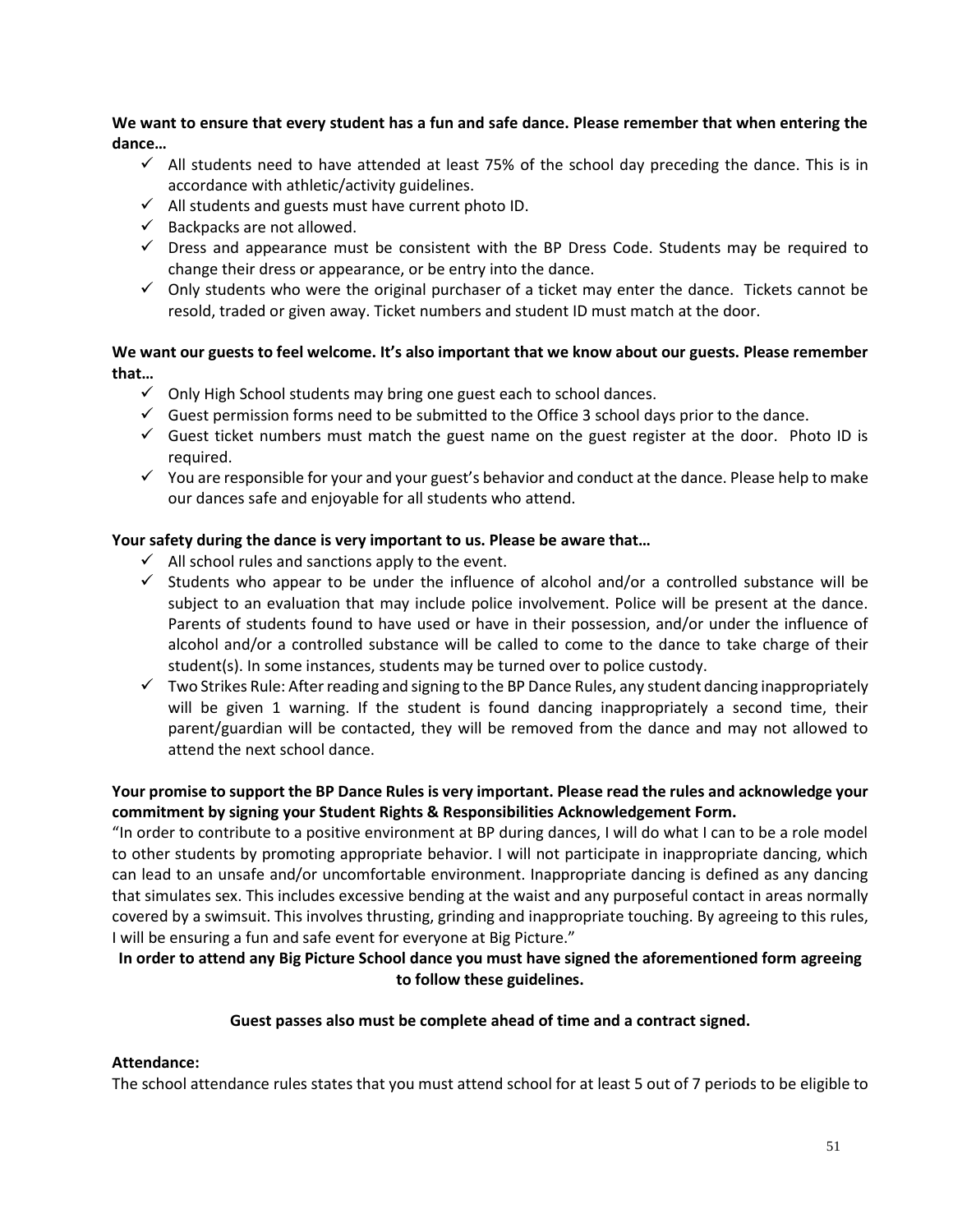**We want to ensure that every student has a fun and safe dance. Please remember that when entering the dance…**

- ✓ All students need to have attended at least 75% of the school day preceding the dance. This is in accordance with athletic/activity guidelines.
- ✓ All students and guests must have current photo ID.
- ✓ Backpacks are not allowed.
- ✓ Dress and appearance must be consistent with the BP Dress Code. Students may be required to change their dress or appearance, or be entry into the dance.
- ✓ Only students who were the original purchaser of a ticket may enter the dance. Tickets cannot be resold, traded or given away. Ticket numbers and student ID must match at the door.

**We want our guests to feel welcome. It's also important that we know about our guests. Please remember that…**

- ✓ Only High School students may bring one guest each to school dances.
- ✓ Guest permission forms need to be submitted to the Office 3 school days prior to the dance.
- ✓ Guest ticket numbers must match the guest name on the guest register at the door. Photo ID is required.
- ✓ You are responsible for your and your guest's behavior and conduct at the dance. Please help to make our dances safe and enjoyable for all students who attend.

**Your safety during the dance is very important to us. Please be aware that…**

- ✓ All school rules and sanctions apply to the event.
- ✓ Students who appear to be under the influence of alcohol and/or a controlled substance will be subject to an evaluation that may include police involvement. Police will be present at the dance. Parents of students found to have used or have in their possession, and/or under the influence of alcohol and/or a controlled substance will be called to come to the dance to take charge of their student(s). In some instances, students may be turned over to police custody.
- ✓ Two Strikes Rule: After reading and signing to the BP Dance Rules, any student dancing inappropriately will be given 1 warning. If the student is found dancing inappropriately a second time, their parent/guardian will be contacted, they will be removed from the dance and may not allowed to attend the next school dance.

**Your promise to support the BP Dance Rules is very important. Please read the rules and acknowledge your commitment by signing your Student Rights & Responsibilities Acknowledgement Form.**

"In order to contribute to a positive environment at BP during dances, I will do what I can to be a role model to other students by promoting appropriate behavior. I will not participate in inappropriate dancing, which can lead to an unsafe and/or uncomfortable environment. Inappropriate dancing is defined as any dancing that simulates sex. This includes excessive bending at the waist and any purposeful contact in areas normally covered by a swimsuit. This involves thrusting, grinding and inappropriate touching. By agreeing to this rules, I will be ensuring a fun and safe event for everyone at Big Picture."

**In order to attend any Big Picture School dance you must have signed the aforementioned form agreeing to follow these guidelines.**

**Guest passes also must be complete ahead of time and a contract signed.**

**Attendance:**

The school attendance rules states that you must attend school for at least 5 out of 7 periods to be eligible to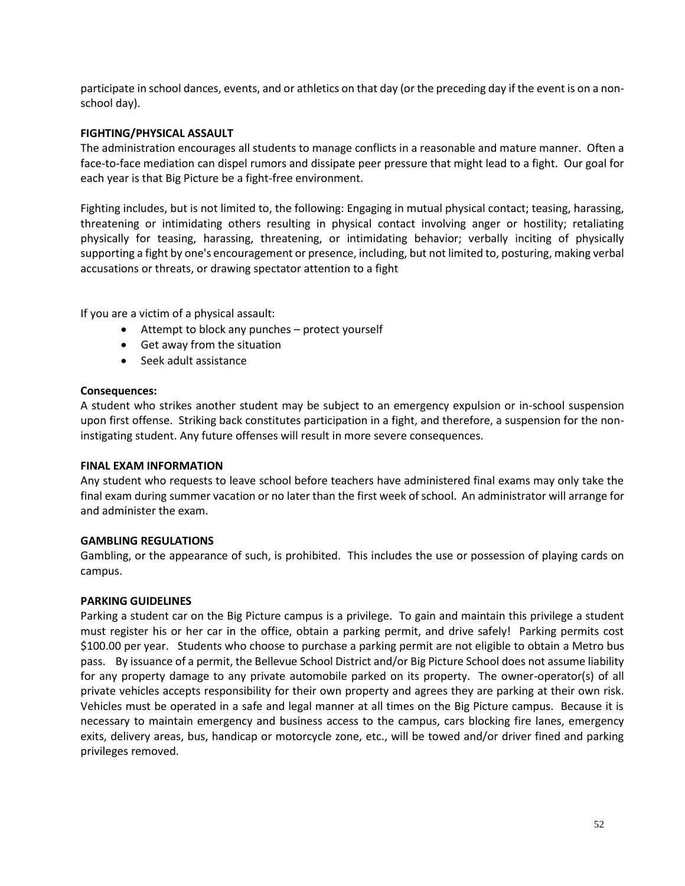participate in school dances, events, and or athletics on that day (or the preceding day if the event is on a non-school day).

**FIGHTING/PHYSICAL ASSAULT**

The administration encourages all students to manage conflicts in a reasonable and mature manner. Often a face-to-face mediation can dispel rumors and dissipate peer pressure that might lead to a fight. Our goal for each year is that Big Picture be a fight-free environment.

Fighting includes, but is not limited to, the following: Engaging in mutual physical contact; teasing, harassing, threatening or intimidating others resulting in physical contact involving anger or hostility; retaliating physically for teasing, harassing, threatening, or intimidating behavior; verbally inciting of physically supporting a fight by one's encouragement or presence, including, but not limited to, posturing, making verbal accusations or threats, or drawing spectator attention to a fight

If you are a victim of a physical assault:

- Attempt to block any punches – protect yourself
- Get away from the situation
- Seek adult assistance

**Consequences:**

A student who strikes another student may be subject to an emergency expulsion or in-school suspension upon first offense. Striking back constitutes participation in a fight, and therefore, a suspension for the non-instigating student. Any future offenses will result in more severe consequences.

**FINAL EXAM INFORMATION**

Any student who requests to leave school before teachers have administered final exams may only take the final exam during summer vacation or no later than the first week of school. An administrator will arrange for and administer the exam.

**GAMBLING REGULATIONS**

Gambling, or the appearance of such, is prohibited. This includes the use or possession of playing cards on campus.

**PARKING GUIDELINES**

Parking a student car on the Big Picture campus is a privilege. To gain and maintain this privilege a student must register his or her car in the office, obtain a parking permit, and drive safely! Parking permits cost $100.00 per year. Students who choose to purchase a parking permit are not eligible to obtain a Metro bus pass. By issuance of a permit, the Bellevue School District and/or Big Picture School does not assume liability for any property damage to any private automobile parked on its property. The owner-operator(s) of all private vehicles accepts responsibility for their own property and agrees they are parking at their own risk. Vehicles must be operated in a safe and legal manner at all times on the Big Picture campus. Because it is necessary to maintain emergency and business access to the campus, cars blocking fire lanes, emergency exits, delivery areas, bus, handicap or motorcycle zone, etc., will be towed and/or driver fined and parking privileges removed.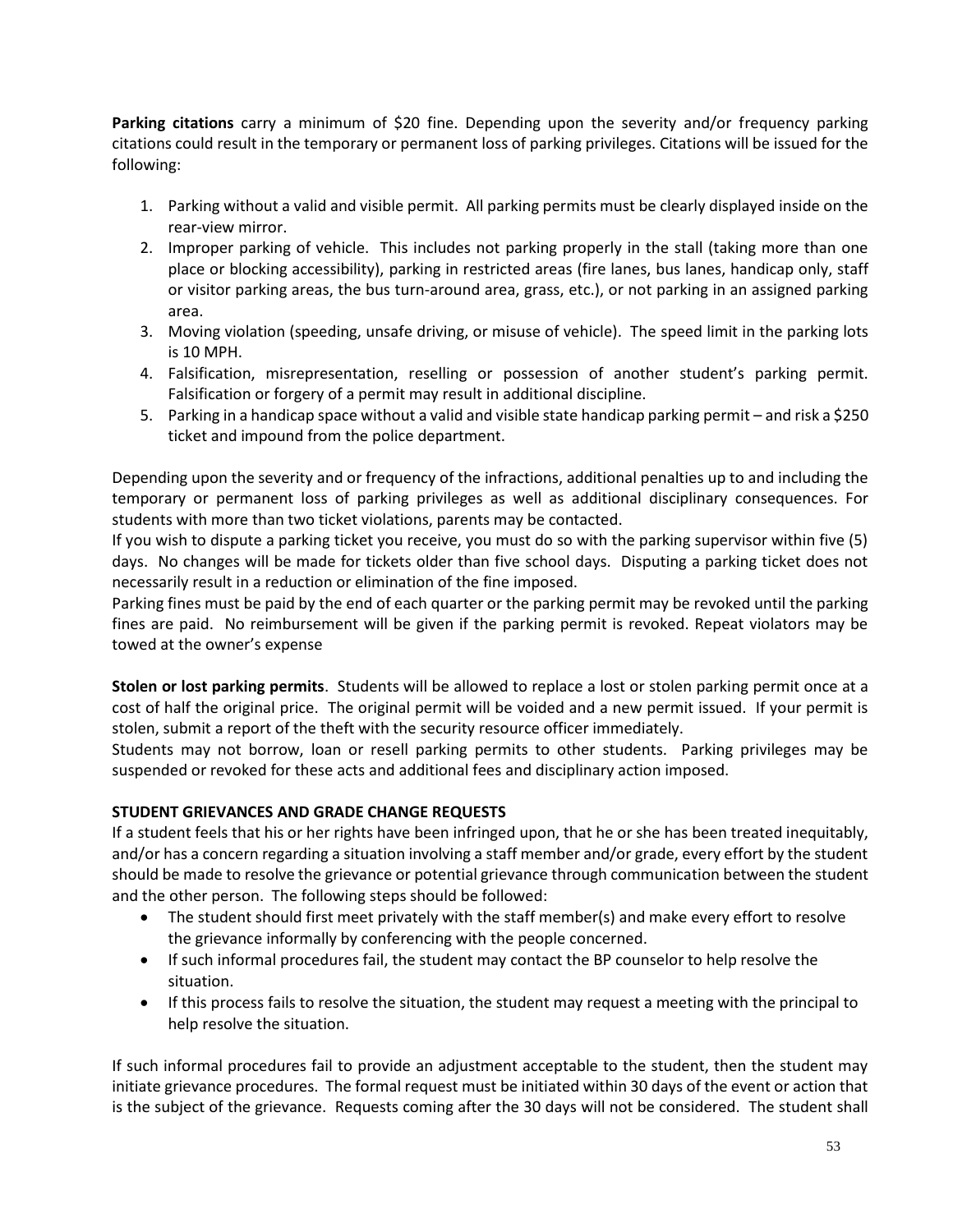**Parking citations** carry a minimum of $20 fine. Depending upon the severity and/or frequency parking citations could result in the temporary or permanent loss of parking privileges. Citations will be issued for the following:

1. Parking without a valid and visible permit. All parking permits must be clearly displayed inside on the rear-view mirror.
2. Improper parking of vehicle. This includes not parking properly in the stall (taking more than one place or blocking accessibility), parking in restricted areas (fire lanes, bus lanes, handicap only, staff or visitor parking areas, the bus turn-around area, grass, etc.), or not parking in an assigned parking area.
3. Moving violation (speeding, unsafe driving, or misuse of vehicle). The speed limit in the parking lots is 10 MPH.
4. Falsification, misrepresentation, reselling or possession of another student's parking permit. Falsification or forgery of a permit may result in additional discipline.
5. Parking in a handicap space without a valid and visible state handicap parking permit – and risk a $250 ticket and impound from the police department.

Depending upon the severity and or frequency of the infractions, additional penalties up to and including the temporary or permanent loss of parking privileges as well as additional disciplinary consequences. For students with more than two ticket violations, parents may be contacted.

If you wish to dispute a parking ticket you receive, you must do so with the parking supervisor within five (5) days. No changes will be made for tickets older than five school days. Disputing a parking ticket does not necessarily result in a reduction or elimination of the fine imposed.

Parking fines must be paid by the end of each quarter or the parking permit may be revoked until the parking fines are paid. No reimbursement will be given if the parking permit is revoked. Repeat violators may be towed at the owner's expense

**Stolen or lost parking permits**. Students will be allowed to replace a lost or stolen parking permit once at a cost of half the original price. The original permit will be voided and a new permit issued. If your permit is stolen, submit a report of the theft with the security resource officer immediately.

Students may not borrow, loan or resell parking permits to other students. Parking privileges may be suspended or revoked for these acts and additional fees and disciplinary action imposed.

**STUDENT GRIEVANCES AND GRADE CHANGE REQUESTS**

If a student feels that his or her rights have been infringed upon, that he or she has been treated inequitably, and/or has a concern regarding a situation involving a staff member and/or grade, every effort by the student should be made to resolve the grievance or potential grievance through communication between the student and the other person. The following steps should be followed:

- The student should first meet privately with the staff member(s) and make every effort to resolve the grievance informally by conferencing with the people concerned.
- If such informal procedures fail, the student may contact the BP counselor to help resolve the situation.
- If this process fails to resolve the situation, the student may request a meeting with the principal to help resolve the situation.

If such informal procedures fail to provide an adjustment acceptable to the student, then the student may initiate grievance procedures. The formal request must be initiated within 30 days of the event or action that is the subject of the grievance. Requests coming after the 30 days will not be considered. The student shall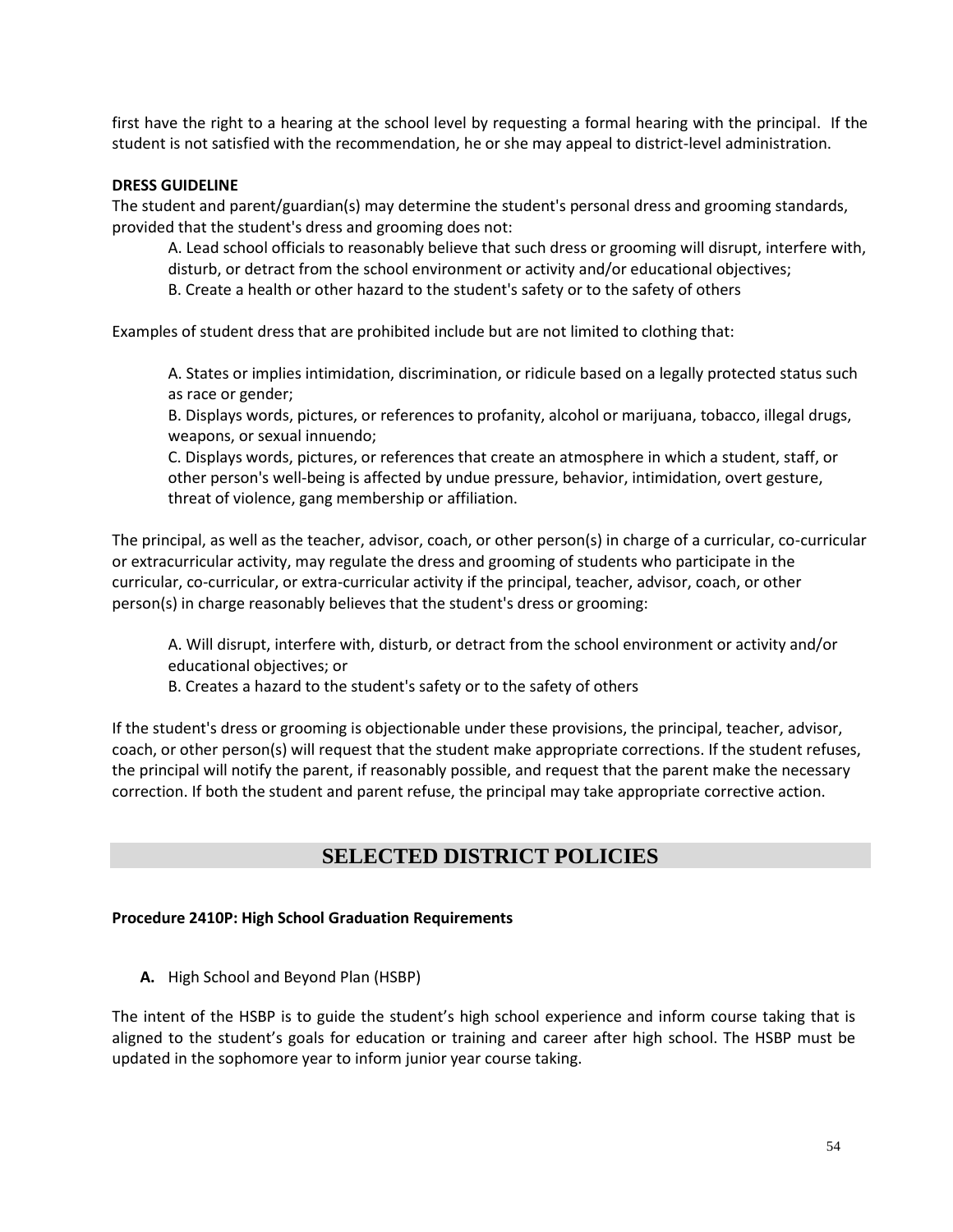first have the right to a hearing at the school level by requesting a formal hearing with the principal. If the student is not satisfied with the recommendation, he or she may appeal to district-level administration.

**DRESS GUIDELINE**

The student and parent/guardian(s) may determine the student's personal dress and grooming standards, provided that the student's dress and grooming does not:

A. Lead school officials to reasonably believe that such dress or grooming will disrupt, interfere with, disturb, or detract from the school environment or activity and/or educational objectives;
B. Create a health or other hazard to the student's safety or to the safety of others

Examples of student dress that are prohibited include but are not limited to clothing that:

A. States or implies intimidation, discrimination, or ridicule based on a legally protected status such as race or gender;
B. Displays words, pictures, or references to profanity, alcohol or marijuana, tobacco, illegal drugs, weapons, or sexual innuendo;
C. Displays words, pictures, or references that create an atmosphere in which a student, staff, or other person's well-being is affected by undue pressure, behavior, intimidation, overt gesture, threat of violence, gang membership or affiliation.

The principal, as well as the teacher, advisor, coach, or other person(s) in charge of a curricular, co-curricular or extracurricular activity, may regulate the dress and grooming of students who participate in the curricular, co-curricular, or extra-curricular activity if the principal, teacher, advisor, coach, or other person(s) in charge reasonably believes that the student's dress or grooming:

A. Will disrupt, interfere with, disturb, or detract from the school environment or activity and/or educational objectives; or
B. Creates a hazard to the student's safety or to the safety of others

If the student's dress or grooming is objectionable under these provisions, the principal, teacher, advisor, coach, or other person(s) will request that the student make appropriate corrections. If the student refuses, the principal will notify the parent, if reasonably possible, and request that the parent make the necessary correction. If both the student and parent refuse, the principal may take appropriate corrective action.

## SELECTED DISTRICT POLICIES

**Procedure 2410P: High School Graduation Requirements**

**A.** High School and Beyond Plan (HSBP)

The intent of the HSBP is to guide the student's high school experience and inform course taking that is aligned to the student's goals for education or training and career after high school. The HSBP must be updated in the sophomore year to inform junior year course taking.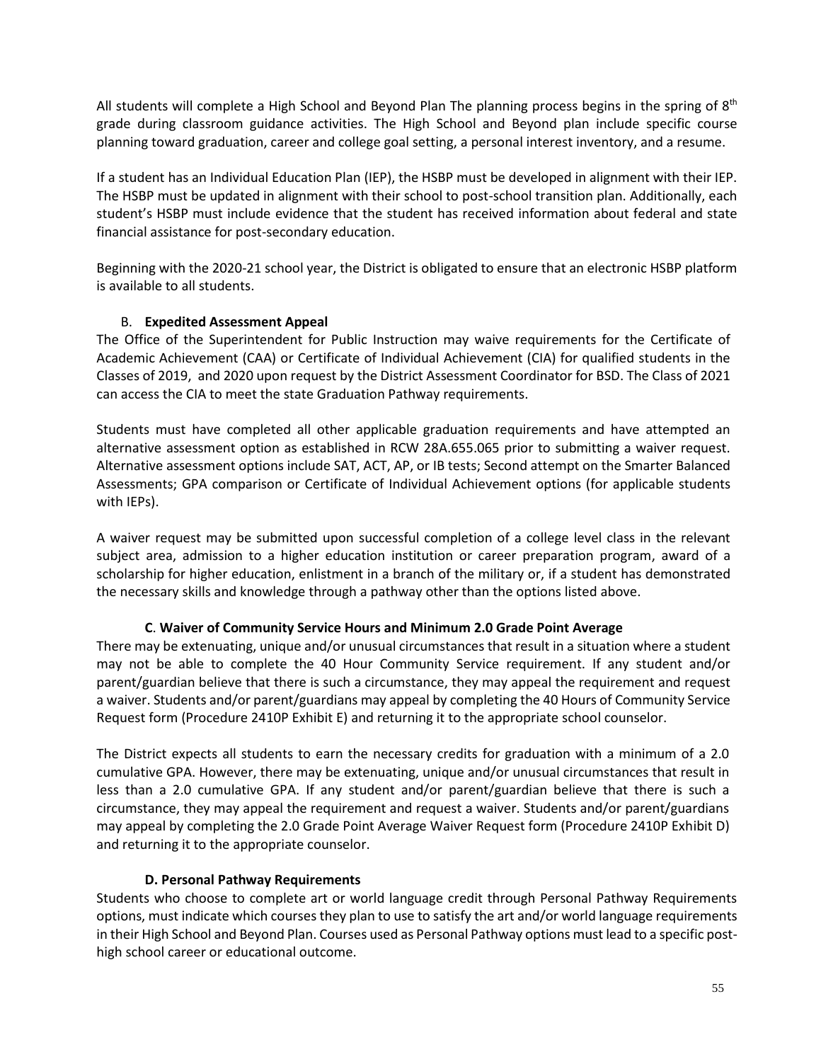All students will complete a High School and Beyond Plan The planning process begins in the spring of 8th grade during classroom guidance activities. The High School and Beyond plan include specific course planning toward graduation, career and college goal setting, a personal interest inventory, and a resume.

If a student has an Individual Education Plan (IEP), the HSBP must be developed in alignment with their IEP. The HSBP must be updated in alignment with their school to post-school transition plan. Additionally, each student's HSBP must include evidence that the student has received information about federal and state financial assistance for post-secondary education.

Beginning with the 2020-21 school year, the District is obligated to ensure that an electronic HSBP platform is available to all students.

### B. Expedited Assessment Appeal

The Office of the Superintendent for Public Instruction may waive requirements for the Certificate of Academic Achievement (CAA) or Certificate of Individual Achievement (CIA) for qualified students in the Classes of 2019, and 2020 upon request by the District Assessment Coordinator for BSD. The Class of 2021 can access the CIA to meet the state Graduation Pathway requirements.

Students must have completed all other applicable graduation requirements and have attempted an alternative assessment option as established in RCW 28A.655.065 prior to submitting a waiver request. Alternative assessment options include SAT, ACT, AP, or IB tests; Second attempt on the Smarter Balanced Assessments; GPA comparison or Certificate of Individual Achievement options (for applicable students with IEPs).

A waiver request may be submitted upon successful completion of a college level class in the relevant subject area, admission to a higher education institution or career preparation program, award of a scholarship for higher education, enlistment in a branch of the military or, if a student has demonstrated the necessary skills and knowledge through a pathway other than the options listed above.

### C. Waiver of Community Service Hours and Minimum 2.0 Grade Point Average

There may be extenuating, unique and/or unusual circumstances that result in a situation where a student may not be able to complete the 40 Hour Community Service requirement. If any student and/or parent/guardian believe that there is such a circumstance, they may appeal the requirement and request a waiver. Students and/or parent/guardians may appeal by completing the 40 Hours of Community Service Request form (Procedure 2410P Exhibit E) and returning it to the appropriate school counselor.

The District expects all students to earn the necessary credits for graduation with a minimum of a 2.0 cumulative GPA. However, there may be extenuating, unique and/or unusual circumstances that result in less than a 2.0 cumulative GPA. If any student and/or parent/guardian believe that there is such a circumstance, they may appeal the requirement and request a waiver. Students and/or parent/guardians may appeal by completing the 2.0 Grade Point Average Waiver Request form (Procedure 2410P Exhibit D) and returning it to the appropriate counselor.

### D. Personal Pathway Requirements

Students who choose to complete art or world language credit through Personal Pathway Requirements options, must indicate which courses they plan to use to satisfy the art and/or world language requirements in their High School and Beyond Plan. Courses used as Personal Pathway options must lead to a specific post-high school career or educational outcome.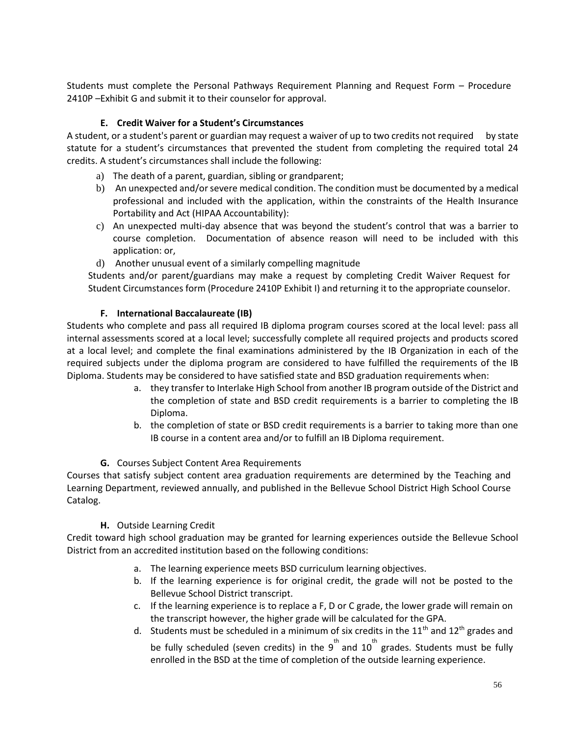Students must complete the Personal Pathways Requirement Planning and Request Form – Procedure 2410P –Exhibit G and submit it to their counselor for approval.

### E. Credit Waiver for a Student's Circumstances

A student, or a student's parent or guardian may request a waiver of up to two credits not required by state statute for a student's circumstances that prevented the student from completing the required total 24 credits. A student's circumstances shall include the following:

a) The death of a parent, guardian, sibling or grandparent;
b) An unexpected and/or severe medical condition. The condition must be documented by a medical professional and included with the application, within the constraints of the Health Insurance Portability and Act (HIPAA Accountability):
c) An unexpected multi-day absence that was beyond the student's control that was a barrier to course completion. Documentation of absence reason will need to be included with this application: or,
d) Another unusual event of a similarly compelling magnitude

Students and/or parent/guardians may make a request by completing Credit Waiver Request for Student Circumstances form (Procedure 2410P Exhibit I) and returning it to the appropriate counselor.

### F. International Baccalaureate (IB)

Students who complete and pass all required IB diploma program courses scored at the local level: pass all internal assessments scored at a local level; successfully complete all required projects and products scored at a local level; and complete the final examinations administered by the IB Organization in each of the required subjects under the diploma program are considered to have fulfilled the requirements of the IB Diploma. Students may be considered to have satisfied state and BSD graduation requirements when:

a. they transfer to Interlake High School from another IB program outside of the District and the completion of state and BSD credit requirements is a barrier to completing the IB Diploma.
b. the completion of state or BSD credit requirements is a barrier to taking more than one IB course in a content area and/or to fulfill an IB Diploma requirement.

### G. Courses Subject Content Area Requirements

Courses that satisfy subject content area graduation requirements are determined by the Teaching and Learning Department, reviewed annually, and published in the Bellevue School District High School Course Catalog.

### H. Outside Learning Credit

Credit toward high school graduation may be granted for learning experiences outside the Bellevue School District from an accredited institution based on the following conditions:

a. The learning experience meets BSD curriculum learning objectives.
b. If the learning experience is for original credit, the grade will not be posted to the Bellevue School District transcript.
c. If the learning experience is to replace a F, D or C grade, the lower grade will remain on the transcript however, the higher grade will be calculated for the GPA.
d. Students must be scheduled in a minimum of six credits in the 11th and 12th grades and be fully scheduled (seven credits) in the 9th and 10th grades. Students must be fully enrolled in the BSD at the time of completion of the outside learning experience.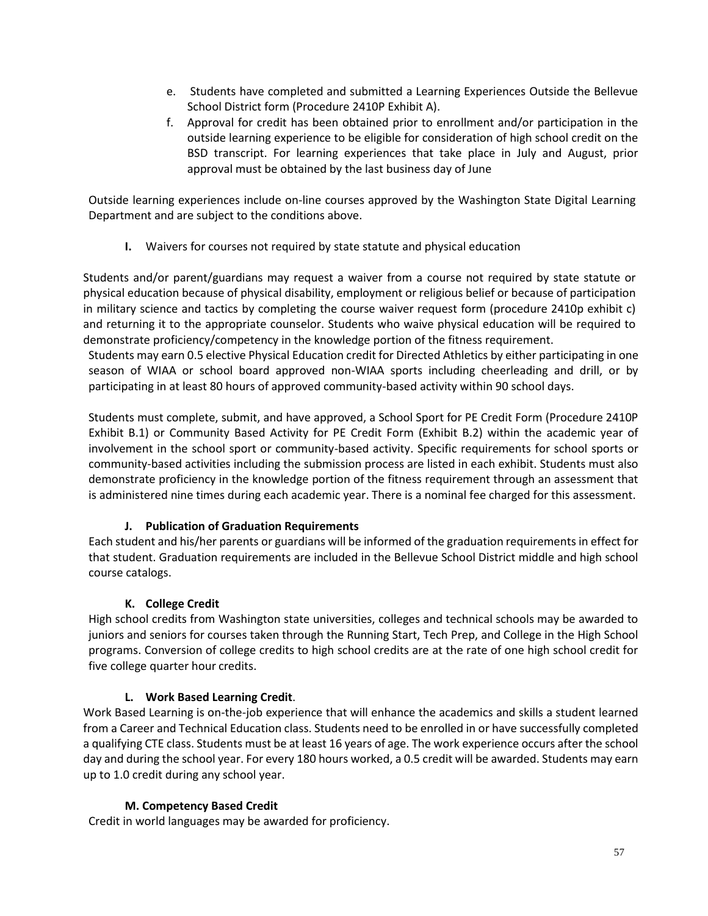e. Students have completed and submitted a Learning Experiences Outside the Bellevue School District form (Procedure 2410P Exhibit A).

f. Approval for credit has been obtained prior to enrollment and/or participation in the outside learning experience to be eligible for consideration of high school credit on the BSD transcript. For learning experiences that take place in July and August, prior approval must be obtained by the last business day of June

Outside learning experiences include on-line courses approved by the Washington State Digital Learning Department and are subject to the conditions above.

**I.** Waivers for courses not required by state statute and physical education

Students and/or parent/guardians may request a waiver from a course not required by state statute or physical education because of physical disability, employment or religious belief or because of participation in military science and tactics by completing the course waiver request form (procedure 2410p exhibit c) and returning it to the appropriate counselor. Students who waive physical education will be required to demonstrate proficiency/competency in the knowledge portion of the fitness requirement.

Students may earn 0.5 elective Physical Education credit for Directed Athletics by either participating in one season of WIAA or school board approved non-WIAA sports including cheerleading and drill, or by participating in at least 80 hours of approved community-based activity within 90 school days.

Students must complete, submit, and have approved, a School Sport for PE Credit Form (Procedure 2410P Exhibit B.1) or Community Based Activity for PE Credit Form (Exhibit B.2) within the academic year of involvement in the school sport or community-based activity. Specific requirements for school sports or community-based activities including the submission process are listed in each exhibit. Students must also demonstrate proficiency in the knowledge portion of the fitness requirement through an assessment that is administered nine times during each academic year. There is a nominal fee charged for this assessment.

**J. Publication of Graduation Requirements**

Each student and his/her parents or guardians will be informed of the graduation requirements in effect for that student. Graduation requirements are included in the Bellevue School District middle and high school course catalogs.

**K. College Credit**

High school credits from Washington state universities, colleges and technical schools may be awarded to juniors and seniors for courses taken through the Running Start, Tech Prep, and College in the High School programs. Conversion of college credits to high school credits are at the rate of one high school credit for five college quarter hour credits.

**L. Work Based Learning Credit**.

Work Based Learning is on-the-job experience that will enhance the academics and skills a student learned from a Career and Technical Education class. Students need to be enrolled in or have successfully completed a qualifying CTE class. Students must be at least 16 years of age. The work experience occurs after the school day and during the school year. For every 180 hours worked, a 0.5 credit will be awarded. Students may earn up to 1.0 credit during any school year.

**M. Competency Based Credit**

Credit in world languages may be awarded for proficiency.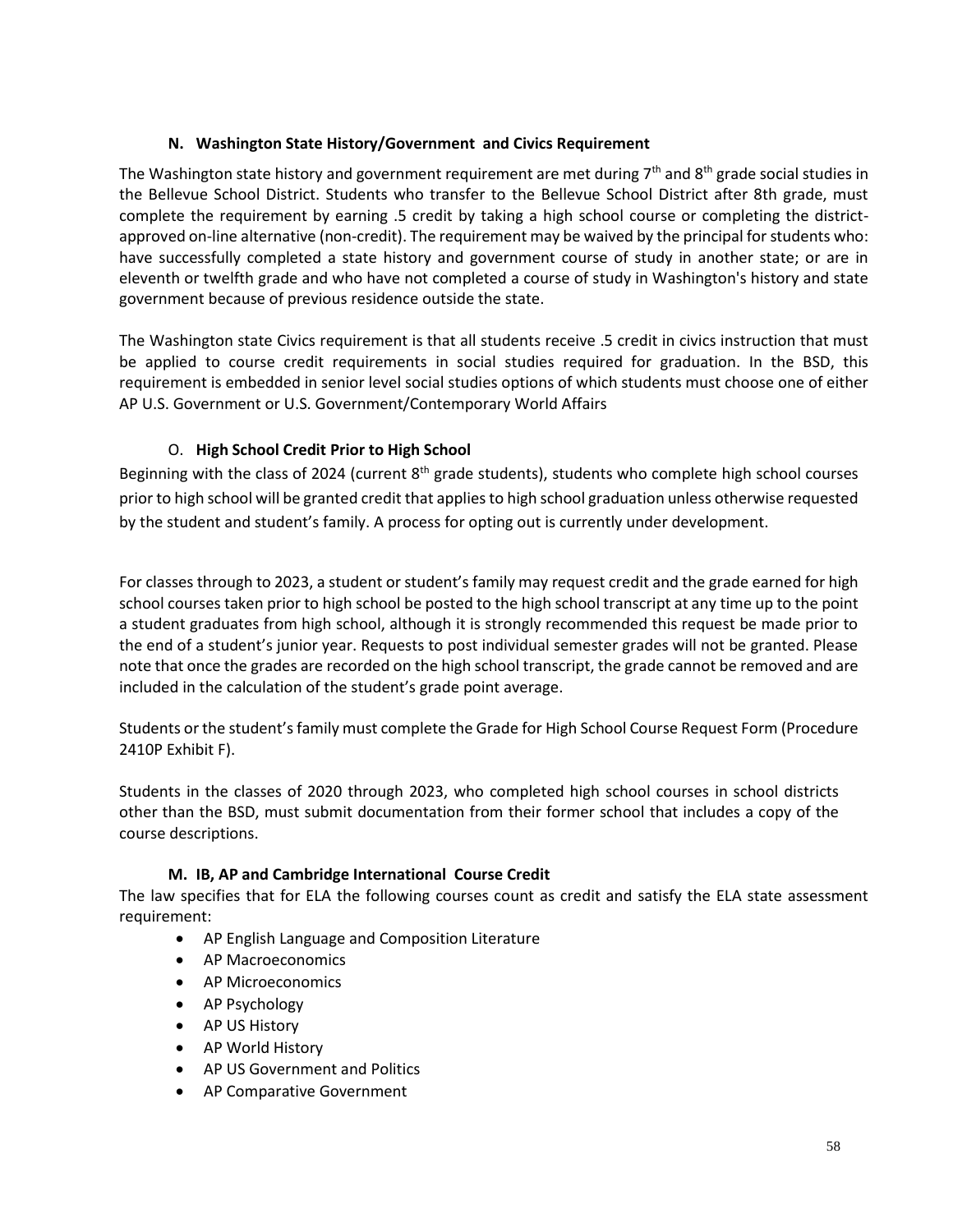### N. Washington State History/Government and Civics Requirement

The Washington state history and government requirement are met during 7th and 8th grade social studies in the Bellevue School District. Students who transfer to the Bellevue School District after 8th grade, must complete the requirement by earning .5 credit by taking a high school course or completing the district-approved on-line alternative (non-credit). The requirement may be waived by the principal for students who: have successfully completed a state history and government course of study in another state; or are in eleventh or twelfth grade and who have not completed a course of study in Washington's history and state government because of previous residence outside the state.

The Washington state Civics requirement is that all students receive .5 credit in civics instruction that must be applied to course credit requirements in social studies required for graduation. In the BSD, this requirement is embedded in senior level social studies options of which students must choose one of either AP U.S. Government or U.S. Government/Contemporary World Affairs

### O. High School Credit Prior to High School

Beginning with the class of 2024 (current 8th grade students), students who complete high school courses prior to high school will be granted credit that applies to high school graduation unless otherwise requested by the student and student's family. A process for opting out is currently under development.

For classes through to 2023, a student or student's family may request credit and the grade earned for high school courses taken prior to high school be posted to the high school transcript at any time up to the point a student graduates from high school, although it is strongly recommended this request be made prior to the end of a student's junior year. Requests to post individual semester grades will not be granted. Please note that once the grades are recorded on the high school transcript, the grade cannot be removed and are included in the calculation of the student's grade point average.

Students or the student's family must complete the Grade for High School Course Request Form (Procedure 2410P Exhibit F).

Students in the classes of 2020 through 2023, who completed high school courses in school districts other than the BSD, must submit documentation from their former school that includes a copy of the course descriptions.

### M. IB, AP and Cambridge International Course Credit

The law specifies that for ELA the following courses count as credit and satisfy the ELA state assessment requirement:

- AP English Language and Composition Literature
- AP Macroeconomics
- AP Microeconomics
- AP Psychology
- AP US History
- AP World History
- AP US Government and Politics
- AP Comparative Government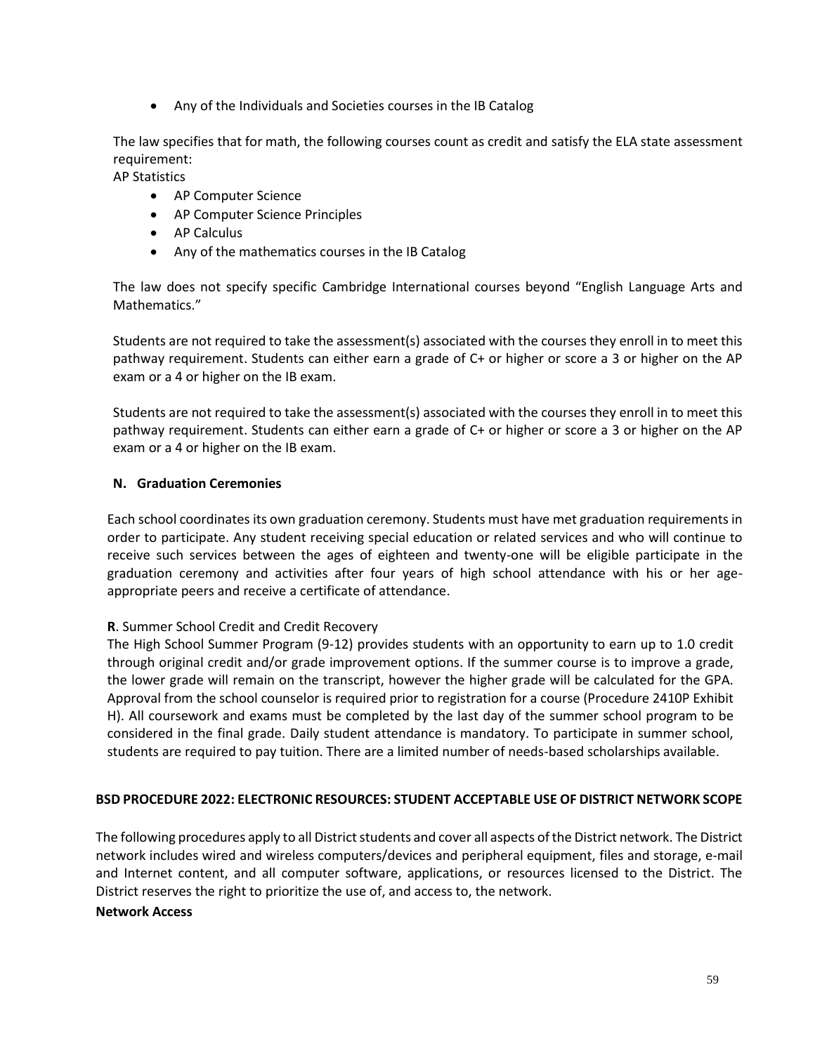- Any of the Individuals and Societies courses in the IB Catalog

The law specifies that for math, the following courses count as credit and satisfy the ELA state assessment requirement:
AP Statistics

- AP Computer Science
- AP Computer Science Principles
- AP Calculus
- Any of the mathematics courses in the IB Catalog

The law does not specify specific Cambridge International courses beyond "English Language Arts and Mathematics."

Students are not required to take the assessment(s) associated with the courses they enroll in to meet this pathway requirement. Students can either earn a grade of C+ or higher or score a 3 or higher on the AP exam or a 4 or higher on the IB exam.

Students are not required to take the assessment(s) associated with the courses they enroll in to meet this pathway requirement. Students can either earn a grade of C+ or higher or score a 3 or higher on the AP exam or a 4 or higher on the IB exam.

### N. Graduation Ceremonies

Each school coordinates its own graduation ceremony. Students must have met graduation requirements in order to participate. Any student receiving special education or related services and who will continue to receive such services between the ages of eighteen and twenty-one will be eligible participate in the graduation ceremony and activities after four years of high school attendance with his or her age-appropriate peers and receive a certificate of attendance.

**R**. Summer School Credit and Credit Recovery

The High School Summer Program (9-12) provides students with an opportunity to earn up to 1.0 credit through original credit and/or grade improvement options. If the summer course is to improve a grade, the lower grade will remain on the transcript, however the higher grade will be calculated for the GPA. Approval from the school counselor is required prior to registration for a course (Procedure 2410P Exhibit H). All coursework and exams must be completed by the last day of the summer school program to be considered in the final grade. Daily student attendance is mandatory. To participate in summer school, students are required to pay tuition. There are a limited number of needs-based scholarships available.

## BSD PROCEDURE 2022: ELECTRONIC RESOURCES: STUDENT ACCEPTABLE USE OF DISTRICT NETWORK SCOPE

The following procedures apply to all District students and cover all aspects of the District network. The District network includes wired and wireless computers/devices and peripheral equipment, files and storage, e-mail and Internet content, and all computer software, applications, or resources licensed to the District. The District reserves the right to prioritize the use of, and access to, the network.

**Network Access**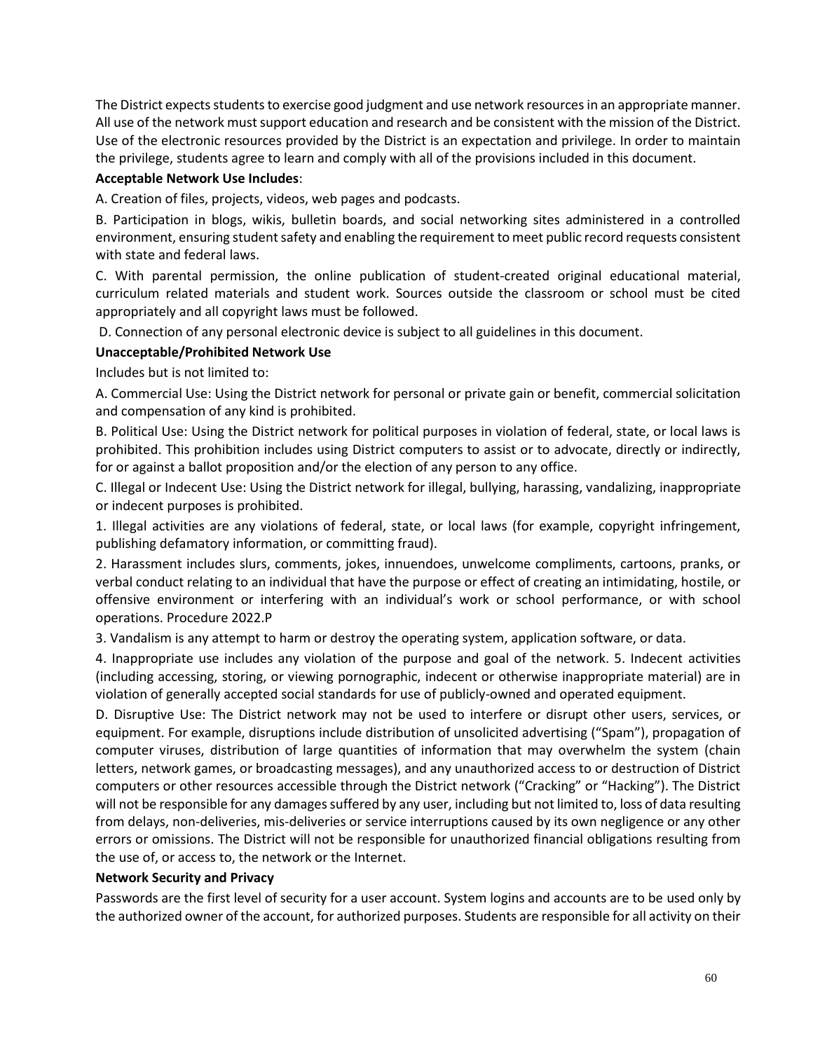The District expects students to exercise good judgment and use network resources in an appropriate manner. All use of the network must support education and research and be consistent with the mission of the District. Use of the electronic resources provided by the District is an expectation and privilege. In order to maintain the privilege, students agree to learn and comply with all of the provisions included in this document.

**Acceptable Network Use Includes**:

A. Creation of files, projects, videos, web pages and podcasts.

B. Participation in blogs, wikis, bulletin boards, and social networking sites administered in a controlled environment, ensuring student safety and enabling the requirement to meet public record requests consistent with state and federal laws.

C. With parental permission, the online publication of student-created original educational material, curriculum related materials and student work. Sources outside the classroom or school must be cited appropriately and all copyright laws must be followed.

D. Connection of any personal electronic device is subject to all guidelines in this document.

**Unacceptable/Prohibited Network Use**

Includes but is not limited to:

A. Commercial Use: Using the District network for personal or private gain or benefit, commercial solicitation and compensation of any kind is prohibited.

B. Political Use: Using the District network for political purposes in violation of federal, state, or local laws is prohibited. This prohibition includes using District computers to assist or to advocate, directly or indirectly, for or against a ballot proposition and/or the election of any person to any office.

C. Illegal or Indecent Use: Using the District network for illegal, bullying, harassing, vandalizing, inappropriate or indecent purposes is prohibited.

1. Illegal activities are any violations of federal, state, or local laws (for example, copyright infringement, publishing defamatory information, or committing fraud).

2. Harassment includes slurs, comments, jokes, innuendoes, unwelcome compliments, cartoons, pranks, or verbal conduct relating to an individual that have the purpose or effect of creating an intimidating, hostile, or offensive environment or interfering with an individual's work or school performance, or with school operations. Procedure 2022.P

3. Vandalism is any attempt to harm or destroy the operating system, application software, or data.

4. Inappropriate use includes any violation of the purpose and goal of the network. 5. Indecent activities (including accessing, storing, or viewing pornographic, indecent or otherwise inappropriate material) are in violation of generally accepted social standards for use of publicly-owned and operated equipment.

D. Disruptive Use: The District network may not be used to interfere or disrupt other users, services, or equipment. For example, disruptions include distribution of unsolicited advertising ("Spam"), propagation of computer viruses, distribution of large quantities of information that may overwhelm the system (chain letters, network games, or broadcasting messages), and any unauthorized access to or destruction of District computers or other resources accessible through the District network ("Cracking" or "Hacking"). The District will not be responsible for any damages suffered by any user, including but not limited to, loss of data resulting from delays, non-deliveries, mis-deliveries or service interruptions caused by its own negligence or any other errors or omissions. The District will not be responsible for unauthorized financial obligations resulting from the use of, or access to, the network or the Internet.

**Network Security and Privacy**

Passwords are the first level of security for a user account. System logins and accounts are to be used only by the authorized owner of the account, for authorized purposes. Students are responsible for all activity on their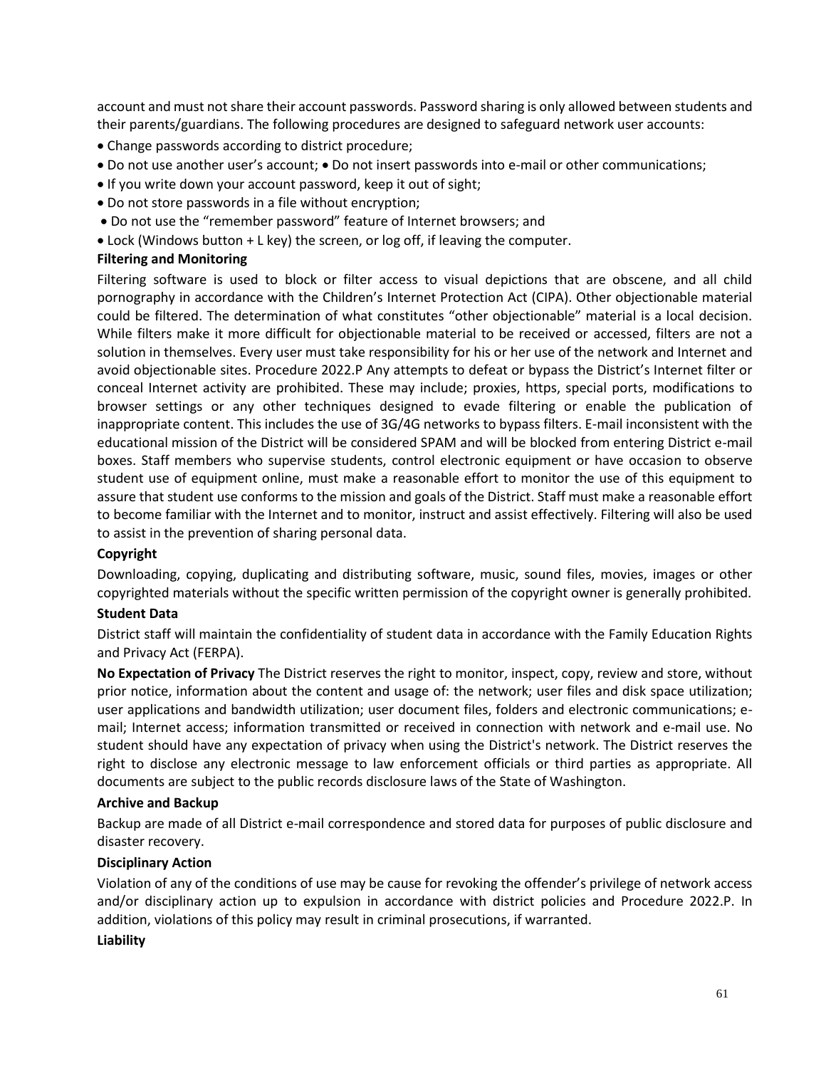account and must not share their account passwords. Password sharing is only allowed between students and their parents/guardians. The following procedures are designed to safeguard network user accounts:

- Change passwords according to district procedure;
- Do not use another user's account;
- Do not insert passwords into e-mail or other communications;
- If you write down your account password, keep it out of sight;
- Do not store passwords in a file without encryption;
- Do not use the "remember password" feature of Internet browsers; and
- Lock (Windows button + L key) the screen, or log off, if leaving the computer.

**Filtering and Monitoring**

Filtering software is used to block or filter access to visual depictions that are obscene, and all child pornography in accordance with the Children's Internet Protection Act (CIPA). Other objectionable material could be filtered. The determination of what constitutes "other objectionable" material is a local decision. While filters make it more difficult for objectionable material to be received or accessed, filters are not a solution in themselves. Every user must take responsibility for his or her use of the network and Internet and avoid objectionable sites. Procedure 2022.P Any attempts to defeat or bypass the District's Internet filter or conceal Internet activity are prohibited. These may include; proxies, https, special ports, modifications to browser settings or any other techniques designed to evade filtering or enable the publication of inappropriate content. This includes the use of 3G/4G networks to bypass filters. E-mail inconsistent with the educational mission of the District will be considered SPAM and will be blocked from entering District e-mail boxes. Staff members who supervise students, control electronic equipment or have occasion to observe student use of equipment online, must make a reasonable effort to monitor the use of this equipment to assure that student use conforms to the mission and goals of the District. Staff must make a reasonable effort to become familiar with the Internet and to monitor, instruct and assist effectively. Filtering will also be used to assist in the prevention of sharing personal data.

**Copyright**

Downloading, copying, duplicating and distributing software, music, sound files, movies, images or other copyrighted materials without the specific written permission of the copyright owner is generally prohibited.

**Student Data**

District staff will maintain the confidentiality of student data in accordance with the Family Education Rights and Privacy Act (FERPA).

**No Expectation of Privacy** The District reserves the right to monitor, inspect, copy, review and store, without prior notice, information about the content and usage of: the network; user files and disk space utilization; user applications and bandwidth utilization; user document files, folders and electronic communications; e-mail; Internet access; information transmitted or received in connection with network and e-mail use. No student should have any expectation of privacy when using the District's network. The District reserves the right to disclose any electronic message to law enforcement officials or third parties as appropriate. All documents are subject to the public records disclosure laws of the State of Washington.

**Archive and Backup**

Backup are made of all District e-mail correspondence and stored data for purposes of public disclosure and disaster recovery.

**Disciplinary Action**

Violation of any of the conditions of use may be cause for revoking the offender's privilege of network access and/or disciplinary action up to expulsion in accordance with district policies and Procedure 2022.P. In addition, violations of this policy may result in criminal prosecutions, if warranted.

**Liability**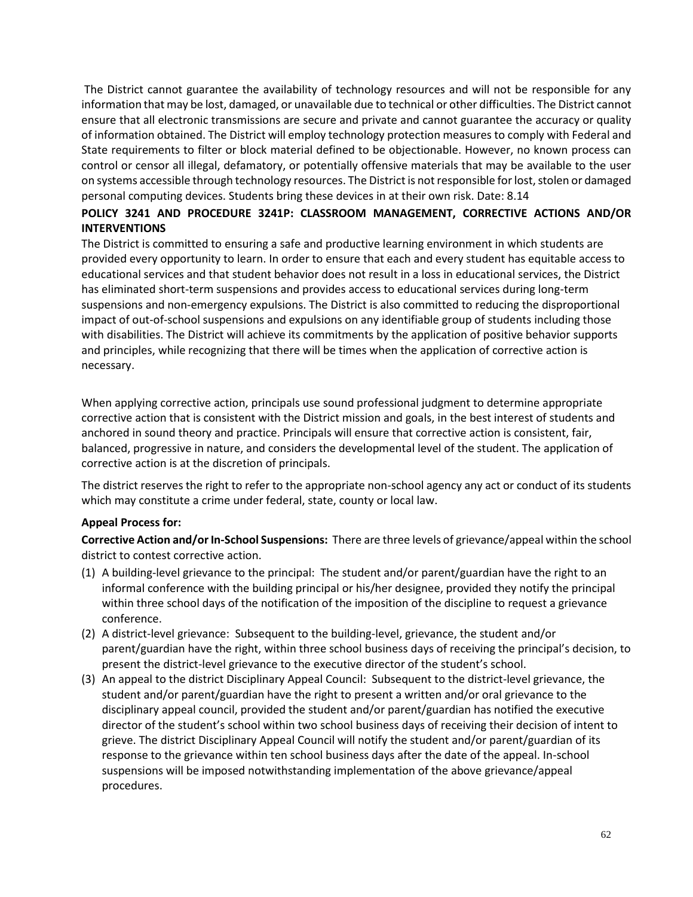The District cannot guarantee the availability of technology resources and will not be responsible for any information that may be lost, damaged, or unavailable due to technical or other difficulties. The District cannot ensure that all electronic transmissions are secure and private and cannot guarantee the accuracy or quality of information obtained. The District will employ technology protection measures to comply with Federal and State requirements to filter or block material defined to be objectionable. However, no known process can control or censor all illegal, defamatory, or potentially offensive materials that may be available to the user on systems accessible through technology resources. The District is not responsible for lost, stolen or damaged personal computing devices. Students bring these devices in at their own risk. Date: 8.14

## POLICY 3241 AND PROCEDURE 3241P: CLASSROOM MANAGEMENT, CORRECTIVE ACTIONS AND/OR INTERVENTIONS

The District is committed to ensuring a safe and productive learning environment in which students are provided every opportunity to learn. In order to ensure that each and every student has equitable access to educational services and that student behavior does not result in a loss in educational services, the District has eliminated short-term suspensions and provides access to educational services during long-term suspensions and non-emergency expulsions. The District is also committed to reducing the disproportional impact of out-of-school suspensions and expulsions on any identifiable group of students including those with disabilities. The District will achieve its commitments by the application of positive behavior supports and principles, while recognizing that there will be times when the application of corrective action is necessary.

When applying corrective action, principals use sound professional judgment to determine appropriate corrective action that is consistent with the District mission and goals, in the best interest of students and anchored in sound theory and practice. Principals will ensure that corrective action is consistent, fair, balanced, progressive in nature, and considers the developmental level of the student. The application of corrective action is at the discretion of principals.

The district reserves the right to refer to the appropriate non-school agency any act or conduct of its students which may constitute a crime under federal, state, county or local law.

**Appeal Process for:**

**Corrective Action and/or In-School Suspensions:** There are three levels of grievance/appeal within the school district to contest corrective action.

1. A building-level grievance to the principal: The student and/or parent/guardian have the right to an informal conference with the building principal or his/her designee, provided they notify the principal within three school days of the notification of the imposition of the discipline to request a grievance conference.
2. A district-level grievance: Subsequent to the building-level, grievance, the student and/or parent/guardian have the right, within three school business days of receiving the principal's decision, to present the district-level grievance to the executive director of the student's school.
3. An appeal to the district Disciplinary Appeal Council: Subsequent to the district-level grievance, the student and/or parent/guardian have the right to present a written and/or oral grievance to the disciplinary appeal council, provided the student and/or parent/guardian has notified the executive director of the student's school within two school business days of receiving their decision of intent to grieve. The district Disciplinary Appeal Council will notify the student and/or parent/guardian of its response to the grievance within ten school business days after the date of the appeal. In-school suspensions will be imposed notwithstanding implementation of the above grievance/appeal procedures.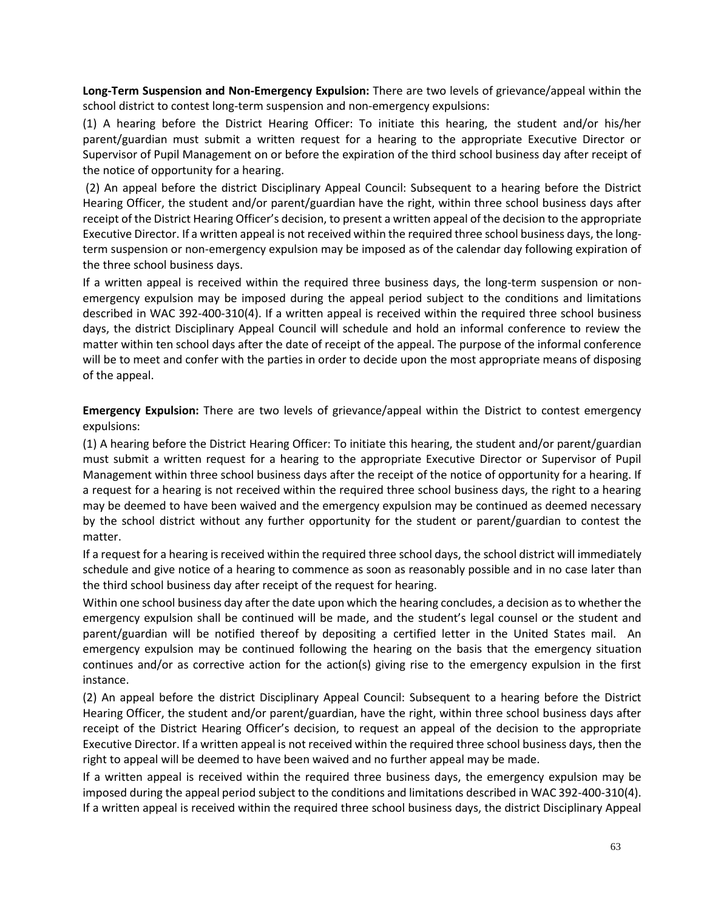**Long-Term Suspension and Non-Emergency Expulsion:** There are two levels of grievance/appeal within the school district to contest long-term suspension and non-emergency expulsions:

(1) A hearing before the District Hearing Officer: To initiate this hearing, the student and/or his/her parent/guardian must submit a written request for a hearing to the appropriate Executive Director or Supervisor of Pupil Management on or before the expiration of the third school business day after receipt of the notice of opportunity for a hearing.

(2) An appeal before the district Disciplinary Appeal Council: Subsequent to a hearing before the District Hearing Officer, the student and/or parent/guardian have the right, within three school business days after receipt of the District Hearing Officer's decision, to present a written appeal of the decision to the appropriate Executive Director. If a written appeal is not received within the required three school business days, the long-term suspension or non-emergency expulsion may be imposed as of the calendar day following expiration of the three school business days.

If a written appeal is received within the required three business days, the long-term suspension or non-emergency expulsion may be imposed during the appeal period subject to the conditions and limitations described in WAC 392-400-310(4). If a written appeal is received within the required three school business days, the district Disciplinary Appeal Council will schedule and hold an informal conference to review the matter within ten school days after the date of receipt of the appeal. The purpose of the informal conference will be to meet and confer with the parties in order to decide upon the most appropriate means of disposing of the appeal.

**Emergency Expulsion:** There are two levels of grievance/appeal within the District to contest emergency expulsions:

(1) A hearing before the District Hearing Officer: To initiate this hearing, the student and/or parent/guardian must submit a written request for a hearing to the appropriate Executive Director or Supervisor of Pupil Management within three school business days after the receipt of the notice of opportunity for a hearing. If a request for a hearing is not received within the required three school business days, the right to a hearing may be deemed to have been waived and the emergency expulsion may be continued as deemed necessary by the school district without any further opportunity for the student or parent/guardian to contest the matter.

If a request for a hearing is received within the required three school days, the school district will immediately schedule and give notice of a hearing to commence as soon as reasonably possible and in no case later than the third school business day after receipt of the request for hearing.

Within one school business day after the date upon which the hearing concludes, a decision as to whether the emergency expulsion shall be continued will be made, and the student's legal counsel or the student and parent/guardian will be notified thereof by depositing a certified letter in the United States mail. An emergency expulsion may be continued following the hearing on the basis that the emergency situation continues and/or as corrective action for the action(s) giving rise to the emergency expulsion in the first instance.

(2) An appeal before the district Disciplinary Appeal Council: Subsequent to a hearing before the District Hearing Officer, the student and/or parent/guardian, have the right, within three school business days after receipt of the District Hearing Officer's decision, to request an appeal of the decision to the appropriate Executive Director. If a written appeal is not received within the required three school business days, then the right to appeal will be deemed to have been waived and no further appeal may be made.

If a written appeal is received within the required three business days, the emergency expulsion may be imposed during the appeal period subject to the conditions and limitations described in WAC 392-400-310(4). If a written appeal is received within the required three school business days, the district Disciplinary Appeal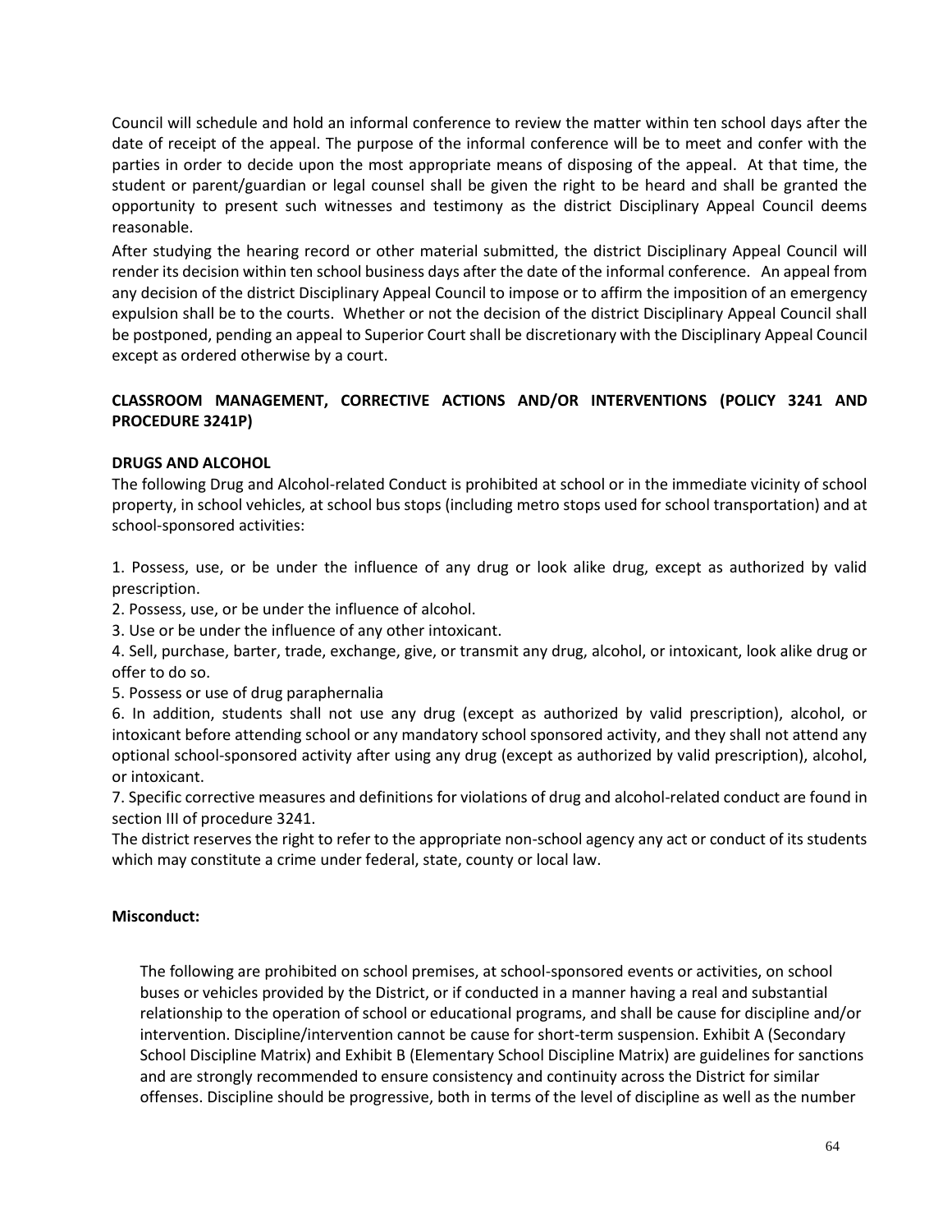Council will schedule and hold an informal conference to review the matter within ten school days after the date of receipt of the appeal. The purpose of the informal conference will be to meet and confer with the parties in order to decide upon the most appropriate means of disposing of the appeal. At that time, the student or parent/guardian or legal counsel shall be given the right to be heard and shall be granted the opportunity to present such witnesses and testimony as the district Disciplinary Appeal Council deems reasonable.

After studying the hearing record or other material submitted, the district Disciplinary Appeal Council will render its decision within ten school business days after the date of the informal conference. An appeal from any decision of the district Disciplinary Appeal Council to impose or to affirm the imposition of an emergency expulsion shall be to the courts. Whether or not the decision of the district Disciplinary Appeal Council shall be postponed, pending an appeal to Superior Court shall be discretionary with the Disciplinary Appeal Council except as ordered otherwise by a court.

**CLASSROOM MANAGEMENT, CORRECTIVE ACTIONS AND/OR INTERVENTIONS (POLICY 3241 AND PROCEDURE 3241P)**

**DRUGS AND ALCOHOL**

The following Drug and Alcohol-related Conduct is prohibited at school or in the immediate vicinity of school property, in school vehicles, at school bus stops (including metro stops used for school transportation) and at school-sponsored activities:

1. Possess, use, or be under the influence of any drug or look alike drug, except as authorized by valid prescription.
2. Possess, use, or be under the influence of alcohol.
3. Use or be under the influence of any other intoxicant.
4. Sell, purchase, barter, trade, exchange, give, or transmit any drug, alcohol, or intoxicant, look alike drug or offer to do so.
5. Possess or use of drug paraphernalia
6. In addition, students shall not use any drug (except as authorized by valid prescription), alcohol, or intoxicant before attending school or any mandatory school sponsored activity, and they shall not attend any optional school-sponsored activity after using any drug (except as authorized by valid prescription), alcohol, or intoxicant.
7. Specific corrective measures and definitions for violations of drug and alcohol-related conduct are found in section III of procedure 3241.

The district reserves the right to refer to the appropriate non-school agency any act or conduct of its students which may constitute a crime under federal, state, county or local law.

**Misconduct:**

The following are prohibited on school premises, at school-sponsored events or activities, on school buses or vehicles provided by the District, or if conducted in a manner having a real and substantial relationship to the operation of school or educational programs, and shall be cause for discipline and/or intervention. Discipline/intervention cannot be cause for short-term suspension. Exhibit A (Secondary School Discipline Matrix) and Exhibit B (Elementary School Discipline Matrix) are guidelines for sanctions and are strongly recommended to ensure consistency and continuity across the District for similar offenses. Discipline should be progressive, both in terms of the level of discipline as well as the number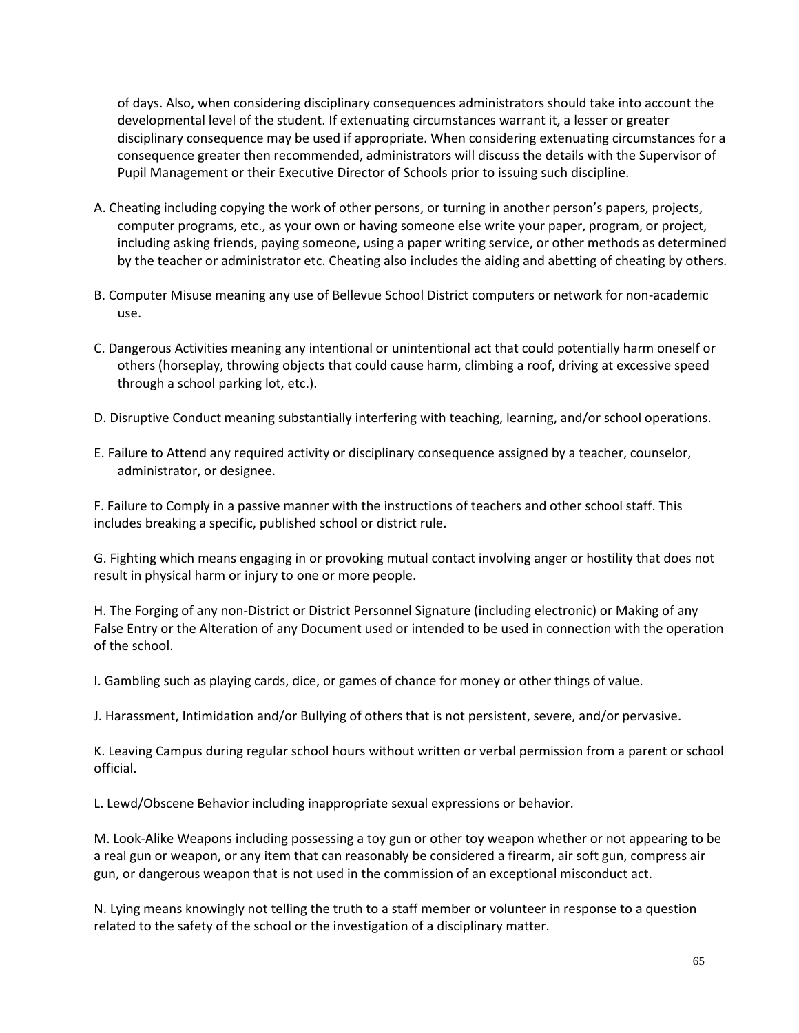of days. Also, when considering disciplinary consequences administrators should take into account the developmental level of the student. If extenuating circumstances warrant it, a lesser or greater disciplinary consequence may be used if appropriate. When considering extenuating circumstances for a consequence greater then recommended, administrators will discuss the details with the Supervisor of Pupil Management or their Executive Director of Schools prior to issuing such discipline.

A. Cheating including copying the work of other persons, or turning in another person's papers, projects, computer programs, etc., as your own or having someone else write your paper, program, or project, including asking friends, paying someone, using a paper writing service, or other methods as determined by the teacher or administrator etc. Cheating also includes the aiding and abetting of cheating by others.

B. Computer Misuse meaning any use of Bellevue School District computers or network for non-academic use.

C. Dangerous Activities meaning any intentional or unintentional act that could potentially harm oneself or others (horseplay, throwing objects that could cause harm, climbing a roof, driving at excessive speed through a school parking lot, etc.).

D. Disruptive Conduct meaning substantially interfering with teaching, learning, and/or school operations.

E. Failure to Attend any required activity or disciplinary consequence assigned by a teacher, counselor, administrator, or designee.

F. Failure to Comply in a passive manner with the instructions of teachers and other school staff. This includes breaking a specific, published school or district rule.

G. Fighting which means engaging in or provoking mutual contact involving anger or hostility that does not result in physical harm or injury to one or more people.

H. The Forging of any non-District or District Personnel Signature (including electronic) or Making of any False Entry or the Alteration of any Document used or intended to be used in connection with the operation of the school.

I. Gambling such as playing cards, dice, or games of chance for money or other things of value.

J. Harassment, Intimidation and/or Bullying of others that is not persistent, severe, and/or pervasive.

K. Leaving Campus during regular school hours without written or verbal permission from a parent or school official.

L. Lewd/Obscene Behavior including inappropriate sexual expressions or behavior.

M. Look-Alike Weapons including possessing a toy gun or other toy weapon whether or not appearing to be a real gun or weapon, or any item that can reasonably be considered a firearm, air soft gun, compress air gun, or dangerous weapon that is not used in the commission of an exceptional misconduct act.

N. Lying means knowingly not telling the truth to a staff member or volunteer in response to a question related to the safety of the school or the investigation of a disciplinary matter.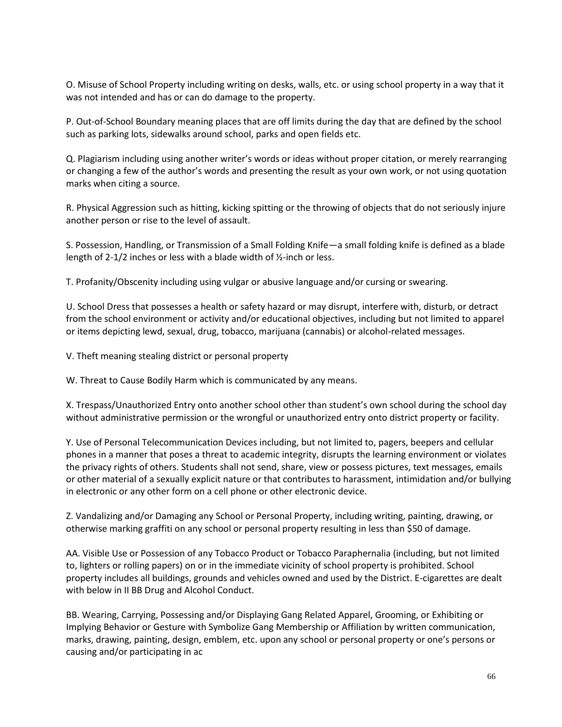O. Misuse of School Property including writing on desks, walls, etc. or using school property in a way that it was not intended and has or can do damage to the property.

P. Out-of-School Boundary meaning places that are off limits during the day that are defined by the school such as parking lots, sidewalks around school, parks and open fields etc.

Q. Plagiarism including using another writer's words or ideas without proper citation, or merely rearranging or changing a few of the author's words and presenting the result as your own work, or not using quotation marks when citing a source.

R. Physical Aggression such as hitting, kicking spitting or the throwing of objects that do not seriously injure another person or rise to the level of assault.

S. Possession, Handling, or Transmission of a Small Folding Knife—a small folding knife is defined as a blade length of 2-1/2 inches or less with a blade width of ½-inch or less.

T. Profanity/Obscenity including using vulgar or abusive language and/or cursing or swearing.

U. School Dress that possesses a health or safety hazard or may disrupt, interfere with, disturb, or detract from the school environment or activity and/or educational objectives, including but not limited to apparel or items depicting lewd, sexual, drug, tobacco, marijuana (cannabis) or alcohol-related messages.

V. Theft meaning stealing district or personal property

W. Threat to Cause Bodily Harm which is communicated by any means.

X. Trespass/Unauthorized Entry onto another school other than student's own school during the school day without administrative permission or the wrongful or unauthorized entry onto district property or facility.

Y. Use of Personal Telecommunication Devices including, but not limited to, pagers, beepers and cellular phones in a manner that poses a threat to academic integrity, disrupts the learning environment or violates the privacy rights of others. Students shall not send, share, view or possess pictures, text messages, emails or other material of a sexually explicit nature or that contributes to harassment, intimidation and/or bullying in electronic or any other form on a cell phone or other electronic device.

Z. Vandalizing and/or Damaging any School or Personal Property, including writing, painting, drawing, or otherwise marking graffiti on any school or personal property resulting in less than $50 of damage.

AA. Visible Use or Possession of any Tobacco Product or Tobacco Paraphernalia (including, but not limited to, lighters or rolling papers) on or in the immediate vicinity of school property is prohibited. School property includes all buildings, grounds and vehicles owned and used by the District. E-cigarettes are dealt with below in II BB Drug and Alcohol Conduct.

BB. Wearing, Carrying, Possessing and/or Displaying Gang Related Apparel, Grooming, or Exhibiting or Implying Behavior or Gesture with Symbolize Gang Membership or Affiliation by written communication, marks, drawing, painting, design, emblem, etc. upon any school or personal property or one's persons or causing and/or participating in ac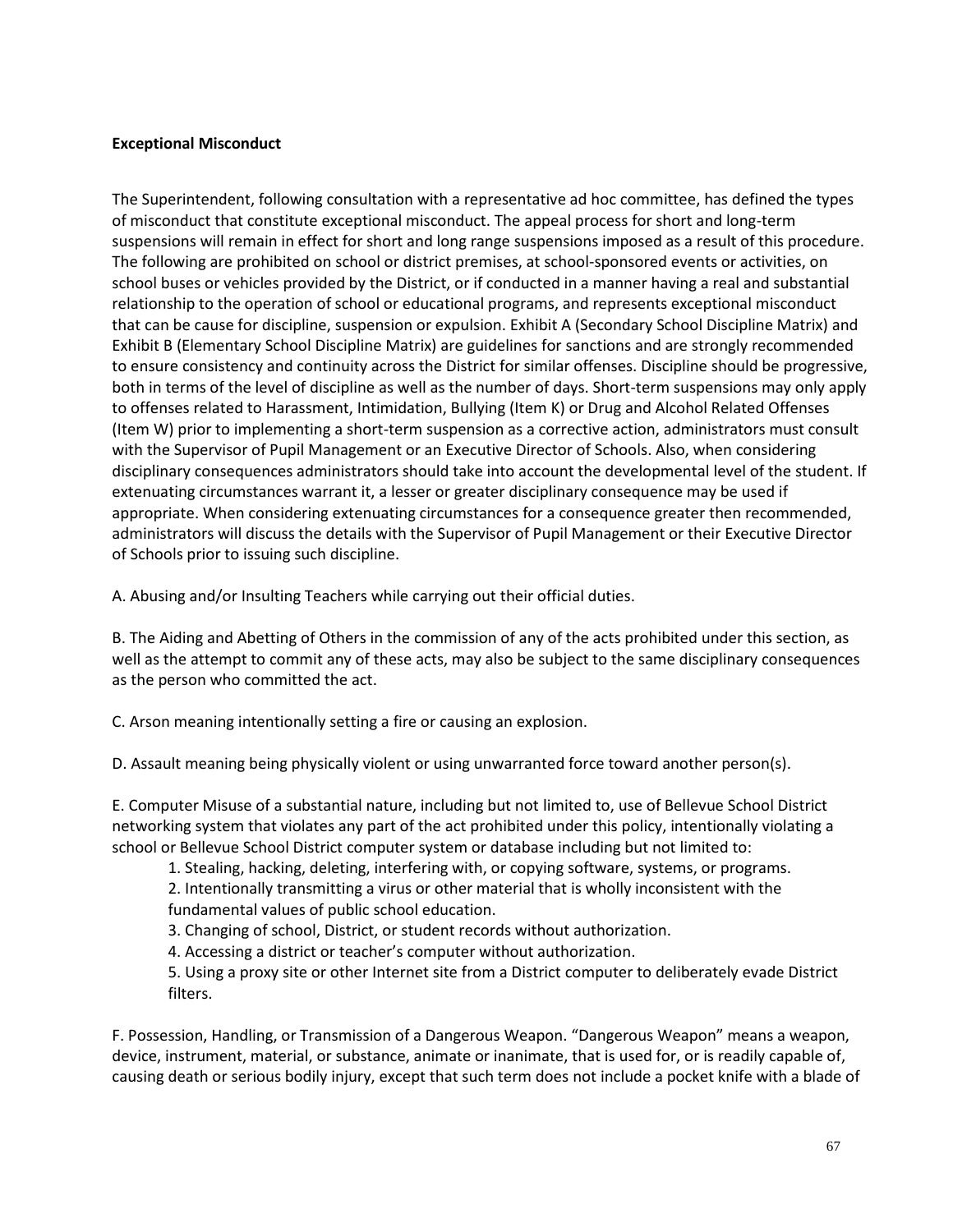**Exceptional Misconduct**

The Superintendent, following consultation with a representative ad hoc committee, has defined the types of misconduct that constitute exceptional misconduct. The appeal process for short and long-term suspensions will remain in effect for short and long range suspensions imposed as a result of this procedure. The following are prohibited on school or district premises, at school-sponsored events or activities, on school buses or vehicles provided by the District, or if conducted in a manner having a real and substantial relationship to the operation of school or educational programs, and represents exceptional misconduct that can be cause for discipline, suspension or expulsion. Exhibit A (Secondary School Discipline Matrix) and Exhibit B (Elementary School Discipline Matrix) are guidelines for sanctions and are strongly recommended to ensure consistency and continuity across the District for similar offenses. Discipline should be progressive, both in terms of the level of discipline as well as the number of days. Short-term suspensions may only apply to offenses related to Harassment, Intimidation, Bullying (Item K) or Drug and Alcohol Related Offenses (Item W) prior to implementing a short-term suspension as a corrective action, administrators must consult with the Supervisor of Pupil Management or an Executive Director of Schools. Also, when considering disciplinary consequences administrators should take into account the developmental level of the student. If extenuating circumstances warrant it, a lesser or greater disciplinary consequence may be used if appropriate. When considering extenuating circumstances for a consequence greater then recommended, administrators will discuss the details with the Supervisor of Pupil Management or their Executive Director of Schools prior to issuing such discipline.

A. Abusing and/or Insulting Teachers while carrying out their official duties.

B. The Aiding and Abetting of Others in the commission of any of the acts prohibited under this section, as well as the attempt to commit any of these acts, may also be subject to the same disciplinary consequences as the person who committed the act.

C. Arson meaning intentionally setting a fire or causing an explosion.

D. Assault meaning being physically violent or using unwarranted force toward another person(s).

E. Computer Misuse of a substantial nature, including but not limited to, use of Bellevue School District networking system that violates any part of the act prohibited under this policy, intentionally violating a school or Bellevue School District computer system or database including but not limited to:

1. Stealing, hacking, deleting, interfering with, or copying software, systems, or programs.
2. Intentionally transmitting a virus or other material that is wholly inconsistent with the fundamental values of public school education.
3. Changing of school, District, or student records without authorization.
4. Accessing a district or teacher's computer without authorization.
5. Using a proxy site or other Internet site from a District computer to deliberately evade District filters.

F. Possession, Handling, or Transmission of a Dangerous Weapon. "Dangerous Weapon" means a weapon, device, instrument, material, or substance, animate or inanimate, that is used for, or is readily capable of, causing death or serious bodily injury, except that such term does not include a pocket knife with a blade of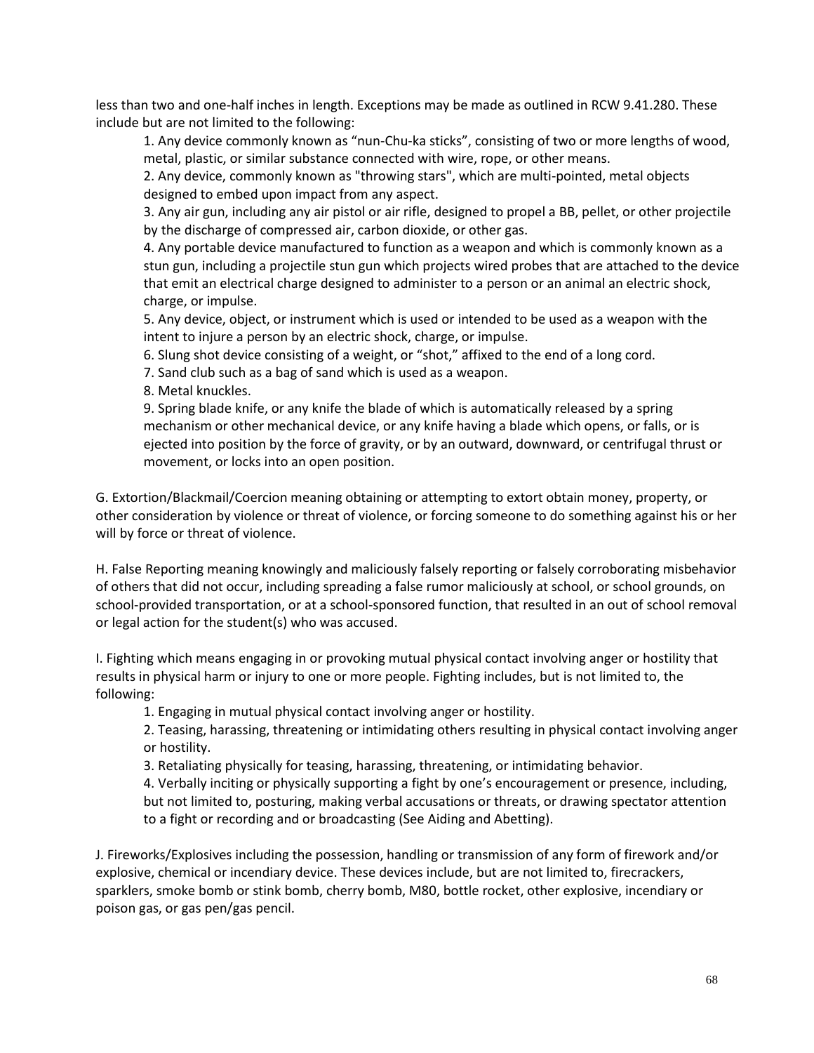less than two and one-half inches in length. Exceptions may be made as outlined in RCW 9.41.280. These include but are not limited to the following:

1. Any device commonly known as "nun-Chu-ka sticks", consisting of two or more lengths of wood, metal, plastic, or similar substance connected with wire, rope, or other means.
2. Any device, commonly known as "throwing stars", which are multi-pointed, metal objects designed to embed upon impact from any aspect.
3. Any air gun, including any air pistol or air rifle, designed to propel a BB, pellet, or other projectile by the discharge of compressed air, carbon dioxide, or other gas.
4. Any portable device manufactured to function as a weapon and which is commonly known as a stun gun, including a projectile stun gun which projects wired probes that are attached to the device that emit an electrical charge designed to administer to a person or an animal an electric shock, charge, or impulse.
5. Any device, object, or instrument which is used or intended to be used as a weapon with the intent to injure a person by an electric shock, charge, or impulse.
6. Slung shot device consisting of a weight, or "shot," affixed to the end of a long cord.
7. Sand club such as a bag of sand which is used as a weapon.
8. Metal knuckles.
9. Spring blade knife, or any knife the blade of which is automatically released by a spring mechanism or other mechanical device, or any knife having a blade which opens, or falls, or is ejected into position by the force of gravity, or by an outward, downward, or centrifugal thrust or movement, or locks into an open position.

G. Extortion/Blackmail/Coercion meaning obtaining or attempting to extort obtain money, property, or other consideration by violence or threat of violence, or forcing someone to do something against his or her will by force or threat of violence.

H. False Reporting meaning knowingly and maliciously falsely reporting or falsely corroborating misbehavior of others that did not occur, including spreading a false rumor maliciously at school, or school grounds, on school-provided transportation, or at a school-sponsored function, that resulted in an out of school removal or legal action for the student(s) who was accused.

I. Fighting which means engaging in or provoking mutual physical contact involving anger or hostility that results in physical harm or injury to one or more people. Fighting includes, but is not limited to, the following:

1. Engaging in mutual physical contact involving anger or hostility.
2. Teasing, harassing, threatening or intimidating others resulting in physical contact involving anger or hostility.
3. Retaliating physically for teasing, harassing, threatening, or intimidating behavior.
4. Verbally inciting or physically supporting a fight by one's encouragement or presence, including, but not limited to, posturing, making verbal accusations or threats, or drawing spectator attention to a fight or recording and or broadcasting (See Aiding and Abetting).

J. Fireworks/Explosives including the possession, handling or transmission of any form of firework and/or explosive, chemical or incendiary device. These devices include, but are not limited to, firecrackers, sparklers, smoke bomb or stink bomb, cherry bomb, M80, bottle rocket, other explosive, incendiary or poison gas, or gas pen/gas pencil.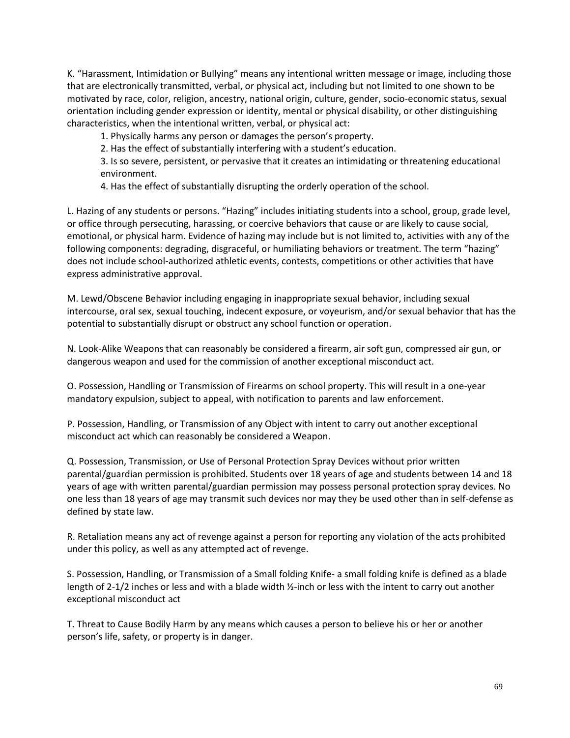K. "Harassment, Intimidation or Bullying" means any intentional written message or image, including those that are electronically transmitted, verbal, or physical act, including but not limited to one shown to be motivated by race, color, religion, ancestry, national origin, culture, gender, socio-economic status, sexual orientation including gender expression or identity, mental or physical disability, or other distinguishing characteristics, when the intentional written, verbal, or physical act:

1. Physically harms any person or damages the person's property.
2. Has the effect of substantially interfering with a student's education.
3. Is so severe, persistent, or pervasive that it creates an intimidating or threatening educational environment.
4. Has the effect of substantially disrupting the orderly operation of the school.

L. Hazing of any students or persons. "Hazing" includes initiating students into a school, group, grade level, or office through persecuting, harassing, or coercive behaviors that cause or are likely to cause social, emotional, or physical harm. Evidence of hazing may include but is not limited to, activities with any of the following components: degrading, disgraceful, or humiliating behaviors or treatment. The term "hazing" does not include school-authorized athletic events, contests, competitions or other activities that have express administrative approval.

M. Lewd/Obscene Behavior including engaging in inappropriate sexual behavior, including sexual intercourse, oral sex, sexual touching, indecent exposure, or voyeurism, and/or sexual behavior that has the potential to substantially disrupt or obstruct any school function or operation.

N. Look-Alike Weapons that can reasonably be considered a firearm, air soft gun, compressed air gun, or dangerous weapon and used for the commission of another exceptional misconduct act.

O. Possession, Handling or Transmission of Firearms on school property. This will result in a one-year mandatory expulsion, subject to appeal, with notification to parents and law enforcement.

P. Possession, Handling, or Transmission of any Object with intent to carry out another exceptional misconduct act which can reasonably be considered a Weapon.

Q. Possession, Transmission, or Use of Personal Protection Spray Devices without prior written parental/guardian permission is prohibited. Students over 18 years of age and students between 14 and 18 years of age with written parental/guardian permission may possess personal protection spray devices. No one less than 18 years of age may transmit such devices nor may they be used other than in self-defense as defined by state law.

R. Retaliation means any act of revenge against a person for reporting any violation of the acts prohibited under this policy, as well as any attempted act of revenge.

S. Possession, Handling, or Transmission of a Small folding Knife- a small folding knife is defined as a blade length of 2-1/2 inches or less and with a blade width ½-inch or less with the intent to carry out another exceptional misconduct act

T. Threat to Cause Bodily Harm by any means which causes a person to believe his or her or another person's life, safety, or property is in danger.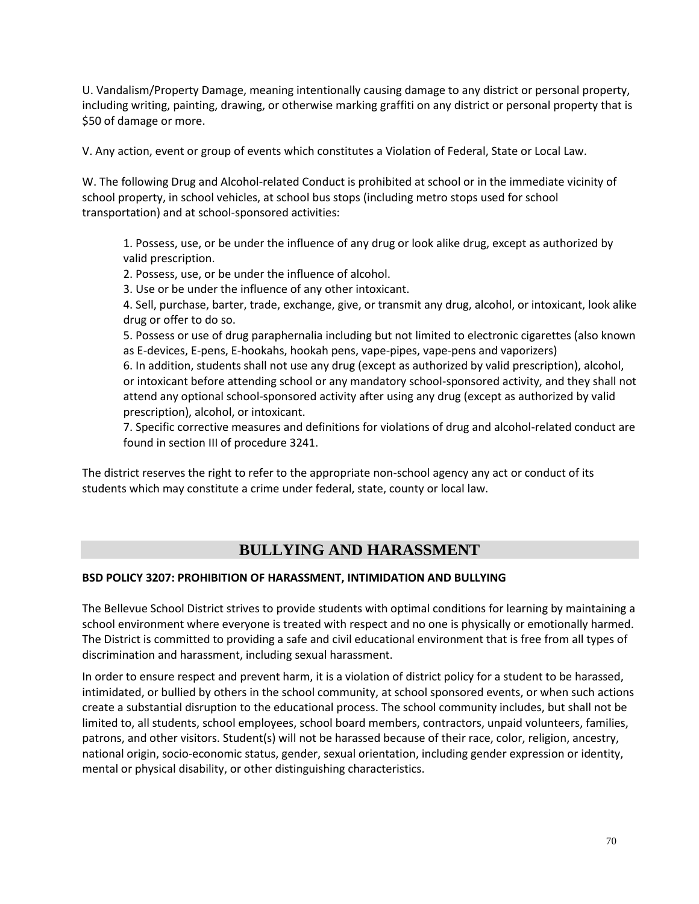U. Vandalism/Property Damage, meaning intentionally causing damage to any district or personal property, including writing, painting, drawing, or otherwise marking graffiti on any district or personal property that is $50 of damage or more.

V. Any action, event or group of events which constitutes a Violation of Federal, State or Local Law.

W. The following Drug and Alcohol-related Conduct is prohibited at school or in the immediate vicinity of school property, in school vehicles, at school bus stops (including metro stops used for school transportation) and at school-sponsored activities:

1. Possess, use, or be under the influence of any drug or look alike drug, except as authorized by valid prescription.
2. Possess, use, or be under the influence of alcohol.
3. Use or be under the influence of any other intoxicant.
4. Sell, purchase, barter, trade, exchange, give, or transmit any drug, alcohol, or intoxicant, look alike drug or offer to do so.
5. Possess or use of drug paraphernalia including but not limited to electronic cigarettes (also known as E-devices, E-pens, E-hookahs, hookah pens, vape-pipes, vape-pens and vaporizers)
6. In addition, students shall not use any drug (except as authorized by valid prescription), alcohol, or intoxicant before attending school or any mandatory school-sponsored activity, and they shall not attend any optional school-sponsored activity after using any drug (except as authorized by valid prescription), alcohol, or intoxicant.
7. Specific corrective measures and definitions for violations of drug and alcohol-related conduct are found in section III of procedure 3241.

The district reserves the right to refer to the appropriate non-school agency any act or conduct of its students which may constitute a crime under federal, state, county or local law.

## BULLYING AND HARASSMENT

**BSD POLICY 3207: PROHIBITION OF HARASSMENT, INTIMIDATION AND BULLYING**

The Bellevue School District strives to provide students with optimal conditions for learning by maintaining a school environment where everyone is treated with respect and no one is physically or emotionally harmed. The District is committed to providing a safe and civil educational environment that is free from all types of discrimination and harassment, including sexual harassment.

In order to ensure respect and prevent harm, it is a violation of district policy for a student to be harassed, intimidated, or bullied by others in the school community, at school sponsored events, or when such actions create a substantial disruption to the educational process. The school community includes, but shall not be limited to, all students, school employees, school board members, contractors, unpaid volunteers, families, patrons, and other visitors. Student(s) will not be harassed because of their race, color, religion, ancestry, national origin, socio-economic status, gender, sexual orientation, including gender expression or identity, mental or physical disability, or other distinguishing characteristics.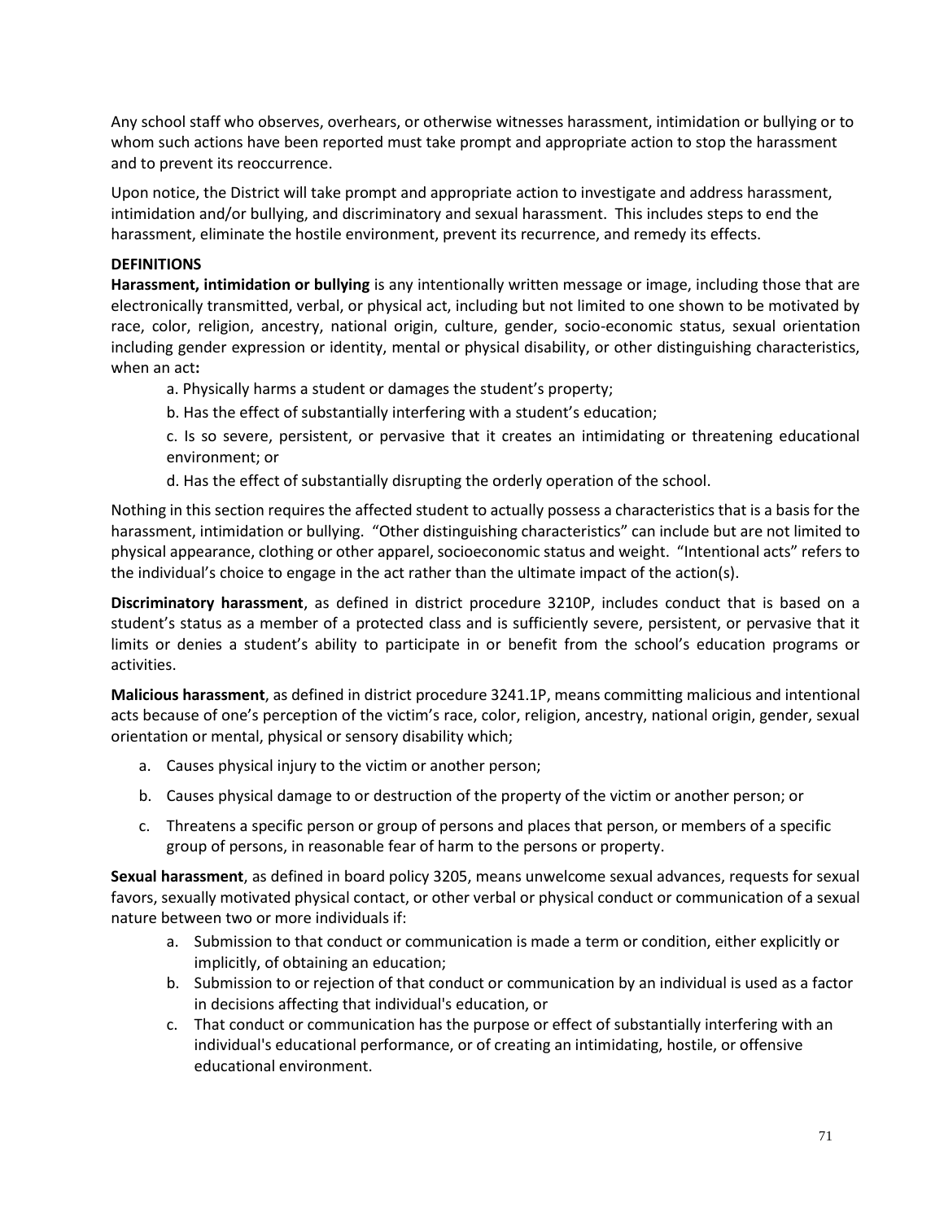Any school staff who observes, overhears, or otherwise witnesses harassment, intimidation or bullying or to whom such actions have been reported must take prompt and appropriate action to stop the harassment and to prevent its reoccurrence.

Upon notice, the District will take prompt and appropriate action to investigate and address harassment, intimidation and/or bullying, and discriminatory and sexual harassment. This includes steps to end the harassment, eliminate the hostile environment, prevent its recurrence, and remedy its effects.

**DEFINITIONS**

**Harassment, intimidation or bullying** is any intentionally written message or image, including those that are electronically transmitted, verbal, or physical act, including but not limited to one shown to be motivated by race, color, religion, ancestry, national origin, culture, gender, socio-economic status, sexual orientation including gender expression or identity, mental or physical disability, or other distinguishing characteristics, when an act**:**

a. Physically harms a student or damages the student's property;

b. Has the effect of substantially interfering with a student's education;

c. Is so severe, persistent, or pervasive that it creates an intimidating or threatening educational environment; or

d. Has the effect of substantially disrupting the orderly operation of the school.

Nothing in this section requires the affected student to actually possess a characteristics that is a basis for the harassment, intimidation or bullying. "Other distinguishing characteristics" can include but are not limited to physical appearance, clothing or other apparel, socioeconomic status and weight. "Intentional acts" refers to the individual's choice to engage in the act rather than the ultimate impact of the action(s).

**Discriminatory harassment**, as defined in district procedure 3210P, includes conduct that is based on a student's status as a member of a protected class and is sufficiently severe, persistent, or pervasive that it limits or denies a student's ability to participate in or benefit from the school's education programs or activities.

**Malicious harassment**, as defined in district procedure 3241.1P, means committing malicious and intentional acts because of one's perception of the victim's race, color, religion, ancestry, national origin, gender, sexual orientation or mental, physical or sensory disability which;

a. Causes physical injury to the victim or another person;
b. Causes physical damage to or destruction of the property of the victim or another person; or
c. Threatens a specific person or group of persons and places that person, or members of a specific group of persons, in reasonable fear of harm to the persons or property.

**Sexual harassment**, as defined in board policy 3205, means unwelcome sexual advances, requests for sexual favors, sexually motivated physical contact, or other verbal or physical conduct or communication of a sexual nature between two or more individuals if:

a. Submission to that conduct or communication is made a term or condition, either explicitly or implicitly, of obtaining an education;
b. Submission to or rejection of that conduct or communication by an individual is used as a factor in decisions affecting that individual's education, or
c. That conduct or communication has the purpose or effect of substantially interfering with an individual's educational performance, or of creating an intimidating, hostile, or offensive educational environment.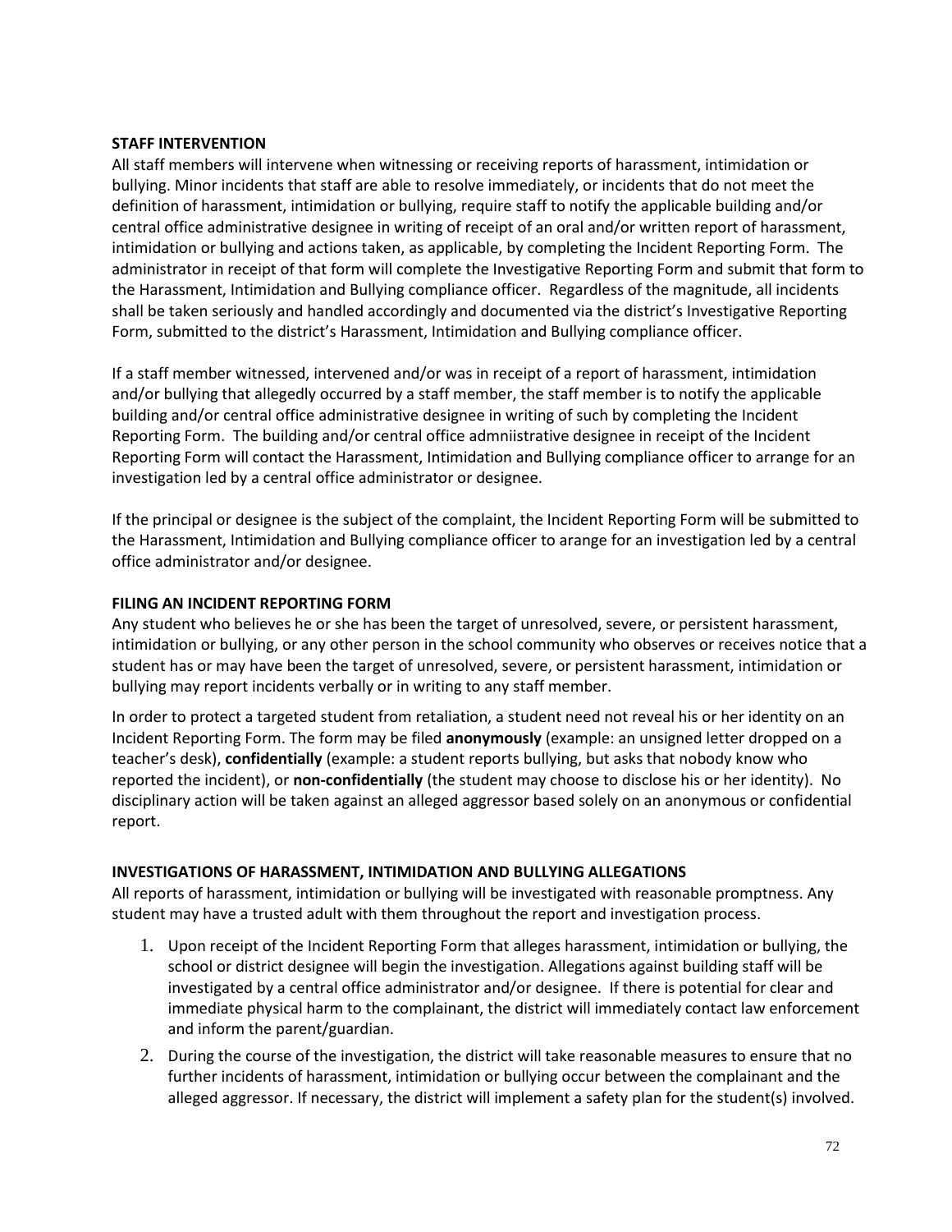**STAFF INTERVENTION**

All staff members will intervene when witnessing or receiving reports of harassment, intimidation or bullying. Minor incidents that staff are able to resolve immediately, or incidents that do not meet the definition of harassment, intimidation or bullying, require staff to notify the applicable building and/or central office administrative designee in writing of receipt of an oral and/or written report of harassment, intimidation or bullying and actions taken, as applicable, by completing the Incident Reporting Form. The administrator in receipt of that form will complete the Investigative Reporting Form and submit that form to the Harassment, Intimidation and Bullying compliance officer. Regardless of the magnitude, all incidents shall be taken seriously and handled accordingly and documented via the district's Investigative Reporting Form, submitted to the district's Harassment, Intimidation and Bullying compliance officer.

If a staff member witnessed, intervened and/or was in receipt of a report of harassment, intimidation and/or bullying that allegedly occurred by a staff member, the staff member is to notify the applicable building and/or central office administrative designee in writing of such by completing the Incident Reporting Form. The building and/or central office admniistrative designee in receipt of the Incident Reporting Form will contact the Harassment, Intimidation and Bullying compliance officer to arrange for an investigation led by a central office administrator or designee.

If the principal or designee is the subject of the complaint, the Incident Reporting Form will be submitted to the Harassment, Intimidation and Bullying compliance officer to arange for an investigation led by a central office administrator and/or designee.

**FILING AN INCIDENT REPORTING FORM**

Any student who believes he or she has been the target of unresolved, severe, or persistent harassment, intimidation or bullying, or any other person in the school community who observes or receives notice that a student has or may have been the target of unresolved, severe, or persistent harassment, intimidation or bullying may report incidents verbally or in writing to any staff member.

In order to protect a targeted student from retaliation, a student need not reveal his or her identity on an Incident Reporting Form. The form may be filed **anonymously** (example: an unsigned letter dropped on a teacher's desk), **confidentially** (example: a student reports bullying, but asks that nobody know who reported the incident), or **non-confidentially** (the student may choose to disclose his or her identity). No disciplinary action will be taken against an alleged aggressor based solely on an anonymous or confidential report.

**INVESTIGATIONS OF HARASSMENT, INTIMIDATION AND BULLYING ALLEGATIONS**

All reports of harassment, intimidation or bullying will be investigated with reasonable promptness. Any student may have a trusted adult with them throughout the report and investigation process.

1. Upon receipt of the Incident Reporting Form that alleges harassment, intimidation or bullying, the school or district designee will begin the investigation. Allegations against building staff will be investigated by a central office administrator and/or designee. If there is potential for clear and immediate physical harm to the complainant, the district will immediately contact law enforcement and inform the parent/guardian.
2. During the course of the investigation, the district will take reasonable measures to ensure that no further incidents of harassment, intimidation or bullying occur between the complainant and the alleged aggressor. If necessary, the district will implement a safety plan for the student(s) involved.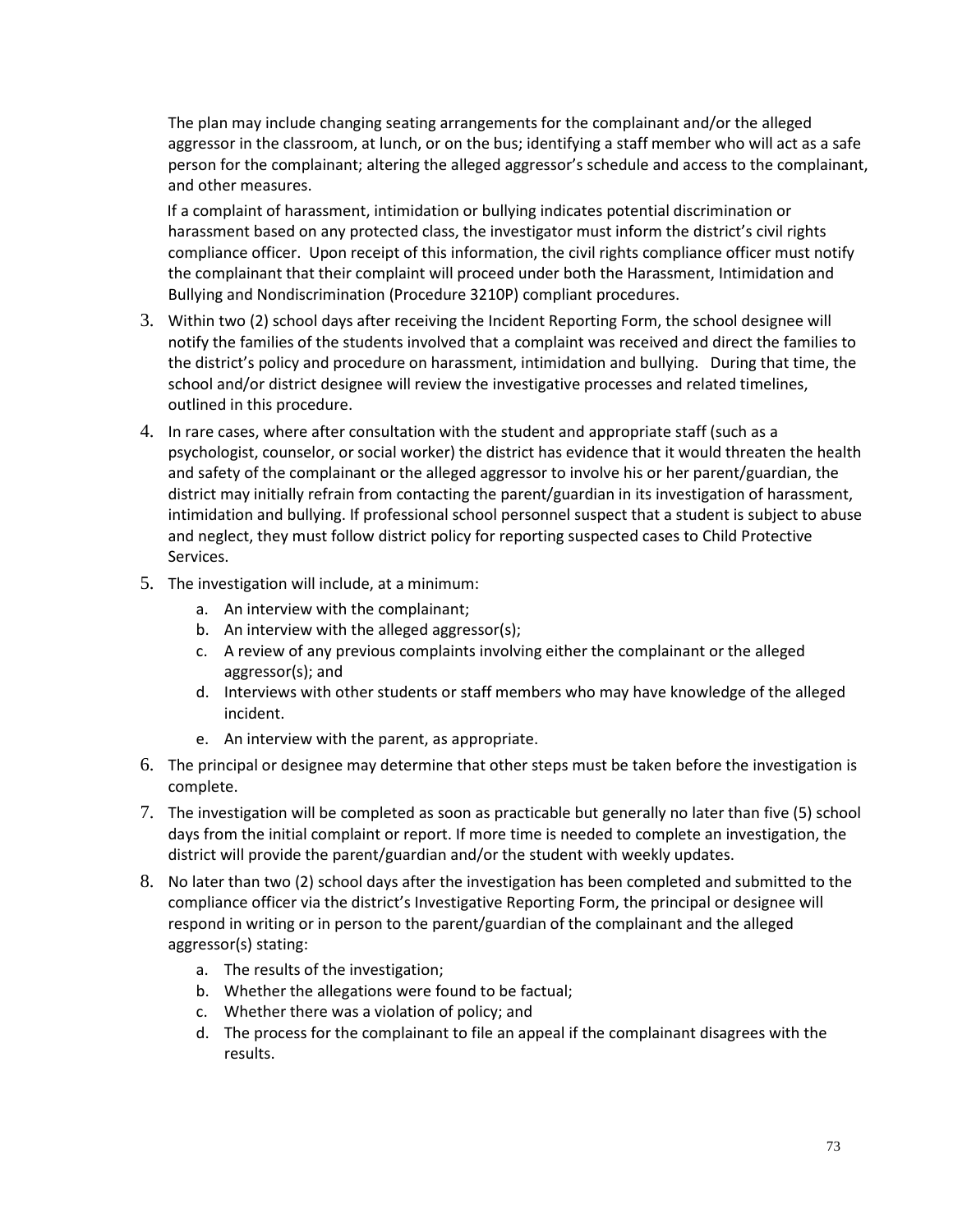The plan may include changing seating arrangements for the complainant and/or the alleged aggressor in the classroom, at lunch, or on the bus; identifying a staff member who will act as a safe person for the complainant; altering the alleged aggressor's schedule and access to the complainant, and other measures.

If a complaint of harassment, intimidation or bullying indicates potential discrimination or harassment based on any protected class, the investigator must inform the district's civil rights compliance officer. Upon receipt of this information, the civil rights compliance officer must notify the complainant that their complaint will proceed under both the Harassment, Intimidation and Bullying and Nondiscrimination (Procedure 3210P) compliant procedures.

3. Within two (2) school days after receiving the Incident Reporting Form, the school designee will notify the families of the students involved that a complaint was received and direct the families to the district's policy and procedure on harassment, intimidation and bullying. During that time, the school and/or district designee will review the investigative processes and related timelines, outlined in this procedure.
4. In rare cases, where after consultation with the student and appropriate staff (such as a psychologist, counselor, or social worker) the district has evidence that it would threaten the health and safety of the complainant or the alleged aggressor to involve his or her parent/guardian, the district may initially refrain from contacting the parent/guardian in its investigation of harassment, intimidation and bullying. If professional school personnel suspect that a student is subject to abuse and neglect, they must follow district policy for reporting suspected cases to Child Protective Services.
5. The investigation will include, at a minimum:
   a. An interview with the complainant;
   b. An interview with the alleged aggressor(s);
   c. A review of any previous complaints involving either the complainant or the alleged aggressor(s); and
   d. Interviews with other students or staff members who may have knowledge of the alleged incident.
   e. An interview with the parent, as appropriate.
6. The principal or designee may determine that other steps must be taken before the investigation is complete.
7. The investigation will be completed as soon as practicable but generally no later than five (5) school days from the initial complaint or report. If more time is needed to complete an investigation, the district will provide the parent/guardian and/or the student with weekly updates.
8. No later than two (2) school days after the investigation has been completed and submitted to the compliance officer via the district's Investigative Reporting Form, the principal or designee will respond in writing or in person to the parent/guardian of the complainant and the alleged aggressor(s) stating:
   a. The results of the investigation;
   b. Whether the allegations were found to be factual;
   c. Whether there was a violation of policy; and
   d. The process for the complainant to file an appeal if the complainant disagrees with the results.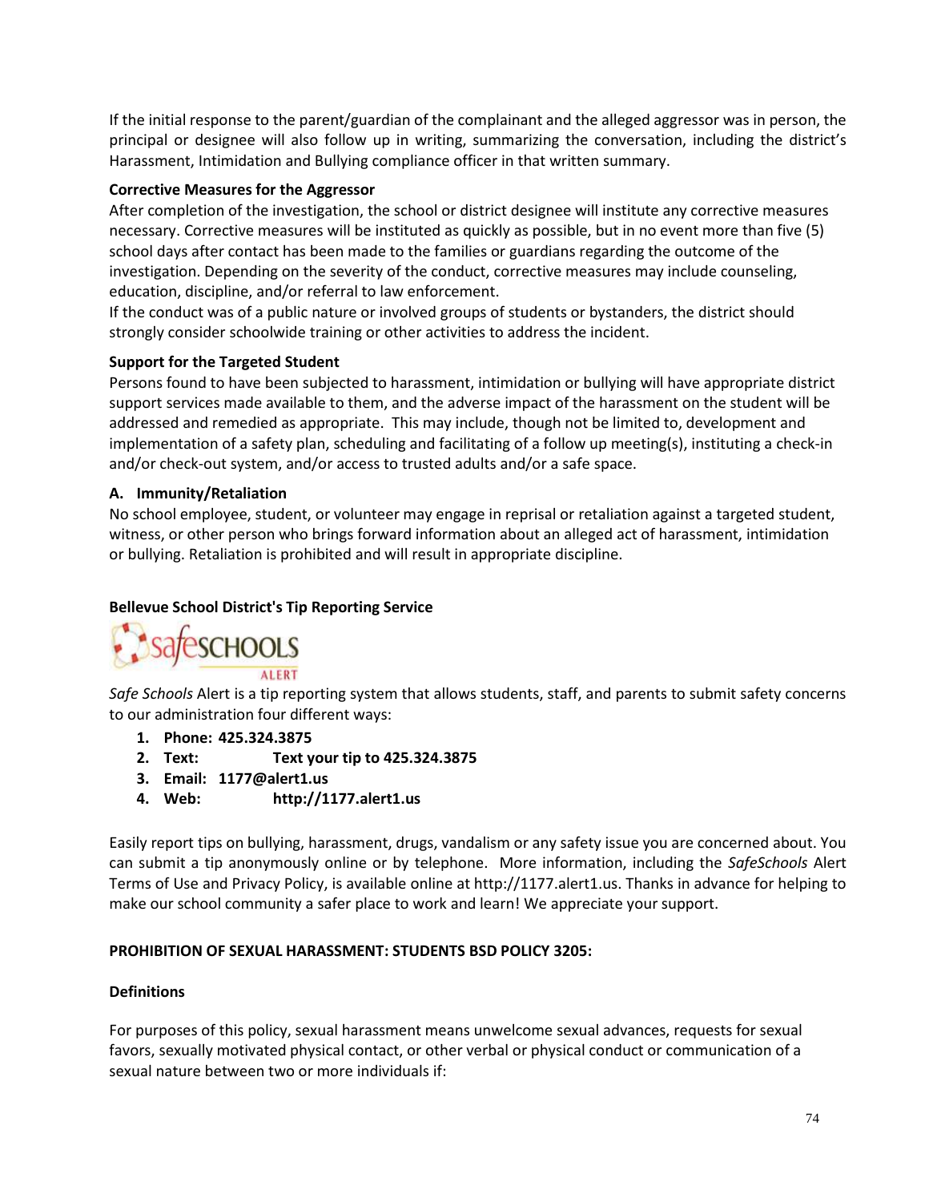If the initial response to the parent/guardian of the complainant and the alleged aggressor was in person, the principal or designee will also follow up in writing, summarizing the conversation, including the district's Harassment, Intimidation and Bullying compliance officer in that written summary.

**Corrective Measures for the Aggressor**

After completion of the investigation, the school or district designee will institute any corrective measures necessary. Corrective measures will be instituted as quickly as possible, but in no event more than five (5) school days after contact has been made to the families or guardians regarding the outcome of the investigation. Depending on the severity of the conduct, corrective measures may include counseling, education, discipline, and/or referral to law enforcement.

If the conduct was of a public nature or involved groups of students or bystanders, the district should strongly consider schoolwide training or other activities to address the incident.

**Support for the Targeted Student**

Persons found to have been subjected to harassment, intimidation or bullying will have appropriate district support services made available to them, and the adverse impact of the harassment on the student will be addressed and remedied as appropriate. This may include, though not be limited to, development and implementation of a safety plan, scheduling and facilitating of a follow up meeting(s), instituting a check-in and/or check-out system, and/or access to trusted adults and/or a safe space.

**A. Immunity/Retaliation**

No school employee, student, or volunteer may engage in reprisal or retaliation against a targeted student, witness, or other person who brings forward information about an alleged act of harassment, intimidation or bullying. Retaliation is prohibited and will result in appropriate discipline.

**Bellevue School District's Tip Reporting Service**

safeSCHOOLS ALERT

*Safe Schools* Alert is a tip reporting system that allows students, staff, and parents to submit safety concerns to our administration four different ways:

1. **Phone: 425.324.3875**
2. **Text: Text your tip to 425.324.3875**
3. **Email: 1177@alert1.us**
4. **Web: http://1177.alert1.us**

Easily report tips on bullying, harassment, drugs, vandalism or any safety issue you are concerned about. You can submit a tip anonymously online or by telephone. More information, including the *SafeSchools* Alert Terms of Use and Privacy Policy, is available online at http://1177.alert1.us. Thanks in advance for helping to make our school community a safer place to work and learn! We appreciate your support.

**PROHIBITION OF SEXUAL HARASSMENT: STUDENTS BSD POLICY 3205:**

**Definitions**

For purposes of this policy, sexual harassment means unwelcome sexual advances, requests for sexual favors, sexually motivated physical contact, or other verbal or physical conduct or communication of a sexual nature between two or more individuals if: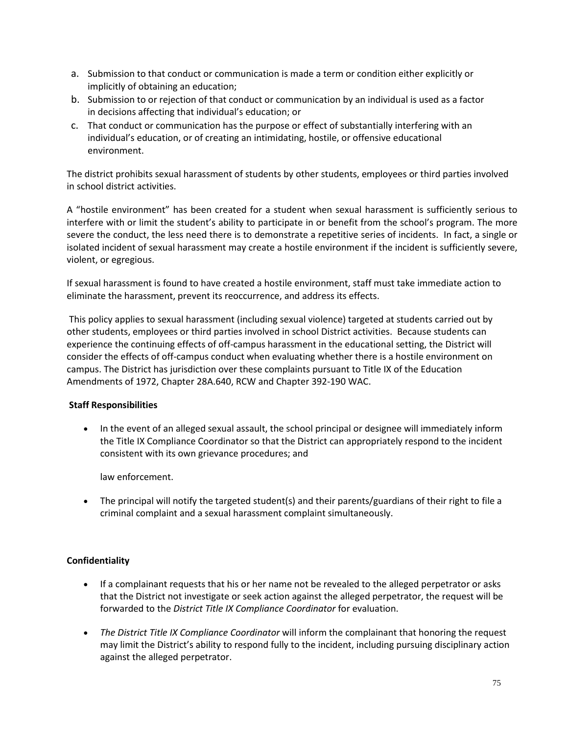a. Submission to that conduct or communication is made a term or condition either explicitly or implicitly of obtaining an education;
b. Submission to or rejection of that conduct or communication by an individual is used as a factor in decisions affecting that individual's education; or
c. That conduct or communication has the purpose or effect of substantially interfering with an individual's education, or of creating an intimidating, hostile, or offensive educational environment.

The district prohibits sexual harassment of students by other students, employees or third parties involved in school district activities.

A "hostile environment" has been created for a student when sexual harassment is sufficiently serious to interfere with or limit the student's ability to participate in or benefit from the school's program. The more severe the conduct, the less need there is to demonstrate a repetitive series of incidents. In fact, a single or isolated incident of sexual harassment may create a hostile environment if the incident is sufficiently severe, violent, or egregious.

If sexual harassment is found to have created a hostile environment, staff must take immediate action to eliminate the harassment, prevent its reoccurrence, and address its effects.

This policy applies to sexual harassment (including sexual violence) targeted at students carried out by other students, employees or third parties involved in school District activities. Because students can experience the continuing effects of off-campus harassment in the educational setting, the District will consider the effects of off-campus conduct when evaluating whether there is a hostile environment on campus. The District has jurisdiction over these complaints pursuant to Title IX of the Education Amendments of 1972, Chapter 28A.640, RCW and Chapter 392-190 WAC.

**Staff Responsibilities**

- In the event of an alleged sexual assault, the school principal or designee will immediately inform the Title IX Compliance Coordinator so that the District can appropriately respond to the incident consistent with its own grievance procedures; and

  law enforcement.

- The principal will notify the targeted student(s) and their parents/guardians of their right to file a criminal complaint and a sexual harassment complaint simultaneously.

**Confidentiality**

- If a complainant requests that his or her name not be revealed to the alleged perpetrator or asks that the District not investigate or seek action against the alleged perpetrator, the request will be forwarded to the *District Title IX Compliance Coordinator* for evaluation.
- *The District Title IX Compliance Coordinator* will inform the complainant that honoring the request may limit the District's ability to respond fully to the incident, including pursuing disciplinary action against the alleged perpetrator.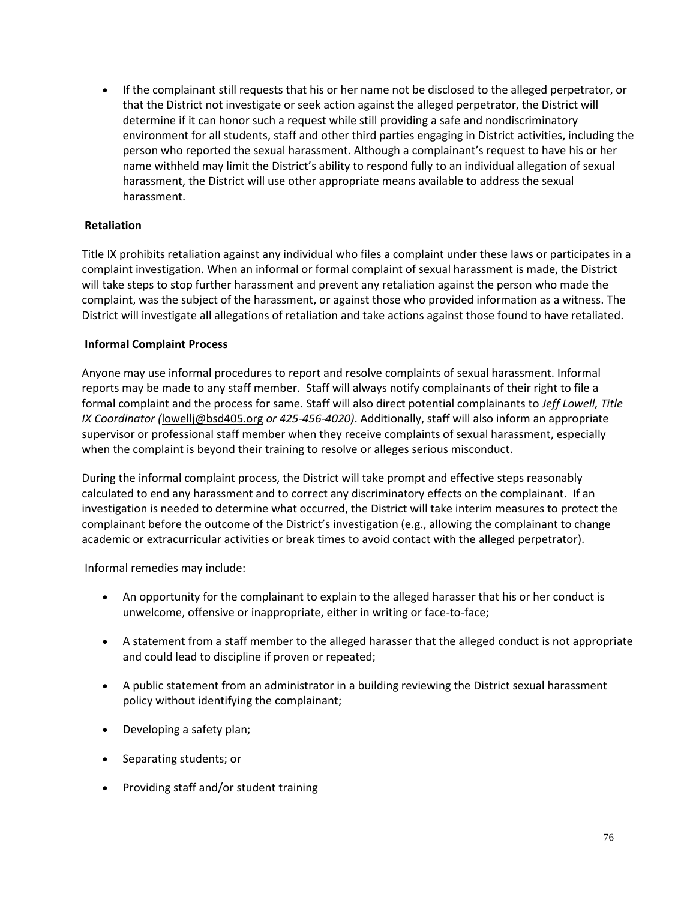- If the complainant still requests that his or her name not be disclosed to the alleged perpetrator, or that the District not investigate or seek action against the alleged perpetrator, the District will determine if it can honor such a request while still providing a safe and nondiscriminatory environment for all students, staff and other third parties engaging in District activities, including the person who reported the sexual harassment. Although a complainant's request to have his or her name withheld may limit the District's ability to respond fully to an individual allegation of sexual harassment, the District will use other appropriate means available to address the sexual harassment.

**Retaliation**

Title IX prohibits retaliation against any individual who files a complaint under these laws or participates in a complaint investigation. When an informal or formal complaint of sexual harassment is made, the District will take steps to stop further harassment and prevent any retaliation against the person who made the complaint, was the subject of the harassment, or against those who provided information as a witness. The District will investigate all allegations of retaliation and take actions against those found to have retaliated.

**Informal Complaint Process**

Anyone may use informal procedures to report and resolve complaints of sexual harassment. Informal reports may be made to any staff member. Staff will always notify complainants of their right to file a formal complaint and the process for same. Staff will also direct potential complainants to *Jeff Lowell, Title IX Coordinator (*lowellj@bsd405.org *or 425-456-4020)*. Additionally, staff will also inform an appropriate supervisor or professional staff member when they receive complaints of sexual harassment, especially when the complaint is beyond their training to resolve or alleges serious misconduct.

During the informal complaint process, the District will take prompt and effective steps reasonably calculated to end any harassment and to correct any discriminatory effects on the complainant. If an investigation is needed to determine what occurred, the District will take interim measures to protect the complainant before the outcome of the District's investigation (e.g., allowing the complainant to change academic or extracurricular activities or break times to avoid contact with the alleged perpetrator).

Informal remedies may include:

- An opportunity for the complainant to explain to the alleged harasser that his or her conduct is unwelcome, offensive or inappropriate, either in writing or face-to-face;
- A statement from a staff member to the alleged harasser that the alleged conduct is not appropriate and could lead to discipline if proven or repeated;
- A public statement from an administrator in a building reviewing the District sexual harassment policy without identifying the complainant;
- Developing a safety plan;
- Separating students; or
- Providing staff and/or student training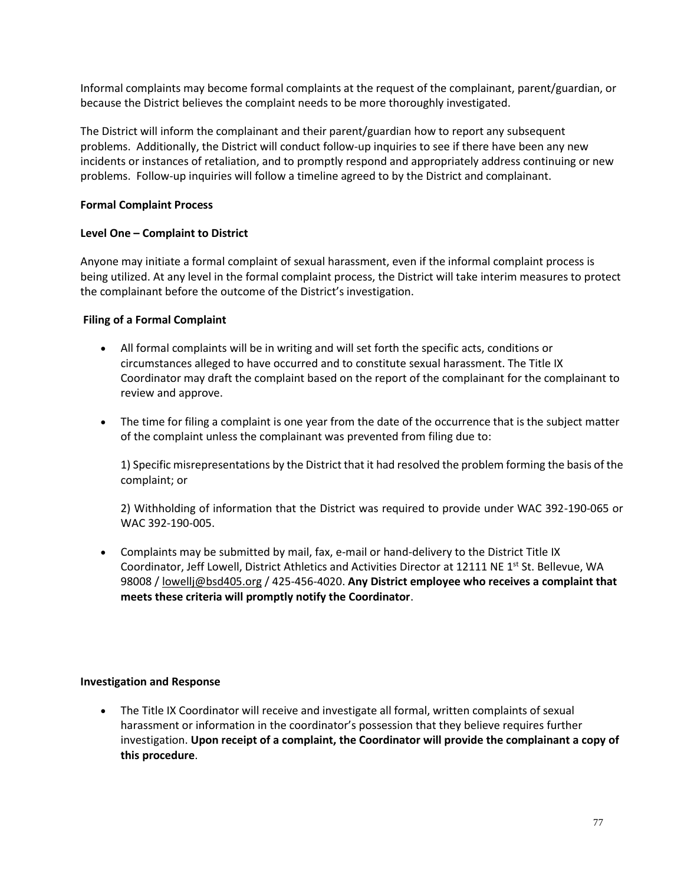Informal complaints may become formal complaints at the request of the complainant, parent/guardian, or because the District believes the complaint needs to be more thoroughly investigated.

The District will inform the complainant and their parent/guardian how to report any subsequent problems. Additionally, the District will conduct follow-up inquiries to see if there have been any new incidents or instances of retaliation, and to promptly respond and appropriately address continuing or new problems. Follow-up inquiries will follow a timeline agreed to by the District and complainant.

**Formal Complaint Process**

**Level One – Complaint to District**

Anyone may initiate a formal complaint of sexual harassment, even if the informal complaint process is being utilized. At any level in the formal complaint process, the District will take interim measures to protect the complainant before the outcome of the District's investigation.

**Filing of a Formal Complaint**

- All formal complaints will be in writing and will set forth the specific acts, conditions or circumstances alleged to have occurred and to constitute sexual harassment. The Title IX Coordinator may draft the complaint based on the report of the complainant for the complainant to review and approve.

- The time for filing a complaint is one year from the date of the occurrence that is the subject matter of the complaint unless the complainant was prevented from filing due to:

  1) Specific misrepresentations by the District that it had resolved the problem forming the basis of the complaint; or

  2) Withholding of information that the District was required to provide under WAC 392-190-065 or WAC 392-190-005.

- Complaints may be submitted by mail, fax, e-mail or hand-delivery to the District Title IX Coordinator, Jeff Lowell, District Athletics and Activities Director at 12111 NE 1st St. Bellevue, WA 98008 / lowellj@bsd405.org / 425-456-4020. **Any District employee who receives a complaint that meets these criteria will promptly notify the Coordinator**.

**Investigation and Response**

- The Title IX Coordinator will receive and investigate all formal, written complaints of sexual harassment or information in the coordinator's possession that they believe requires further investigation. **Upon receipt of a complaint, the Coordinator will provide the complainant a copy of this procedure**.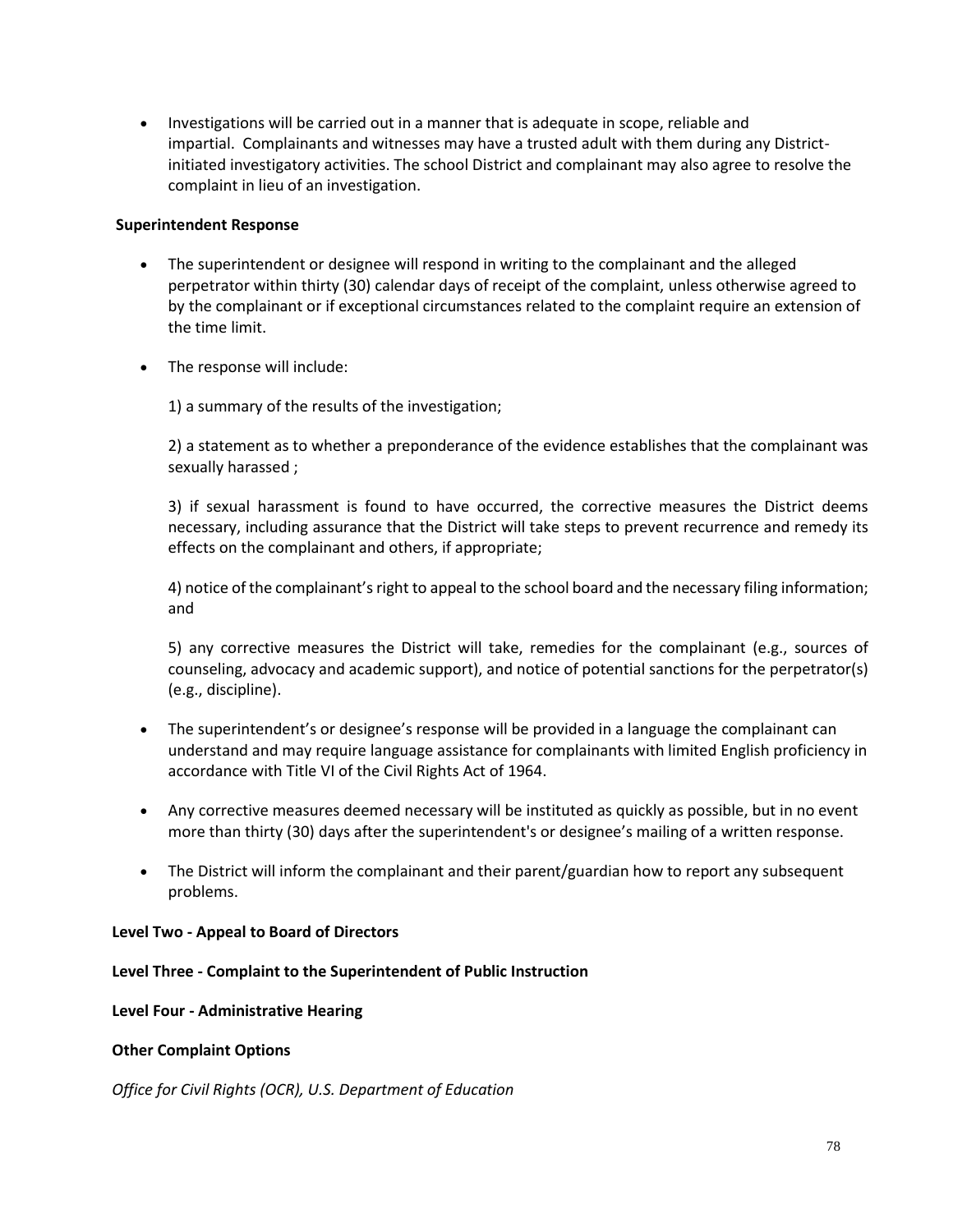- Investigations will be carried out in a manner that is adequate in scope, reliable and impartial. Complainants and witnesses may have a trusted adult with them during any District-initiated investigatory activities. The school District and complainant may also agree to resolve the complaint in lieu of an investigation.

**Superintendent Response**

- The superintendent or designee will respond in writing to the complainant and the alleged perpetrator within thirty (30) calendar days of receipt of the complaint, unless otherwise agreed to by the complainant or if exceptional circumstances related to the complaint require an extension of the time limit.

- The response will include:

  1) a summary of the results of the investigation;

  2) a statement as to whether a preponderance of the evidence establishes that the complainant was sexually harassed ;

  3) if sexual harassment is found to have occurred, the corrective measures the District deems necessary, including assurance that the District will take steps to prevent recurrence and remedy its effects on the complainant and others, if appropriate;

  4) notice of the complainant's right to appeal to the school board and the necessary filing information; and

  5) any corrective measures the District will take, remedies for the complainant (e.g., sources of counseling, advocacy and academic support), and notice of potential sanctions for the perpetrator(s) (e.g., discipline).

- The superintendent's or designee's response will be provided in a language the complainant can understand and may require language assistance for complainants with limited English proficiency in accordance with Title VI of the Civil Rights Act of 1964.

- Any corrective measures deemed necessary will be instituted as quickly as possible, but in no event more than thirty (30) days after the superintendent's or designee's mailing of a written response.

- The District will inform the complainant and their parent/guardian how to report any subsequent problems.

**Level Two - Appeal to Board of Directors**

**Level Three - Complaint to the Superintendent of Public Instruction**

**Level Four - Administrative Hearing**

**Other Complaint Options**

*Office for Civil Rights (OCR), U.S. Department of Education*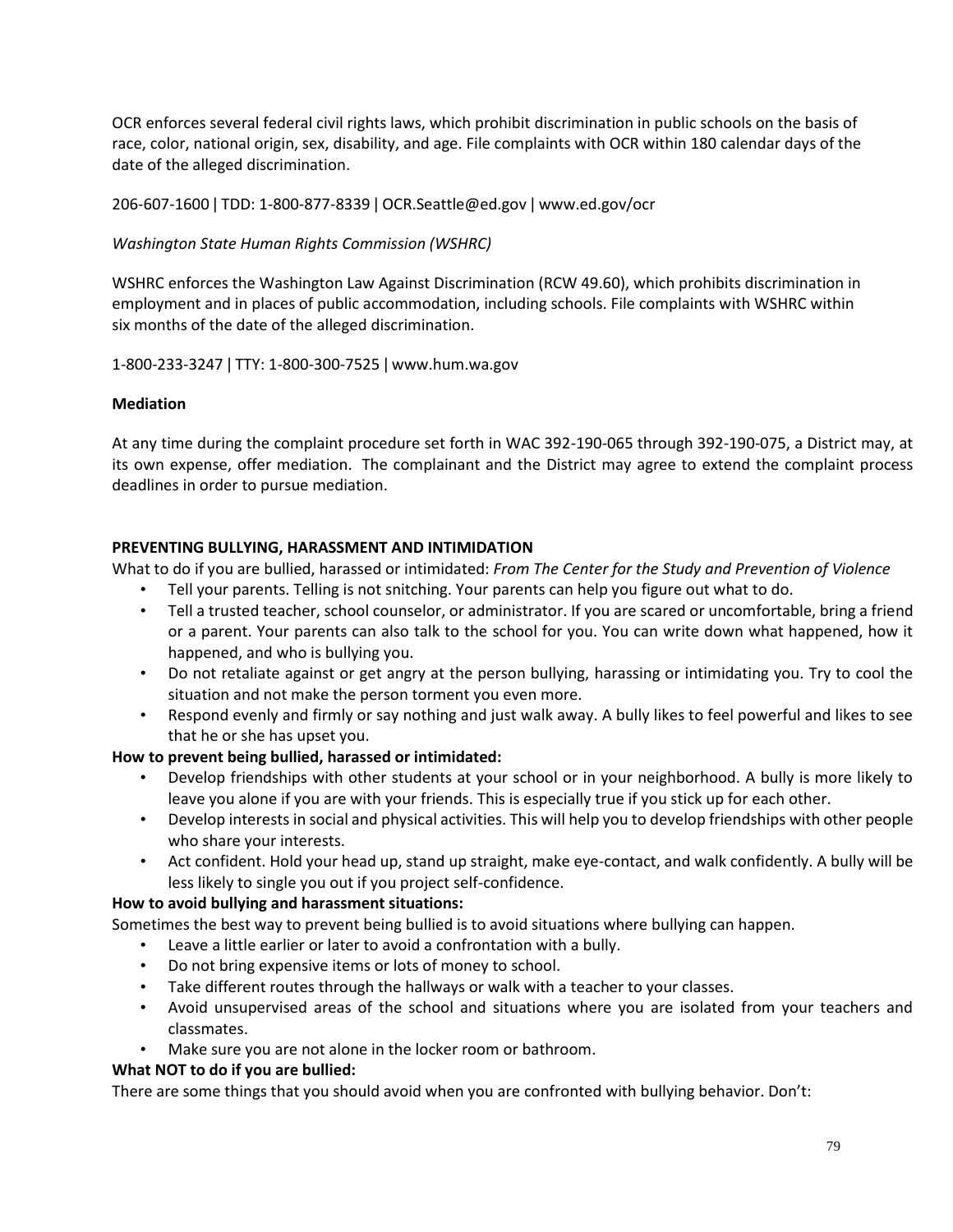OCR enforces several federal civil rights laws, which prohibit discrimination in public schools on the basis of race, color, national origin, sex, disability, and age. File complaints with OCR within 180 calendar days of the date of the alleged discrimination.

206-607-1600 | TDD: 1-800-877-8339 | OCR.Seattle@ed.gov | www.ed.gov/ocr

*Washington State Human Rights Commission (WSHRC)*

WSHRC enforces the Washington Law Against Discrimination (RCW 49.60), which prohibits discrimination in employment and in places of public accommodation, including schools. File complaints with WSHRC within six months of the date of the alleged discrimination.

1-800-233-3247 | TTY: 1-800-300-7525 | www.hum.wa.gov

**Mediation**

At any time during the complaint procedure set forth in WAC 392-190-065 through 392-190-075, a District may, at its own expense, offer mediation. The complainant and the District may agree to extend the complaint process deadlines in order to pursue mediation.

**PREVENTING BULLYING, HARASSMENT AND INTIMIDATION**

What to do if you are bullied, harassed or intimidated: *From The Center for the Study and Prevention of Violence*

- Tell your parents. Telling is not snitching. Your parents can help you figure out what to do.
- Tell a trusted teacher, school counselor, or administrator. If you are scared or uncomfortable, bring a friend or a parent. Your parents can also talk to the school for you. You can write down what happened, how it happened, and who is bullying you.
- Do not retaliate against or get angry at the person bullying, harassing or intimidating you. Try to cool the situation and not make the person torment you even more.
- Respond evenly and firmly or say nothing and just walk away. A bully likes to feel powerful and likes to see that he or she has upset you.

**How to prevent being bullied, harassed or intimidated:**

- Develop friendships with other students at your school or in your neighborhood. A bully is more likely to leave you alone if you are with your friends. This is especially true if you stick up for each other.
- Develop interests in social and physical activities. This will help you to develop friendships with other people who share your interests.
- Act confident. Hold your head up, stand up straight, make eye-contact, and walk confidently. A bully will be less likely to single you out if you project self-confidence.

**How to avoid bullying and harassment situations:**

Sometimes the best way to prevent being bullied is to avoid situations where bullying can happen.

- Leave a little earlier or later to avoid a confrontation with a bully.
- Do not bring expensive items or lots of money to school.
- Take different routes through the hallways or walk with a teacher to your classes.
- Avoid unsupervised areas of the school and situations where you are isolated from your teachers and classmates.
- Make sure you are not alone in the locker room or bathroom.

**What NOT to do if you are bullied:**

There are some things that you should avoid when you are confronted with bullying behavior. Don't: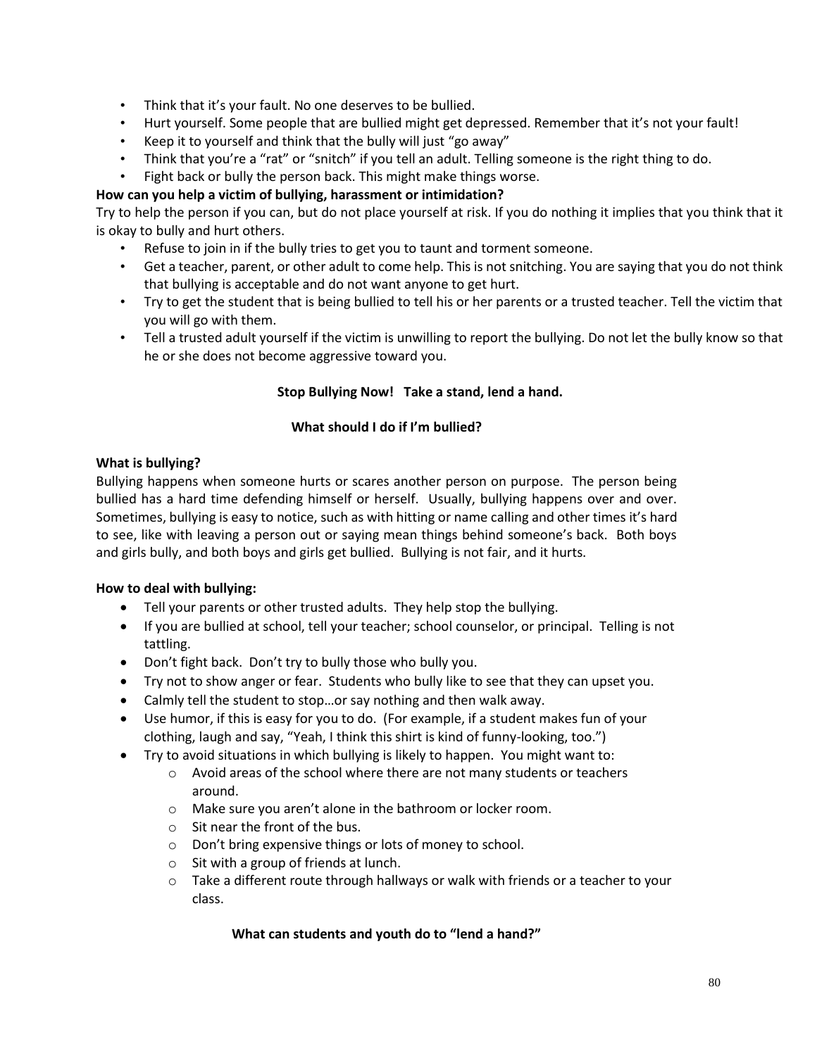- Think that it's your fault. No one deserves to be bullied.
- Hurt yourself. Some people that are bullied might get depressed. Remember that it's not your fault!
- Keep it to yourself and think that the bully will just "go away"
- Think that you're a "rat" or "snitch" if you tell an adult. Telling someone is the right thing to do.
- Fight back or bully the person back. This might make things worse.

**How can you help a victim of bullying, harassment or intimidation?**

Try to help the person if you can, but do not place yourself at risk. If you do nothing it implies that you think that it is okay to bully and hurt others.

- Refuse to join in if the bully tries to get you to taunt and torment someone.
- Get a teacher, parent, or other adult to come help. This is not snitching. You are saying that you do not think that bullying is acceptable and do not want anyone to get hurt.
- Try to get the student that is being bullied to tell his or her parents or a trusted teacher. Tell the victim that you will go with them.
- Tell a trusted adult yourself if the victim is unwilling to report the bullying. Do not let the bully know so that he or she does not become aggressive toward you.

**Stop Bullying Now! Take a stand, lend a hand.**

**What should I do if I'm bullied?**

**What is bullying?**

Bullying happens when someone hurts or scares another person on purpose. The person being bullied has a hard time defending himself or herself. Usually, bullying happens over and over. Sometimes, bullying is easy to notice, such as with hitting or name calling and other times it's hard to see, like with leaving a person out or saying mean things behind someone's back. Both boys and girls bully, and both boys and girls get bullied. Bullying is not fair, and it hurts.

**How to deal with bullying:**

- Tell your parents or other trusted adults. They help stop the bullying.
- If you are bullied at school, tell your teacher; school counselor, or principal. Telling is not tattling.
- Don't fight back. Don't try to bully those who bully you.
- Try not to show anger or fear. Students who bully like to see that they can upset you.
- Calmly tell the student to stop…or say nothing and then walk away.
- Use humor, if this is easy for you to do. (For example, if a student makes fun of your clothing, laugh and say, "Yeah, I think this shirt is kind of funny-looking, too.")
- Try to avoid situations in which bullying is likely to happen. You might want to:
  - Avoid areas of the school where there are not many students or teachers around.
  - Make sure you aren't alone in the bathroom or locker room.
  - Sit near the front of the bus.
  - Don't bring expensive things or lots of money to school.
  - Sit with a group of friends at lunch.
  - Take a different route through hallways or walk with friends or a teacher to your class.

**What can students and youth do to "lend a hand?"**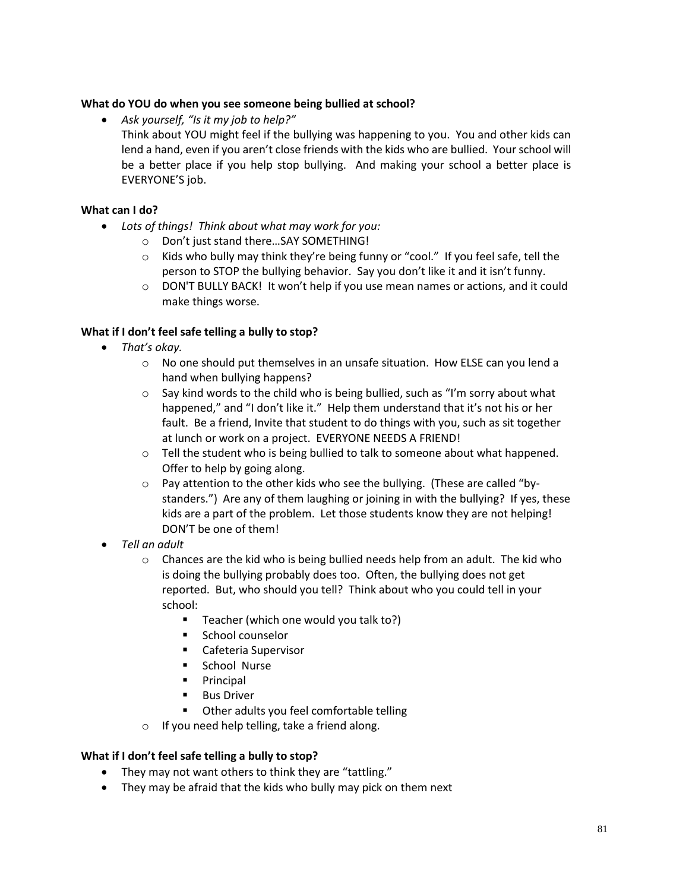**What do YOU do when you see someone being bullied at school?**

- *Ask yourself, "Is it my job to help?"*
  Think about YOU might feel if the bullying was happening to you. You and other kids can lend a hand, even if you aren't close friends with the kids who are bullied. Your school will be a better place if you help stop bullying. And making your school a better place is EVERYONE'S job.

**What can I do?**

- *Lots of things! Think about what may work for you:*
  - Don't just stand there…SAY SOMETHING!
  - Kids who bully may think they're being funny or "cool." If you feel safe, tell the person to STOP the bullying behavior. Say you don't like it and it isn't funny.
  - DON'T BULLY BACK! It won't help if you use mean names or actions, and it could make things worse.

**What if I don't feel safe telling a bully to stop?**

- *That's okay.*
  - No one should put themselves in an unsafe situation. How ELSE can you lend a hand when bullying happens?
  - Say kind words to the child who is being bullied, such as "I'm sorry about what happened," and "I don't like it." Help them understand that it's not his or her fault. Be a friend, Invite that student to do things with you, such as sit together at lunch or work on a project. EVERYONE NEEDS A FRIEND!
  - Tell the student who is being bullied to talk to someone about what happened. Offer to help by going along.
  - Pay attention to the other kids who see the bullying. (These are called "by-standers.") Are any of them laughing or joining in with the bullying? If yes, these kids are a part of the problem. Let those students know they are not helping! DON'T be one of them!
- *Tell an adult*
  - Chances are the kid who is being bullied needs help from an adult. The kid who is doing the bullying probably does too. Often, the bullying does not get reported. But, who should you tell? Think about who you could tell in your school:
    - Teacher (which one would you talk to?)
    - School counselor
    - Cafeteria Supervisor
    - School Nurse
    - Principal
    - Bus Driver
    - Other adults you feel comfortable telling
  - If you need help telling, take a friend along.

**What if I don't feel safe telling a bully to stop?**

- They may not want others to think they are "tattling."
- They may be afraid that the kids who bully may pick on them next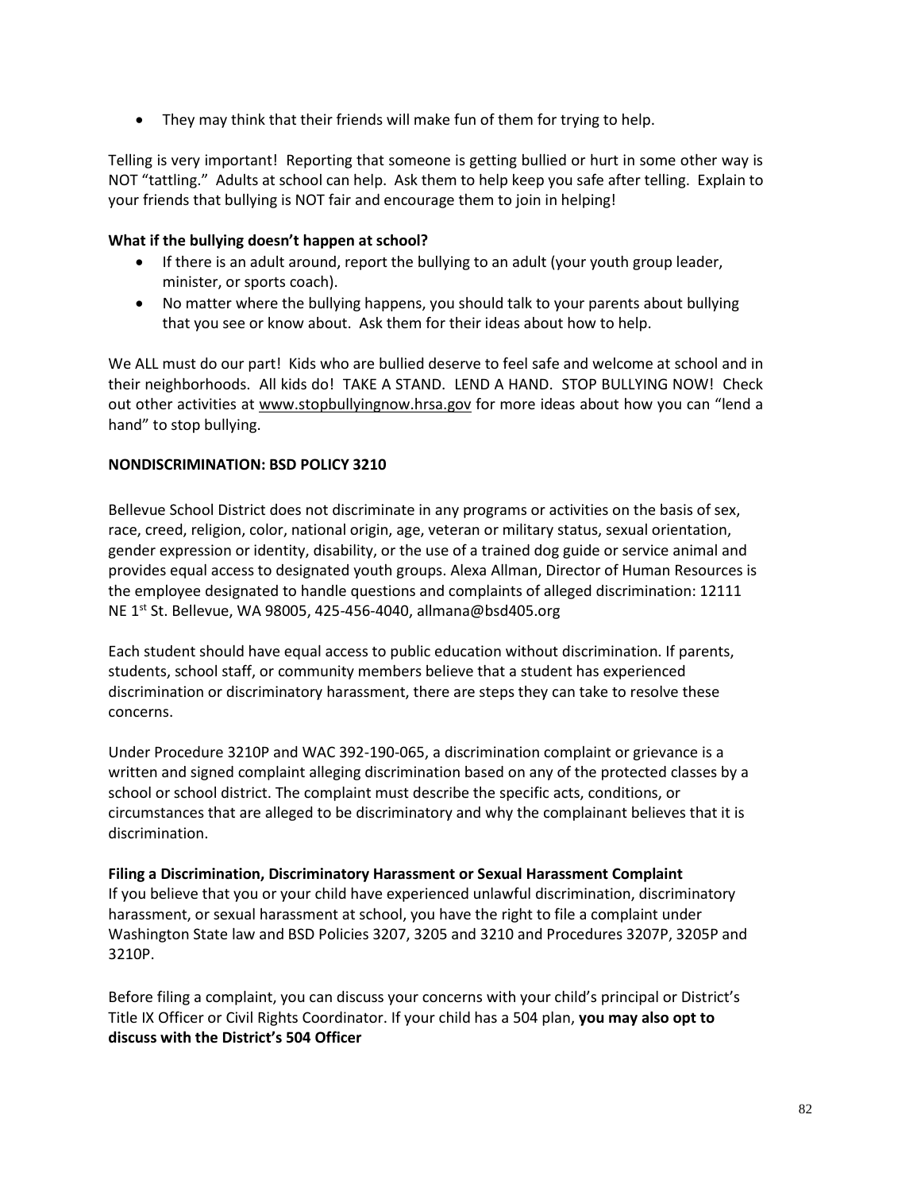- They may think that their friends will make fun of them for trying to help.

Telling is very important! Reporting that someone is getting bullied or hurt in some other way is NOT "tattling." Adults at school can help. Ask them to help keep you safe after telling. Explain to your friends that bullying is NOT fair and encourage them to join in helping!

**What if the bullying doesn't happen at school?**

- If there is an adult around, report the bullying to an adult (your youth group leader, minister, or sports coach).
- No matter where the bullying happens, you should talk to your parents about bullying that you see or know about. Ask them for their ideas about how to help.

We ALL must do our part! Kids who are bullied deserve to feel safe and welcome at school and in their neighborhoods. All kids do! TAKE A STAND. LEND A HAND. STOP BULLYING NOW! Check out other activities at www.stopbullyingnow.hrsa.gov for more ideas about how you can "lend a hand" to stop bullying.

**NONDISCRIMINATION: BSD POLICY 3210**

Bellevue School District does not discriminate in any programs or activities on the basis of sex, race, creed, religion, color, national origin, age, veteran or military status, sexual orientation, gender expression or identity, disability, or the use of a trained dog guide or service animal and provides equal access to designated youth groups. Alexa Allman, Director of Human Resources is the employee designated to handle questions and complaints of alleged discrimination: 12111 NE 1st St. Bellevue, WA 98005, 425-456-4040, allmana@bsd405.org

Each student should have equal access to public education without discrimination. If parents, students, school staff, or community members believe that a student has experienced discrimination or discriminatory harassment, there are steps they can take to resolve these concerns.

Under Procedure 3210P and WAC 392-190-065, a discrimination complaint or grievance is a written and signed complaint alleging discrimination based on any of the protected classes by a school or school district. The complaint must describe the specific acts, conditions, or circumstances that are alleged to be discriminatory and why the complainant believes that it is discrimination.

**Filing a Discrimination, Discriminatory Harassment or Sexual Harassment Complaint**

If you believe that you or your child have experienced unlawful discrimination, discriminatory harassment, or sexual harassment at school, you have the right to file a complaint under Washington State law and BSD Policies 3207, 3205 and 3210 and Procedures 3207P, 3205P and 3210P.

Before filing a complaint, you can discuss your concerns with your child's principal or District's Title IX Officer or Civil Rights Coordinator. If your child has a 504 plan, **you may also opt to discuss with the District's 504 Officer**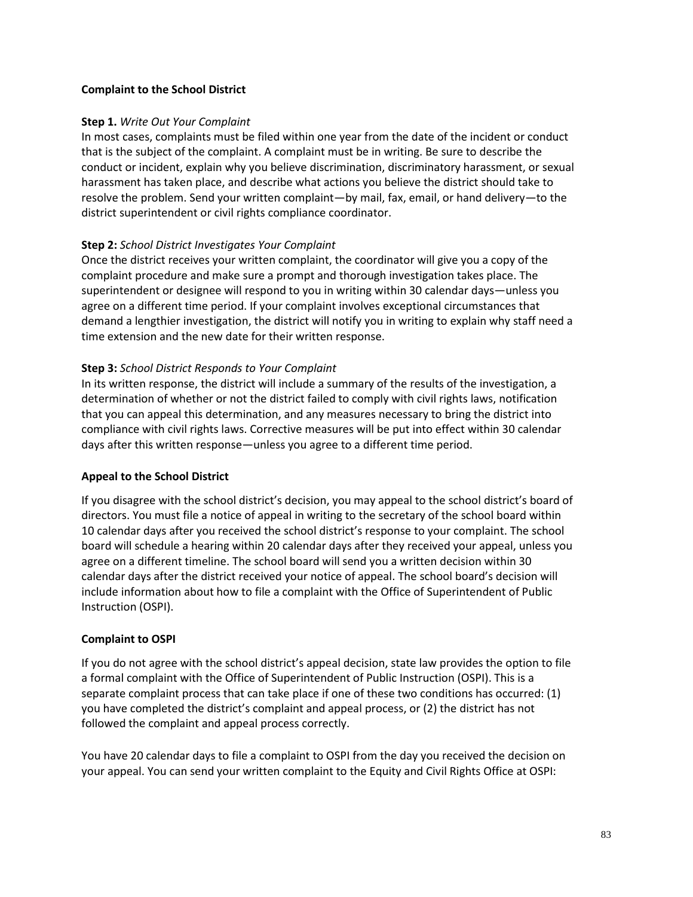**Complaint to the School District**

**Step 1.** *Write Out Your Complaint*
In most cases, complaints must be filed within one year from the date of the incident or conduct that is the subject of the complaint. A complaint must be in writing. Be sure to describe the conduct or incident, explain why you believe discrimination, discriminatory harassment, or sexual harassment has taken place, and describe what actions you believe the district should take to resolve the problem. Send your written complaint—by mail, fax, email, or hand delivery—to the district superintendent or civil rights compliance coordinator.

**Step 2:** *School District Investigates Your Complaint*
Once the district receives your written complaint, the coordinator will give you a copy of the complaint procedure and make sure a prompt and thorough investigation takes place. The superintendent or designee will respond to you in writing within 30 calendar days—unless you agree on a different time period. If your complaint involves exceptional circumstances that demand a lengthier investigation, the district will notify you in writing to explain why staff need a time extension and the new date for their written response.

**Step 3:** *School District Responds to Your Complaint*
In its written response, the district will include a summary of the results of the investigation, a determination of whether or not the district failed to comply with civil rights laws, notification that you can appeal this determination, and any measures necessary to bring the district into compliance with civil rights laws. Corrective measures will be put into effect within 30 calendar days after this written response—unless you agree to a different time period.

**Appeal to the School District**

If you disagree with the school district's decision, you may appeal to the school district's board of directors. You must file a notice of appeal in writing to the secretary of the school board within 10 calendar days after you received the school district's response to your complaint. The school board will schedule a hearing within 20 calendar days after they received your appeal, unless you agree on a different timeline. The school board will send you a written decision within 30 calendar days after the district received your notice of appeal. The school board's decision will include information about how to file a complaint with the Office of Superintendent of Public Instruction (OSPI).

**Complaint to OSPI**

If you do not agree with the school district's appeal decision, state law provides the option to file a formal complaint with the Office of Superintendent of Public Instruction (OSPI). This is a separate complaint process that can take place if one of these two conditions has occurred: (1) you have completed the district's complaint and appeal process, or (2) the district has not followed the complaint and appeal process correctly.

You have 20 calendar days to file a complaint to OSPI from the day you received the decision on your appeal. You can send your written complaint to the Equity and Civil Rights Office at OSPI: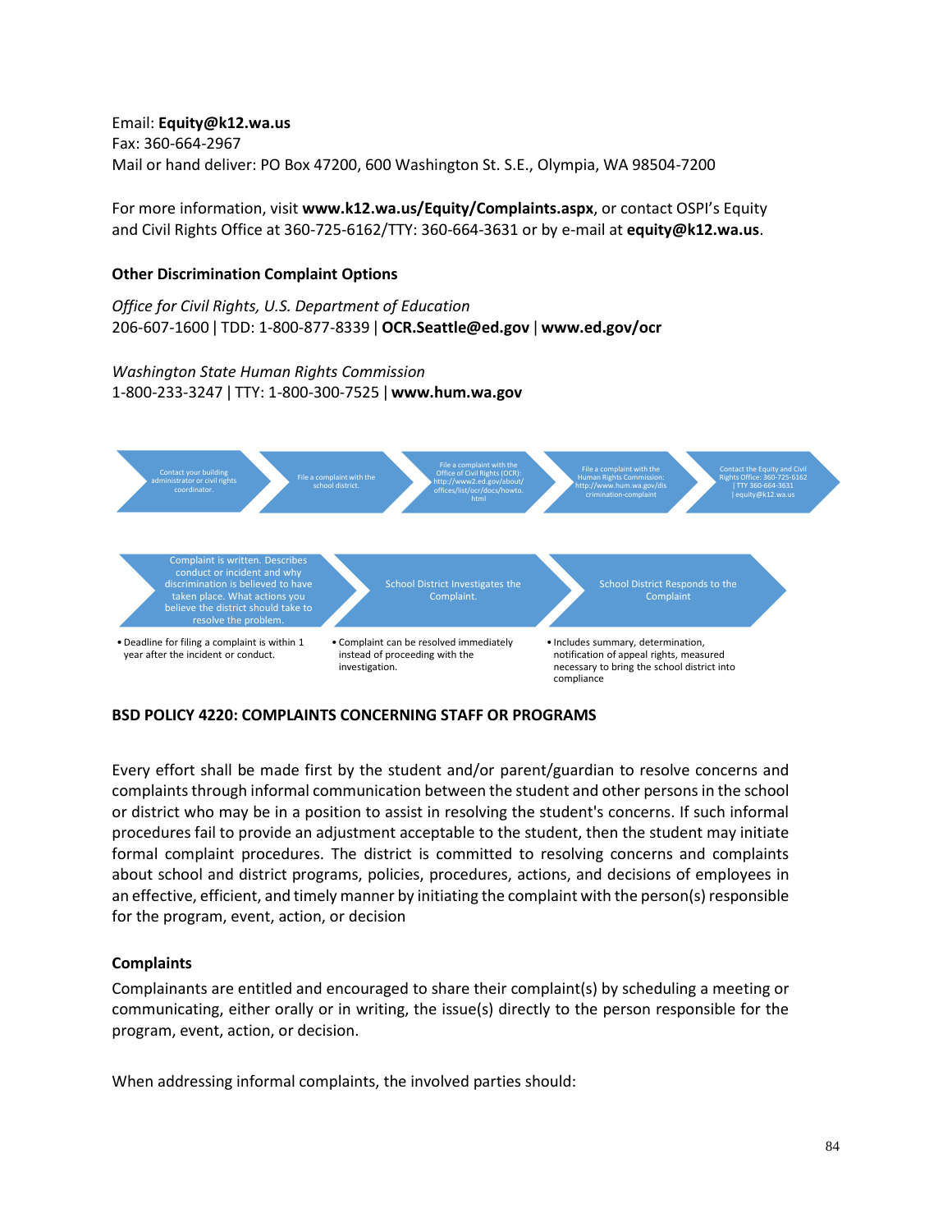Email: **Equity@k12.wa.us**
Fax: 360-664-2967
Mail or hand deliver: PO Box 47200, 600 Washington St. S.E., Olympia, WA 98504-7200

For more information, visit **www.k12.wa.us/Equity/Complaints.aspx**, or contact OSPI's Equity and Civil Rights Office at 360-725-6162/TTY: 360-664-3631 or by e-mail at **equity@k12.wa.us**.

**Other Discrimination Complaint Options**

*Office for Civil Rights, U.S. Department of Education*
206-607-1600 | TDD: 1-800-877-8339 | **OCR.Seattle@ed.gov** | **www.ed.gov/ocr**

*Washington State Human Rights Commission*
1-800-233-3247 | TTY: 1-800-300-7525 | **www.hum.wa.gov**

Contact your building administrator or civil rights coordinator. → File a complaint with the school district. → File a complaint with the Office of Civil Rights (OCR): http://www2.ed.gov/about/offices/list/ocr/docs/howto.html → File a complaint with the Human Rights Commission: http://www.hum.wa.gov/discrimination-complaint → Contact the Equity and Civil Rights Office: 360-725-6162 | TTY 360-664-3631 | equity@k12.wa.us

Complaint is written. Describes conduct or incident and why discrimination is believed to have taken place. What actions you believe the district should take to resolve the problem. → School District Investigates the Complaint. → School District Responds to the Complaint

- Deadline for filing a complaint is within 1 year after the incident or conduct.
- Complaint can be resolved immediately instead of proceeding with the investigation.
- Includes summary, determination, notification of appeal rights, measured necessary to bring the school district into compliance

**BSD POLICY 4220: COMPLAINTS CONCERNING STAFF OR PROGRAMS**

Every effort shall be made first by the student and/or parent/guardian to resolve concerns and complaints through informal communication between the student and other persons in the school or district who may be in a position to assist in resolving the student's concerns. If such informal procedures fail to provide an adjustment acceptable to the student, then the student may initiate formal complaint procedures. The district is committed to resolving concerns and complaints about school and district programs, policies, procedures, actions, and decisions of employees in an effective, efficient, and timely manner by initiating the complaint with the person(s) responsible for the program, event, action, or decision

**Complaints**

Complainants are entitled and encouraged to share their complaint(s) by scheduling a meeting or communicating, either orally or in writing, the issue(s) directly to the person responsible for the program, event, action, or decision.

When addressing informal complaints, the involved parties should: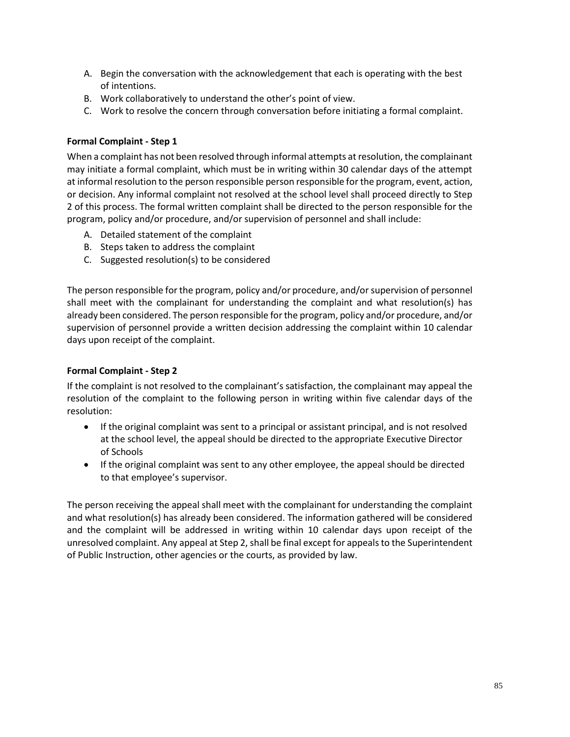A. Begin the conversation with the acknowledgement that each is operating with the best of intentions.
B. Work collaboratively to understand the other's point of view.
C. Work to resolve the concern through conversation before initiating a formal complaint.

**Formal Complaint - Step 1**

When a complaint has not been resolved through informal attempts at resolution, the complainant may initiate a formal complaint, which must be in writing within 30 calendar days of the attempt at informal resolution to the person responsible person responsible for the program, event, action, or decision. Any informal complaint not resolved at the school level shall proceed directly to Step 2 of this process. The formal written complaint shall be directed to the person responsible for the program, policy and/or procedure, and/or supervision of personnel and shall include:

A. Detailed statement of the complaint
B. Steps taken to address the complaint
C. Suggested resolution(s) to be considered

The person responsible for the program, policy and/or procedure, and/or supervision of personnel shall meet with the complainant for understanding the complaint and what resolution(s) has already been considered. The person responsible for the program, policy and/or procedure, and/or supervision of personnel provide a written decision addressing the complaint within 10 calendar days upon receipt of the complaint.

**Formal Complaint - Step 2**

If the complaint is not resolved to the complainant's satisfaction, the complainant may appeal the resolution of the complaint to the following person in writing within five calendar days of the resolution:

- If the original complaint was sent to a principal or assistant principal, and is not resolved at the school level, the appeal should be directed to the appropriate Executive Director of Schools
- If the original complaint was sent to any other employee, the appeal should be directed to that employee's supervisor.

The person receiving the appeal shall meet with the complainant for understanding the complaint and what resolution(s) has already been considered. The information gathered will be considered and the complaint will be addressed in writing within 10 calendar days upon receipt of the unresolved complaint. Any appeal at Step 2, shall be final except for appeals to the Superintendent of Public Instruction, other agencies or the courts, as provided by law.